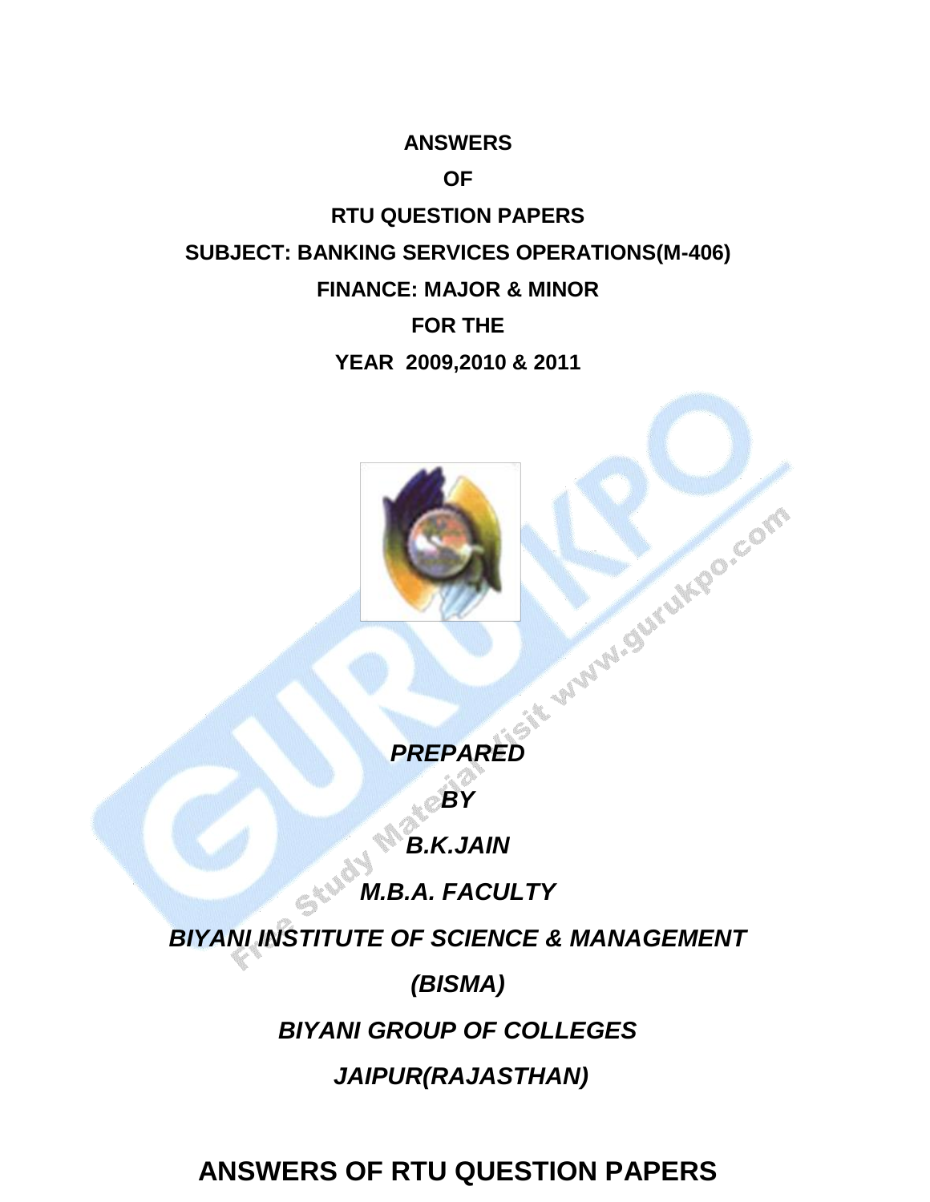**ANSWERS**

**OF**

**RTU QUESTION PAPERS**

**SUBJECT: BANKING SERVICES OPERATIONS(M-406)**

**FINANCE: MAJOR & MINOR**

**FOR THE**

**YEAR 2009,2010 & 2011**

***PREPARED***

***BY***

***B.K.JAIN***

***M.B.A. FACULTY***

***BIYANI INSTITUTE OF SCIENCE & MANAGEMENT***

***(BISMA)***

***BIYANI GROUP OF COLLEGES***

***JAIPUR(RAJASTHAN)***

## ANSWERS OF RTU QUESTION PAPERS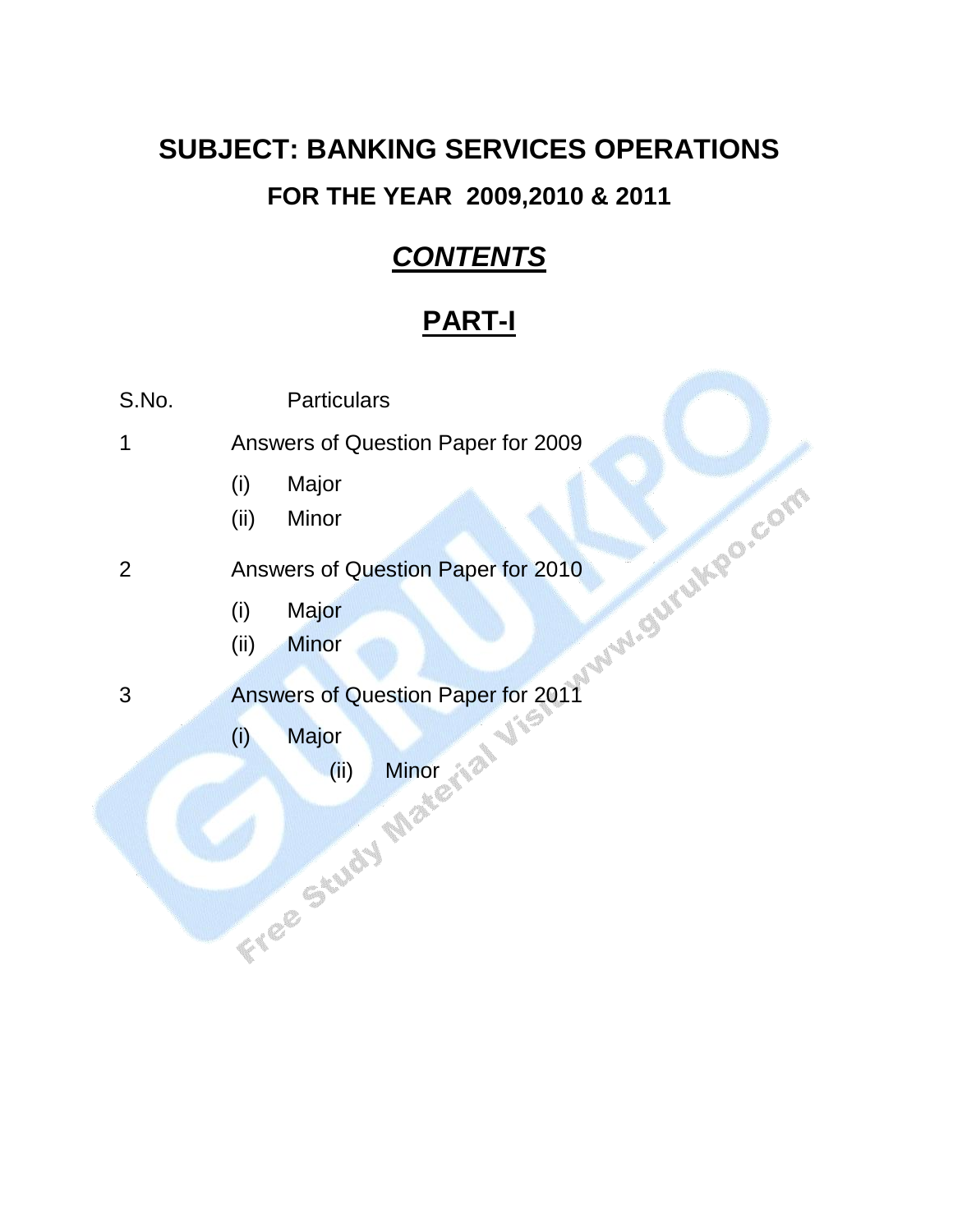# SUBJECT: BANKING SERVICES OPERATIONS

## FOR THE YEAR 2009,2010 & 2011

## ***CONTENTS***

## PART-I

| S.No. | Particulars |
|---|---|
| 1 | Answers of Question Paper for 2009 |
| | (i) Major |
| | (ii) Minor |
| 2 | Answers of Question Paper for 2010 |
| | (i) Major |
| | (ii) Minor |
| 3 | Answers of Question Paper for 2011 |
| | (i) Major |
| | (ii) Minor |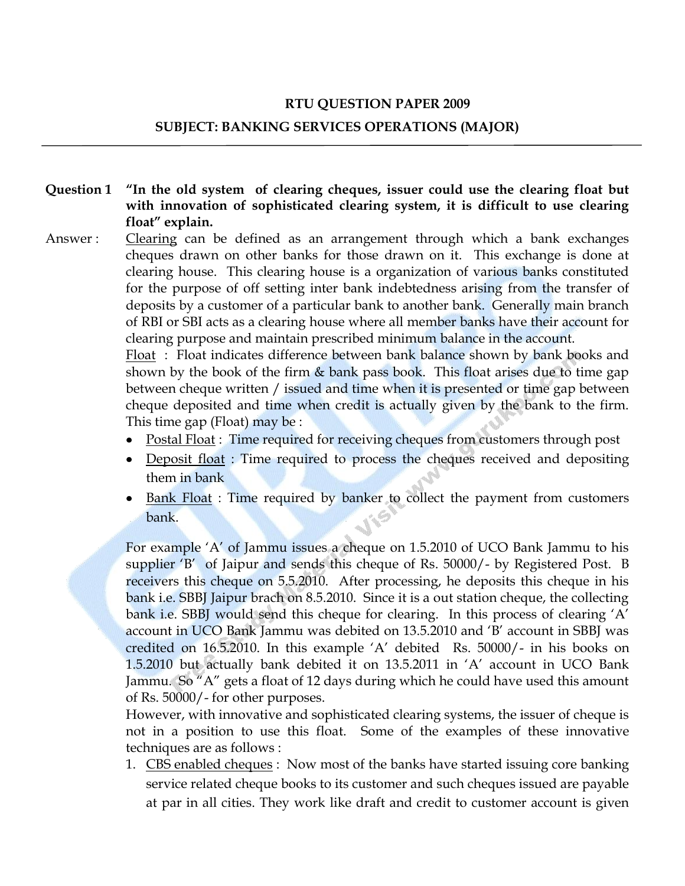**RTU QUESTION PAPER 2009**

**SUBJECT: BANKING SERVICES OPERATIONS (MAJOR)**

---

**Question 1** **"In the old system of clearing cheques, issuer could use the clearing float but with innovation of sophisticated clearing system, it is difficult to use clearing float" explain.**

Answer : Clearing can be defined as an arrangement through which a bank exchanges cheques drawn on other banks for those drawn on it. This exchange is done at clearing house. This clearing house is a organization of various banks constituted for the purpose of off setting inter bank indebtedness arising from the transfer of deposits by a customer of a particular bank to another bank. Generally main branch of RBI or SBI acts as a clearing house where all member banks have their account for clearing purpose and maintain prescribed minimum balance in the account.

Float : Float indicates difference between bank balance shown by bank books and shown by the book of the firm & bank pass book. This float arises due to time gap between cheque written / issued and time when it is presented or time gap between cheque deposited and time when credit is actually given by the bank to the firm. This time gap (Float) may be :

- Postal Float : Time required for receiving cheques from customers through post
- Deposit float : Time required to process the cheques received and depositing them in bank
- Bank Float : Time required by banker to collect the payment from customers bank.

For example 'A' of Jammu issues a cheque on 1.5.2010 of UCO Bank Jammu to his supplier 'B' of Jaipur and sends this cheque of Rs. 50000/- by Registered Post. B receivers this cheque on 5.5.2010. After processing, he deposits this cheque in his bank i.e. SBBJ Jaipur brach on 8.5.2010. Since it is a out station cheque, the collecting bank i.e. SBBJ would send this cheque for clearing. In this process of clearing 'A' account in UCO Bank Jammu was debited on 13.5.2010 and 'B' account in SBBJ was credited on 16.5.2010. In this example 'A' debited Rs. 50000/- in his books on 1.5.2010 but actually bank debited it on 13.5.2011 in 'A' account in UCO Bank Jammu. So "A" gets a float of 12 days during which he could have used this amount of Rs. 50000/- for other purposes.

However, with innovative and sophisticated clearing systems, the issuer of cheque is not in a position to use this float. Some of the examples of these innovative techniques are as follows :

1. CBS enabled cheques : Now most of the banks have started issuing core banking service related cheque books to its customer and such cheques issued are payable at par in all cities. They work like draft and credit to customer account is given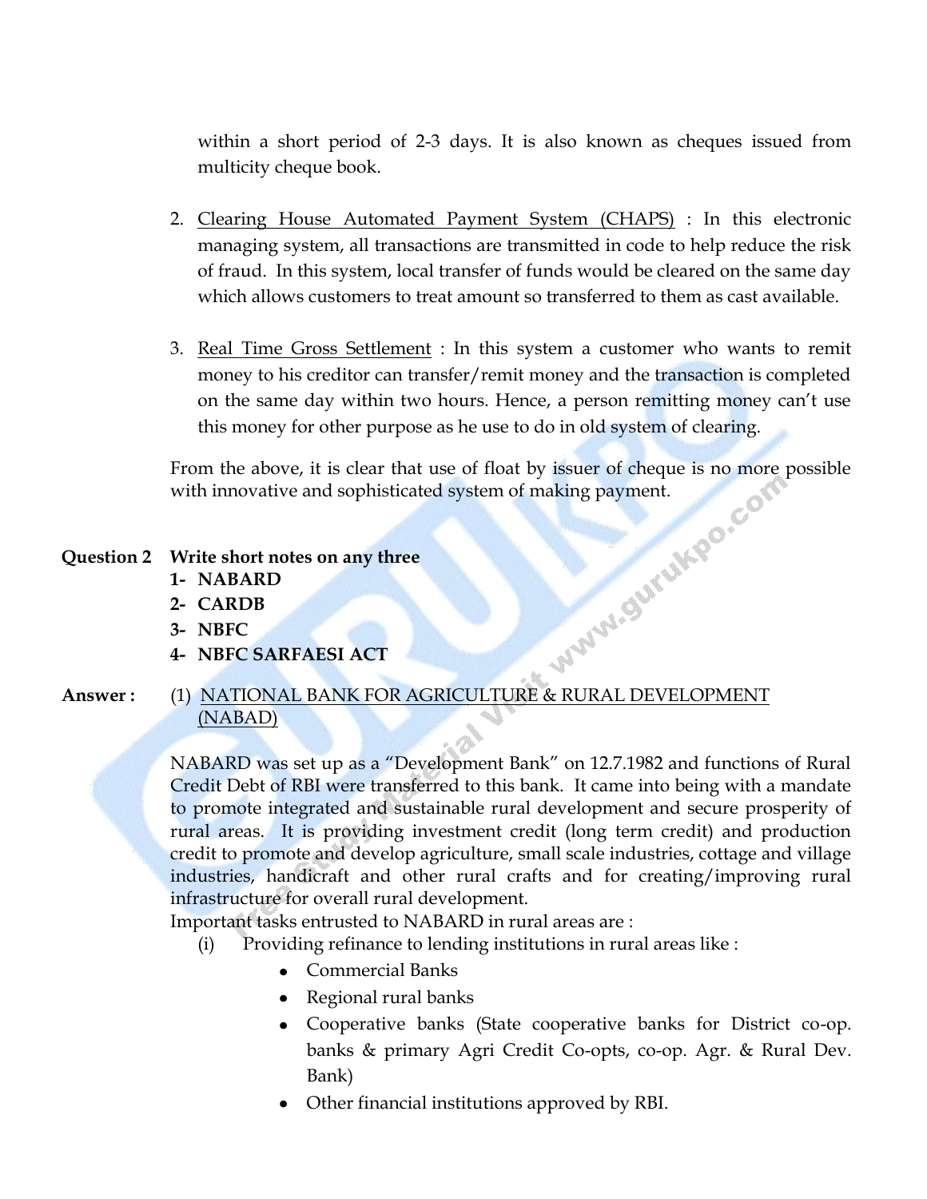within a short period of 2-3 days. It is also known as cheques issued from multicity cheque book.

2. Clearing House Automated Payment System (CHAPS) : In this electronic managing system, all transactions are transmitted in code to help reduce the risk of fraud. In this system, local transfer of funds would be cleared on the same day which allows customers to treat amount so transferred to them as cast available.

3. Real Time Gross Settlement : In this system a customer who wants to remit money to his creditor can transfer/remit money and the transaction is completed on the same day within two hours. Hence, a person remitting money can't use this money for other purpose as he use to do in old system of clearing.

From the above, it is clear that use of float by issuer of cheque is no more possible with innovative and sophisticated system of making payment.

**Question 2 Write short notes on any three**

**1- NABARD**

**2- CARDB**

**3- NBFC**

**4- NBFC SARFAESI ACT**

**Answer :** (1) NATIONAL BANK FOR AGRICULTURE & RURAL DEVELOPMENT (NABAD)

NABARD was set up as a "Development Bank" on 12.7.1982 and functions of Rural Credit Debt of RBI were transferred to this bank. It came into being with a mandate to promote integrated and sustainable rural development and secure prosperity of rural areas. It is providing investment credit (long term credit) and production credit to promote and develop agriculture, small scale industries, cottage and village industries, handicraft and other rural crafts and for creating/improving rural infrastructure for overall rural development.

Important tasks entrusted to NABARD in rural areas are :

(i) Providing refinance to lending institutions in rural areas like :

- Commercial Banks
- Regional rural banks
- Cooperative banks (State cooperative banks for District co-op. banks & primary Agri Credit Co-opts, co-op. Agr. & Rural Dev. Bank)
- Other financial institutions approved by RBI.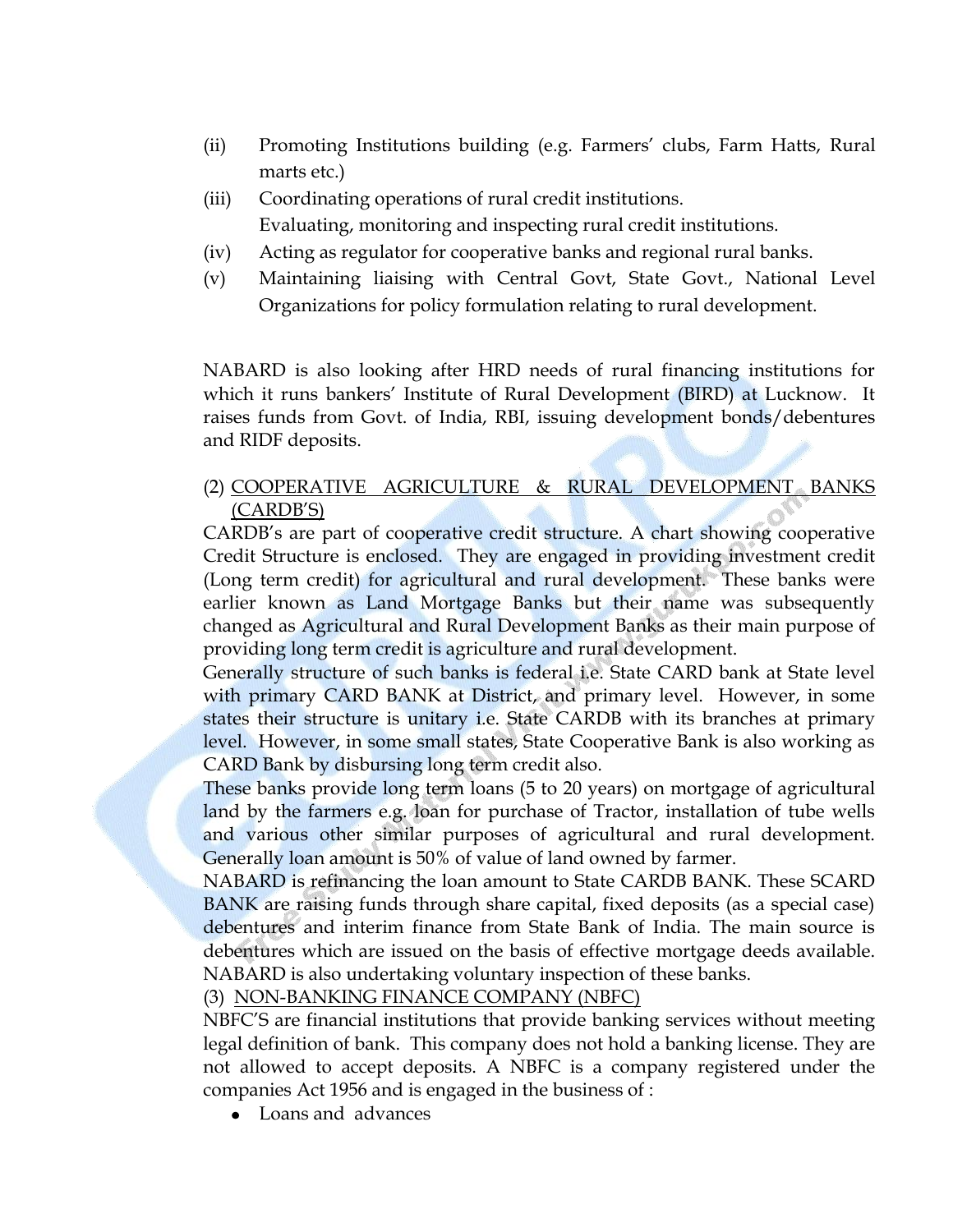(ii) Promoting Institutions building (e.g. Farmers' clubs, Farm Hatts, Rural marts etc.)

(iii) Coordinating operations of rural credit institutions.
Evaluating, monitoring and inspecting rural credit institutions.

(iv) Acting as regulator for cooperative banks and regional rural banks.

(v) Maintaining liaising with Central Govt, State Govt., National Level Organizations for policy formulation relating to rural development.

NABARD is also looking after HRD needs of rural financing institutions for which it runs bankers' Institute of Rural Development (BIRD) at Lucknow. It raises funds from Govt. of India, RBI, issuing development bonds/debentures and RIDF deposits.

(2) <u>COOPERATIVE AGRICULTURE & RURAL DEVELOPMENT BANKS (CARDB'S)</u>

CARDB's are part of cooperative credit structure. A chart showing cooperative Credit Structure is enclosed. They are engaged in providing investment credit (Long term credit) for agricultural and rural development. These banks were earlier known as Land Mortgage Banks but their name was subsequently changed as Agricultural and Rural Development Banks as their main purpose of providing long term credit is agriculture and rural development.

Generally structure of such banks is federal i.e. State CARD bank at State level with primary CARD BANK at District, and primary level. However, in some states their structure is unitary i.e. State CARDB with its branches at primary level. However, in some small states, State Cooperative Bank is also working as CARD Bank by disbursing long term credit also.

These banks provide long term loans (5 to 20 years) on mortgage of agricultural land by the farmers e.g. loan for purchase of Tractor, installation of tube wells and various other similar purposes of agricultural and rural development. Generally loan amount is 50% of value of land owned by farmer.

NABARD is refinancing the loan amount to State CARDB BANK. These SCARD BANK are raising funds through share capital, fixed deposits (as a special case) debentures and interim finance from State Bank of India. The main source is debentures which are issued on the basis of effective mortgage deeds available. NABARD is also undertaking voluntary inspection of these banks.

(3) <u>NON-BANKING FINANCE COMPANY (NBFC)</u>

NBFC'S are financial institutions that provide banking services without meeting legal definition of bank. This company does not hold a banking license. They are not allowed to accept deposits. A NBFC is a company registered under the companies Act 1956 and is engaged in the business of :

- Loans and advances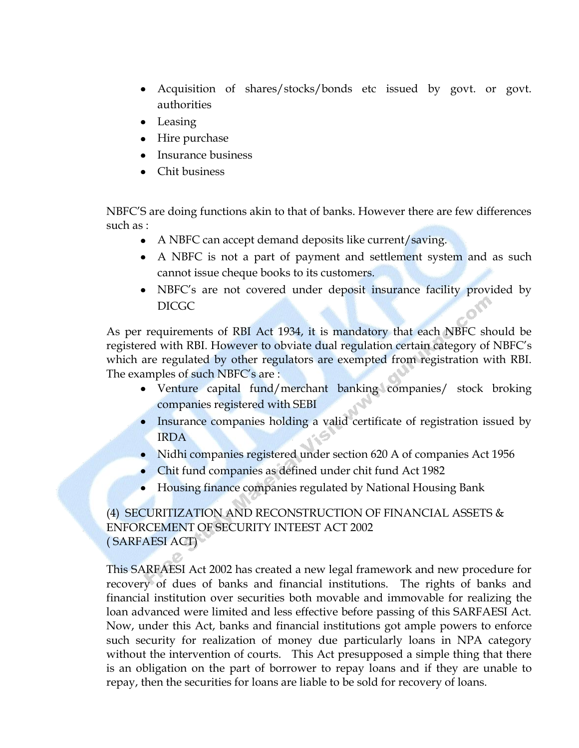- Acquisition of shares/stocks/bonds etc issued by govt. or govt. authorities
- Leasing
- Hire purchase
- Insurance business
- Chit business

NBFC'S are doing functions akin to that of banks. However there are few differences such as :

- A NBFC can accept demand deposits like current/saving.
- A NBFC is not a part of payment and settlement system and as such cannot issue cheque books to its customers.
- NBFC's are not covered under deposit insurance facility provided by DICGC

As per requirements of RBI Act 1934, it is mandatory that each NBFC should be registered with RBI. However to obviate dual regulation certain category of NBFC's which are regulated by other regulators are exempted from registration with RBI. The examples of such NBFC's are :

- Venture capital fund/merchant banking companies/ stock broking companies registered with SEBI
- Insurance companies holding a valid certificate of registration issued by IRDA
- Nidhi companies registered under section 620 A of companies Act 1956
- Chit fund companies as defined under chit fund Act 1982
- Housing finance companies regulated by National Housing Bank

(4) SECURITIZATION AND RECONSTRUCTION OF FINANCIAL ASSETS & ENFORCEMENT OF SECURITY INTEEST ACT 2002
( SARFAESI ACT)

This SARFAESI Act 2002 has created a new legal framework and new procedure for recovery of dues of banks and financial institutions. The rights of banks and financial institution over securities both movable and immovable for realizing the loan advanced were limited and less effective before passing of this SARFAESI Act. Now, under this Act, banks and financial institutions got ample powers to enforce such security for realization of money due particularly loans in NPA category without the intervention of courts. This Act presupposed a simple thing that there is an obligation on the part of borrower to repay loans and if they are unable to repay, then the securities for loans are liable to be sold for recovery of loans.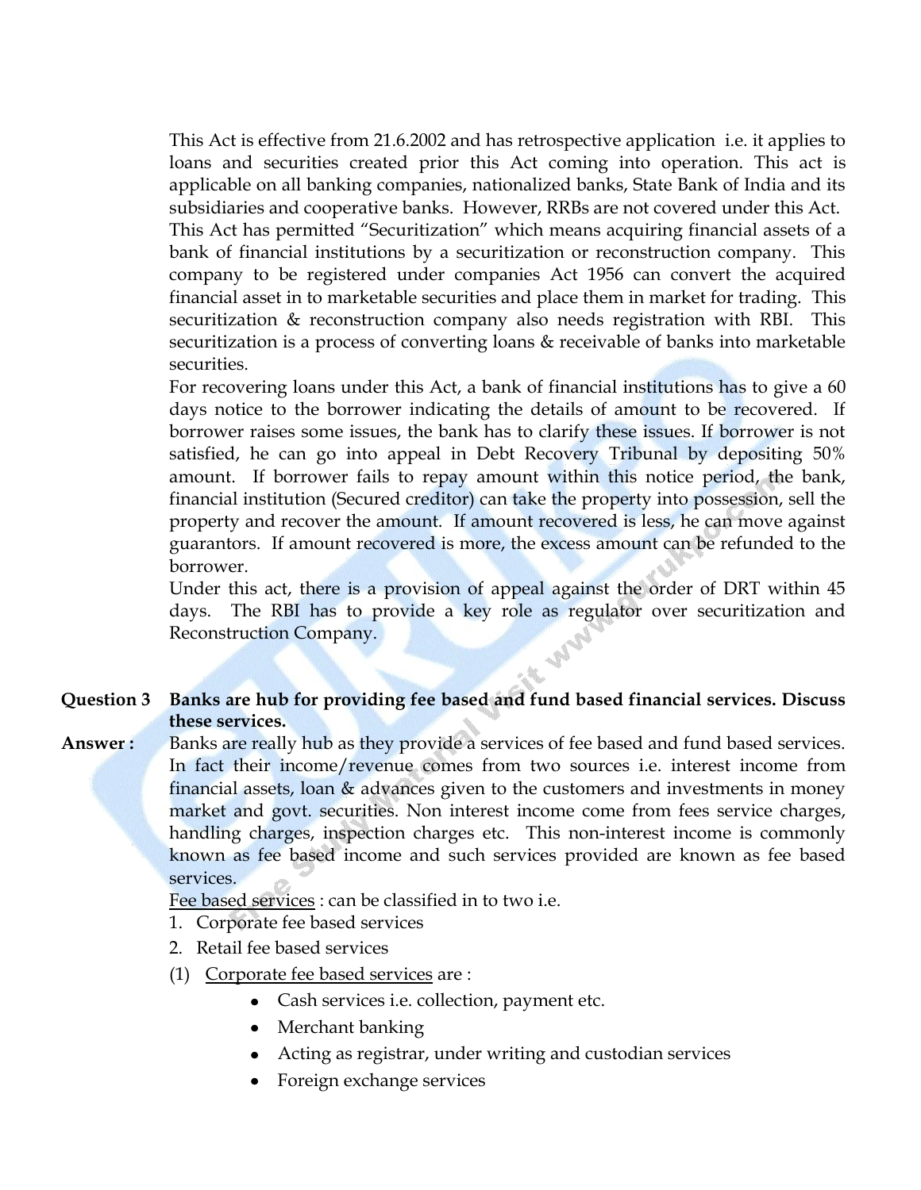This Act is effective from 21.6.2002 and has retrospective application i.e. it applies to loans and securities created prior this Act coming into operation. This act is applicable on all banking companies, nationalized banks, State Bank of India and its subsidiaries and cooperative banks. However, RRBs are not covered under this Act.

This Act has permitted "Securitization" which means acquiring financial assets of a bank of financial institutions by a securitization or reconstruction company. This company to be registered under companies Act 1956 can convert the acquired financial asset in to marketable securities and place them in market for trading. This securitization & reconstruction company also needs registration with RBI. This securitization is a process of converting loans & receivable of banks into marketable securities.

For recovering loans under this Act, a bank of financial institutions has to give a 60 days notice to the borrower indicating the details of amount to be recovered. If borrower raises some issues, the bank has to clarify these issues. If borrower is not satisfied, he can go into appeal in Debt Recovery Tribunal by depositing 50% amount. If borrower fails to repay amount within this notice period, the bank, financial institution (Secured creditor) can take the property into possession, sell the property and recover the amount. If amount recovered is less, he can move against guarantors. If amount recovered is more, the excess amount can be refunded to the borrower.

Under this act, there is a provision of appeal against the order of DRT within 45 days. The RBI has to provide a key role as regulator over securitization and Reconstruction Company.

**Question 3 Banks are hub for providing fee based and fund based financial services. Discuss these services.**

**Answer :** Banks are really hub as they provide a services of fee based and fund based services. In fact their income/revenue comes from two sources i.e. interest income from financial assets, loan & advances given to the customers and investments in money market and govt. securities. Non interest income come from fees service charges, handling charges, inspection charges etc. This non-interest income is commonly known as fee based income and such services provided are known as fee based services.

Fee based services : can be classified in to two i.e.

1. Corporate fee based services
2. Retail fee based services

(1) Corporate fee based services are :

- Cash services i.e. collection, payment etc.
- Merchant banking
- Acting as registrar, under writing and custodian services
- Foreign exchange services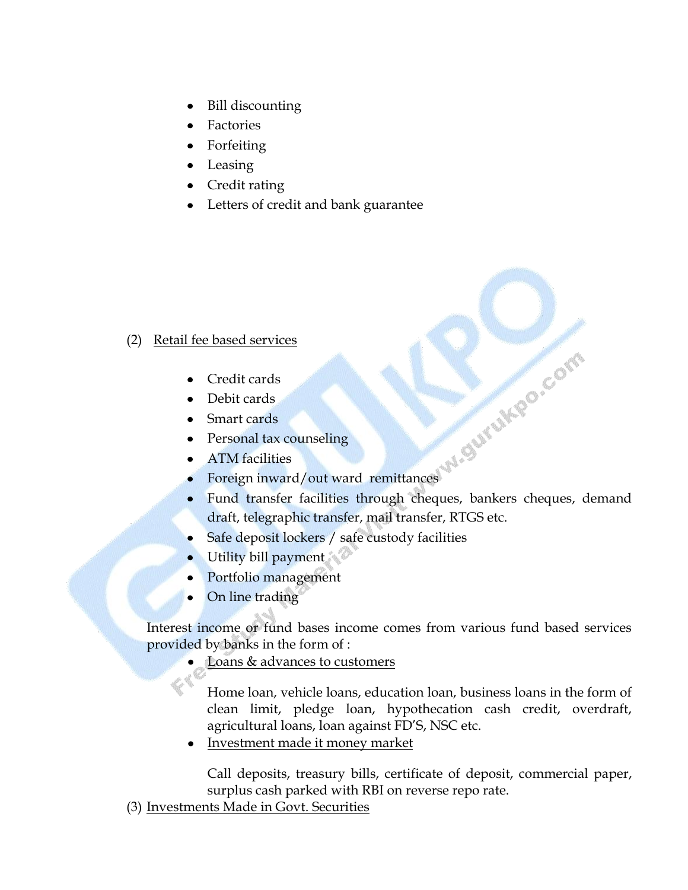- Bill discounting
- Factories
- Forfeiting
- Leasing
- Credit rating
- Letters of credit and bank guarantee

(2) Retail fee based services

- Credit cards
- Debit cards
- Smart cards
- Personal tax counseling
- ATM facilities
- Foreign inward/out ward remittances
- Fund transfer facilities through cheques, bankers cheques, demand draft, telegraphic transfer, mail transfer, RTGS etc.
- Safe deposit lockers / safe custody facilities
- Utility bill payment
- Portfolio management
- On line trading

Interest income or fund bases income comes from various fund based services provided by banks in the form of :

- Loans & advances to customers

  Home loan, vehicle loans, education loan, business loans in the form of clean limit, pledge loan, hypothecation cash credit, overdraft, agricultural loans, loan against FD'S, NSC etc.

- Investment made it money market

  Call deposits, treasury bills, certificate of deposit, commercial paper, surplus cash parked with RBI on reverse repo rate.

(3) Investments Made in Govt. Securities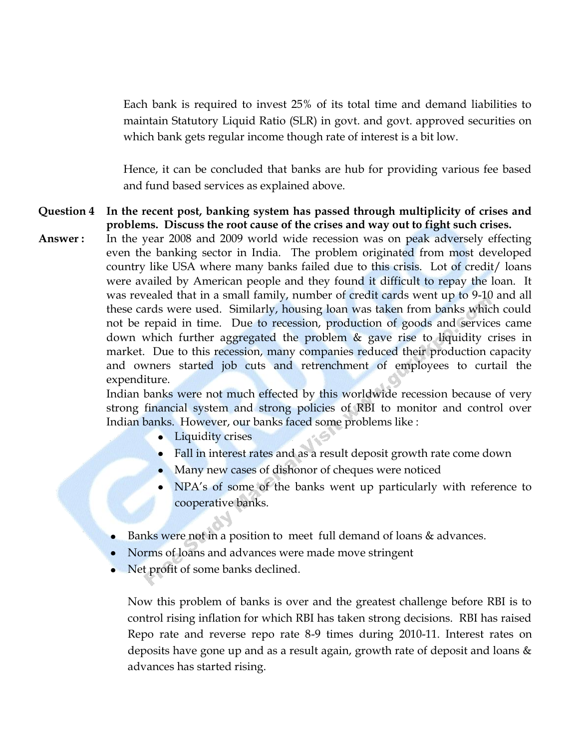Each bank is required to invest 25% of its total time and demand liabilities to maintain Statutory Liquid Ratio (SLR) in govt. and govt. approved securities on which bank gets regular income though rate of interest is a bit low.

Hence, it can be concluded that banks are hub for providing various fee based and fund based services as explained above.

**Question 4 In the recent post, banking system has passed through multiplicity of crises and problems. Discuss the root cause of the crises and way out to fight such crises.**

**Answer :** In the year 2008 and 2009 world wide recession was on peak adversely effecting even the banking sector in India. The problem originated from most developed country like USA where many banks failed due to this crisis. Lot of credit/ loans were availed by American people and they found it difficult to repay the loan. It was revealed that in a small family, number of credit cards went up to 9-10 and all these cards were used. Similarly, housing loan was taken from banks which could not be repaid in time. Due to recession, production of goods and services came down which further aggregated the problem & gave rise to liquidity crises in market. Due to this recession, many companies reduced their production capacity and owners started job cuts and retrenchment of employees to curtail the expenditure.

Indian banks were not much effected by this worldwide recession because of very strong financial system and strong policies of RBI to monitor and control over Indian banks. However, our banks faced some problems like :

- Liquidity crises
- Fall in interest rates and as a result deposit growth rate come down
- Many new cases of dishonor of cheques were noticed
- NPA's of some of the banks went up particularly with reference to cooperative banks.
- Banks were not in a position to meet full demand of loans & advances.
- Norms of loans and advances were made move stringent
- Net profit of some banks declined.

Now this problem of banks is over and the greatest challenge before RBI is to control rising inflation for which RBI has taken strong decisions. RBI has raised Repo rate and reverse repo rate 8-9 times during 2010-11. Interest rates on deposits have gone up and as a result again, growth rate of deposit and loans & advances has started rising.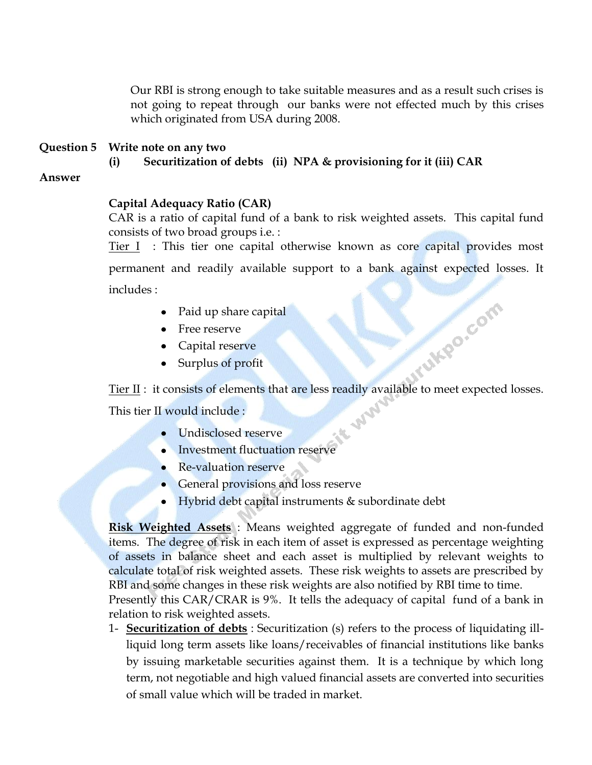Our RBI is strong enough to take suitable measures and as a result such crises is not going to repeat through our banks were not effected much by this crises which originated from USA during 2008.

**Question 5 Write note on any two**

**(i) Securitization of debts (ii) NPA & provisioning for it (iii) CAR**

**Answer**

**Capital Adequacy Ratio (CAR)**

CAR is a ratio of capital fund of a bank to risk weighted assets. This capital fund consists of two broad groups i.e. :

Tier I : This tier one capital otherwise known as core capital provides most permanent and readily available support to a bank against expected losses. It includes :

- Paid up share capital
- Free reserve
- Capital reserve
- Surplus of profit

Tier II : it consists of elements that are less readily available to meet expected losses. This tier II would include :

- Undisclosed reserve
- Investment fluctuation reserve
- Re-valuation reserve
- General provisions and loss reserve
- Hybrid debt capital instruments & subordinate debt

**Risk Weighted Assets** : Means weighted aggregate of funded and non-funded items. The degree of risk in each item of asset is expressed as percentage weighting of assets in balance sheet and each asset is multiplied by relevant weights to calculate total of risk weighted assets. These risk weights to assets are prescribed by RBI and some changes in these risk weights are also notified by RBI time to time.

Presently this CAR/CRAR is 9%. It tells the adequacy of capital fund of a bank in relation to risk weighted assets.

1- **Securitization of debts** : Securitization (s) refers to the process of liquidating ill-liquid long term assets like loans/receivables of financial institutions like banks by issuing marketable securities against them. It is a technique by which long term, not negotiable and high valued financial assets are converted into securities of small value which will be traded in market.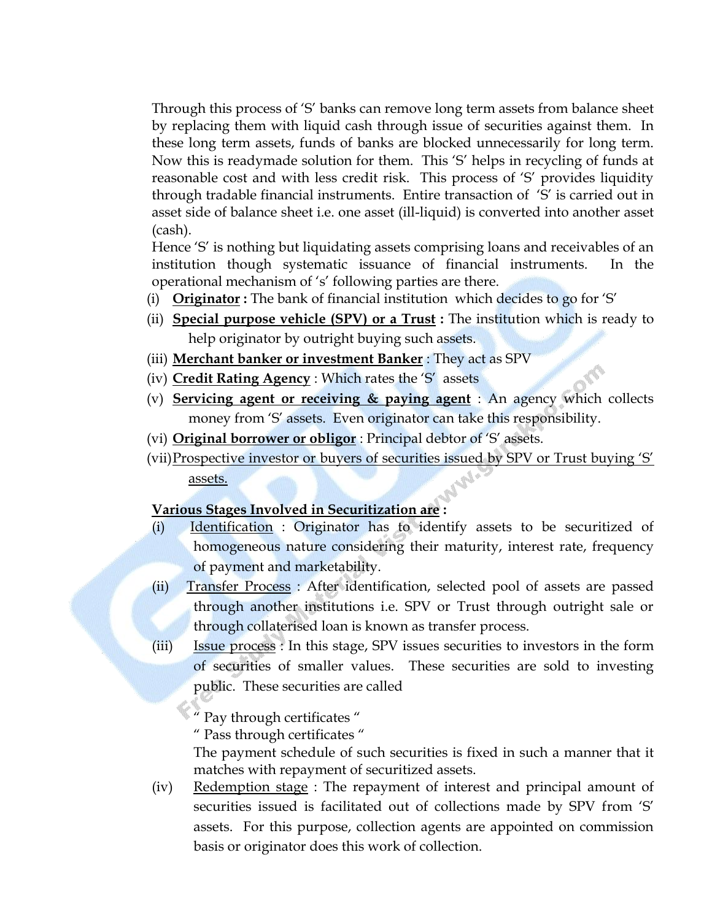Through this process of 'S' banks can remove long term assets from balance sheet by replacing them with liquid cash through issue of securities against them. In these long term assets, funds of banks are blocked unnecessarily for long term. Now this is readymade solution for them. This 'S' helps in recycling of funds at reasonable cost and with less credit risk. This process of 'S' provides liquidity through tradable financial instruments. Entire transaction of 'S' is carried out in asset side of balance sheet i.e. one asset (ill-liquid) is converted into another asset (cash).

Hence 'S' is nothing but liquidating assets comprising loans and receivables of an institution though systematic issuance of financial instruments. In the operational mechanism of 's' following parties are there.

(i) **Originator :** The bank of financial institution which decides to go for 'S'

(ii) **Special purpose vehicle (SPV) or a Trust :** The institution which is ready to help originator by outright buying such assets.

(iii) **Merchant banker or investment Banker** : They act as SPV

(iv) **Credit Rating Agency** : Which rates the 'S' assets

(v) **Servicing agent or receiving & paying agent** : An agency which collects money from 'S' assets. Even originator can take this responsibility.

(vi) **Original borrower or obligor** : Principal debtor of 'S' assets.

(vii) Prospective investor or buyers of securities issued by SPV or Trust buying 'S' assets.

**Various Stages Involved in Securitization are :**

(i) Identification : Originator has to identify assets to be securitized of homogeneous nature considering their maturity, interest rate, frequency of payment and marketability.

(ii) Transfer Process : After identification, selected pool of assets are passed through another institutions i.e. SPV or Trust through outright sale or through collaterised loan is known as transfer process.

(iii) Issue process : In this stage, SPV issues securities to investors in the form of securities of smaller values. These securities are sold to investing public. These securities are called

" Pay through certificates "
" Pass through certificates "

The payment schedule of such securities is fixed in such a manner that it matches with repayment of securitized assets.

(iv) Redemption stage : The repayment of interest and principal amount of securities issued is facilitated out of collections made by SPV from 'S' assets. For this purpose, collection agents are appointed on commission basis or originator does this work of collection.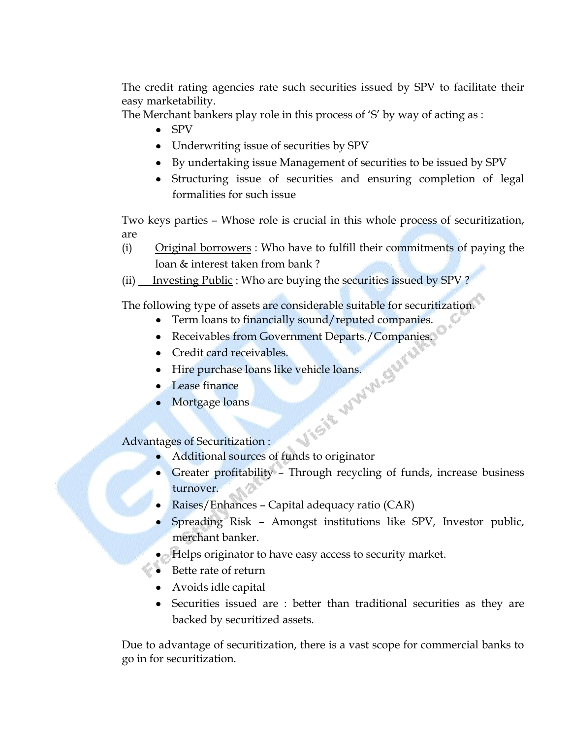The credit rating agencies rate such securities issued by SPV to facilitate their easy marketability.

The Merchant bankers play role in this process of 'S' by way of acting as :

- SPV
- Underwriting issue of securities by SPV
- By undertaking issue Management of securities to be issued by SPV
- Structuring issue of securities and ensuring completion of legal formalities for such issue

Two keys parties – Whose role is crucial in this whole process of securitization, are

(i) Original borrowers : Who have to fulfill their commitments of paying the loan & interest taken from bank ?

(ii) Investing Public : Who are buying the securities issued by SPV ?

The following type of assets are considerable suitable for securitization.

- Term loans to financially sound/reputed companies.
- Receivables from Government Departs./Companies.
- Credit card receivables.
- Hire purchase loans like vehicle loans.
- Lease finance
- Mortgage loans

Advantages of Securitization :

- Additional sources of funds to originator
- Greater profitability – Through recycling of funds, increase business turnover.
- Raises/Enhances – Capital adequacy ratio (CAR)
- Spreading Risk – Amongst institutions like SPV, Investor public, merchant banker.
- Helps originator to have easy access to security market.
- Bette rate of return
- Avoids idle capital
- Securities issued are : better than traditional securities as they are backed by securitized assets.

Due to advantage of securitization, there is a vast scope for commercial banks to go in for securitization.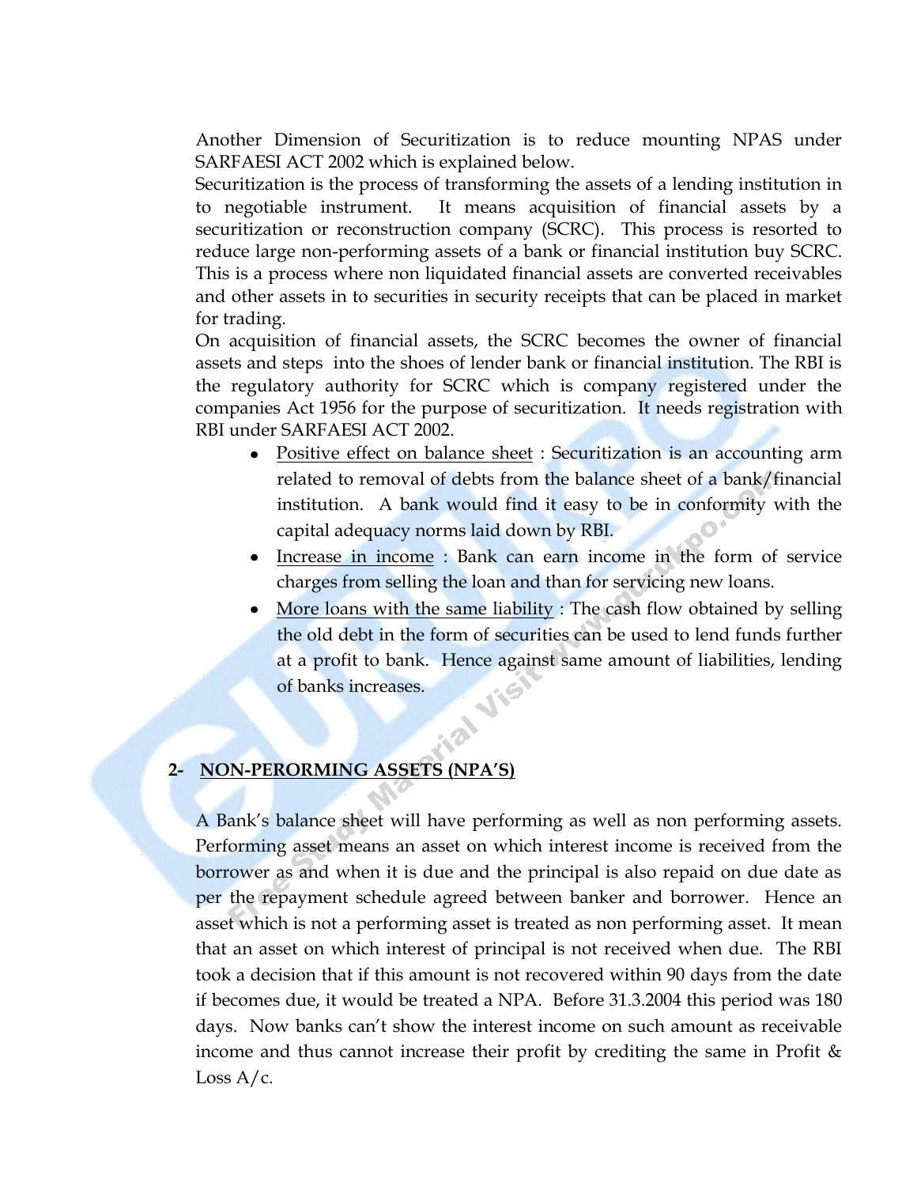Another Dimension of Securitization is to reduce mounting NPAS under SARFAESI ACT 2002 which is explained below.

Securitization is the process of transforming the assets of a lending institution in to negotiable instrument. It means acquisition of financial assets by a securitization or reconstruction company (SCRC). This process is resorted to reduce large non-performing assets of a bank or financial institution buy SCRC. This is a process where non liquidated financial assets are converted receivables and other assets in to securities in security receipts that can be placed in market for trading.

On acquisition of financial assets, the SCRC becomes the owner of financial assets and steps into the shoes of lender bank or financial institution. The RBI is the regulatory authority for SCRC which is company registered under the companies Act 1956 for the purpose of securitization. It needs registration with RBI under SARFAESI ACT 2002.

- Positive effect on balance sheet : Securitization is an accounting arm related to removal of debts from the balance sheet of a bank/financial institution. A bank would find it easy to be in conformity with the capital adequacy norms laid down by RBI.
- Increase in income : Bank can earn income in the form of service charges from selling the loan and than for servicing new loans.
- More loans with the same liability : The cash flow obtained by selling the old debt in the form of securities can be used to lend funds further at a profit to bank. Hence against same amount of liabilities, lending of banks increases.

## 2- NON-PERORMING ASSETS (NPA'S)

A Bank's balance sheet will have performing as well as non performing assets. Performing asset means an asset on which interest income is received from the borrower as and when it is due and the principal is also repaid on due date as per the repayment schedule agreed between banker and borrower. Hence an asset which is not a performing asset is treated as non performing asset. It mean that an asset on which interest of principal is not received when due. The RBI took a decision that if this amount is not recovered within 90 days from the date if becomes due, it would be treated a NPA. Before 31.3.2004 this period was 180 days. Now banks can't show the interest income on such amount as receivable income and thus cannot increase their profit by crediting the same in Profit & Loss A/c.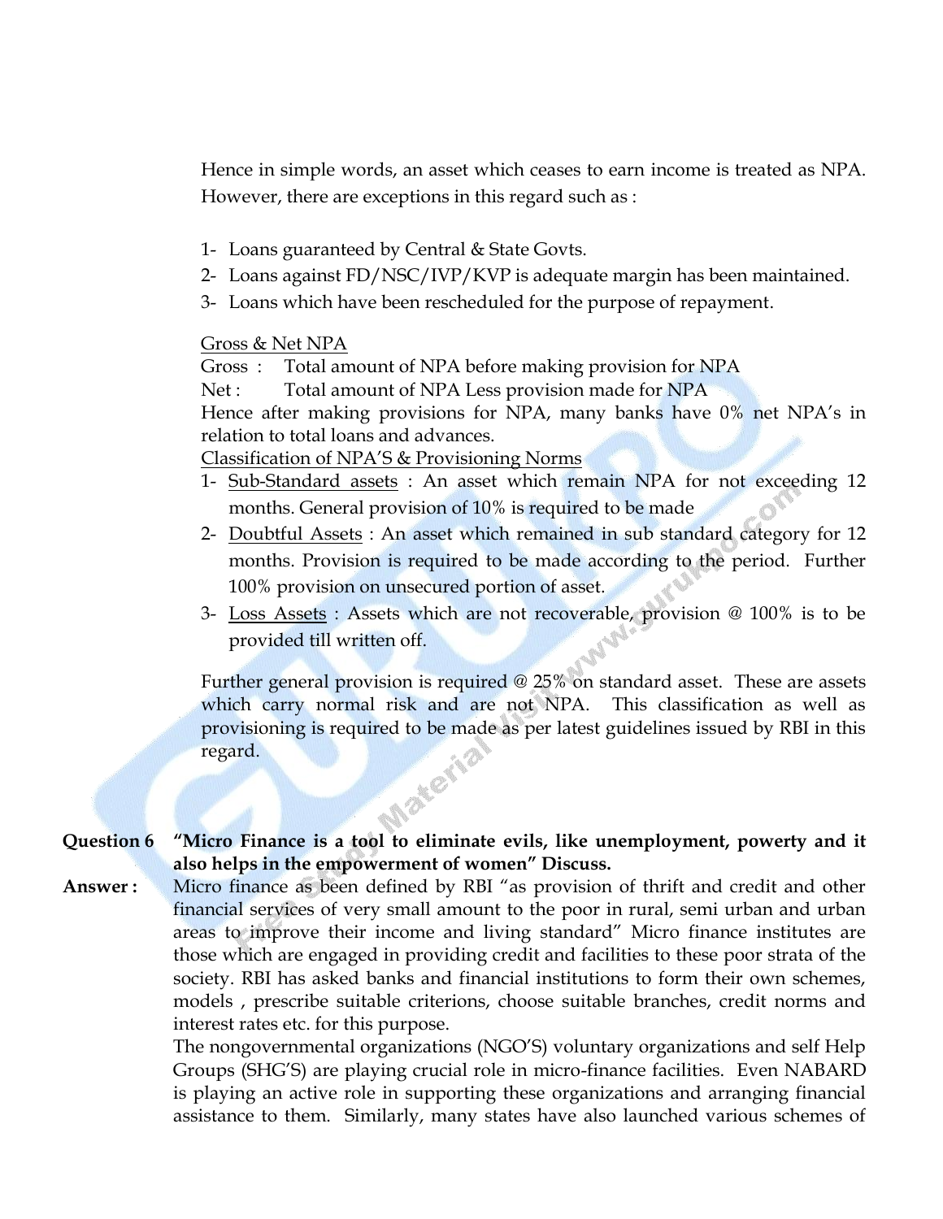Hence in simple words, an asset which ceases to earn income is treated as NPA. However, there are exceptions in this regard such as :

1- Loans guaranteed by Central & State Govts.
2- Loans against FD/NSC/IVP/KVP is adequate margin has been maintained.
3- Loans which have been rescheduled for the purpose of repayment.

<u>Gross & Net NPA</u>

Gross : Total amount of NPA before making provision for NPA

Net : Total amount of NPA Less provision made for NPA

Hence after making provisions for NPA, many banks have 0% net NPA's in relation to total loans and advances.

<u>Classification of NPA'S & Provisioning Norms</u>

1- <u>Sub-Standard assets</u> : An asset which remain NPA for not exceeding 12 months. General provision of 10% is required to be made
2- <u>Doubtful Assets</u> : An asset which remained in sub standard category for 12 months. Provision is required to be made according to the period. Further 100% provision on unsecured portion of asset.
3- <u>Loss Assets</u> : Assets which are not recoverable, provision @ 100% is to be provided till written off.

Further general provision is required @ 25% on standard asset. These are assets which carry normal risk and are not NPA. This classification as well as provisioning is required to be made as per latest guidelines issued by RBI in this regard.

**Question 6 "Micro Finance is a tool to eliminate evils, like unemployment, powerty and it also helps in the empowerment of women" Discuss.**

**Answer :** Micro finance as been defined by RBI "as provision of thrift and credit and other financial services of very small amount to the poor in rural, semi urban and urban areas to improve their income and living standard" Micro finance institutes are those which are engaged in providing credit and facilities to these poor strata of the society. RBI has asked banks and financial institutions to form their own schemes, models , prescribe suitable criterions, choose suitable branches, credit norms and interest rates etc. for this purpose.

The nongovernmental organizations (NGO'S) voluntary organizations and self Help Groups (SHG'S) are playing crucial role in micro-finance facilities. Even NABARD is playing an active role in supporting these organizations and arranging financial assistance to them. Similarly, many states have also launched various schemes of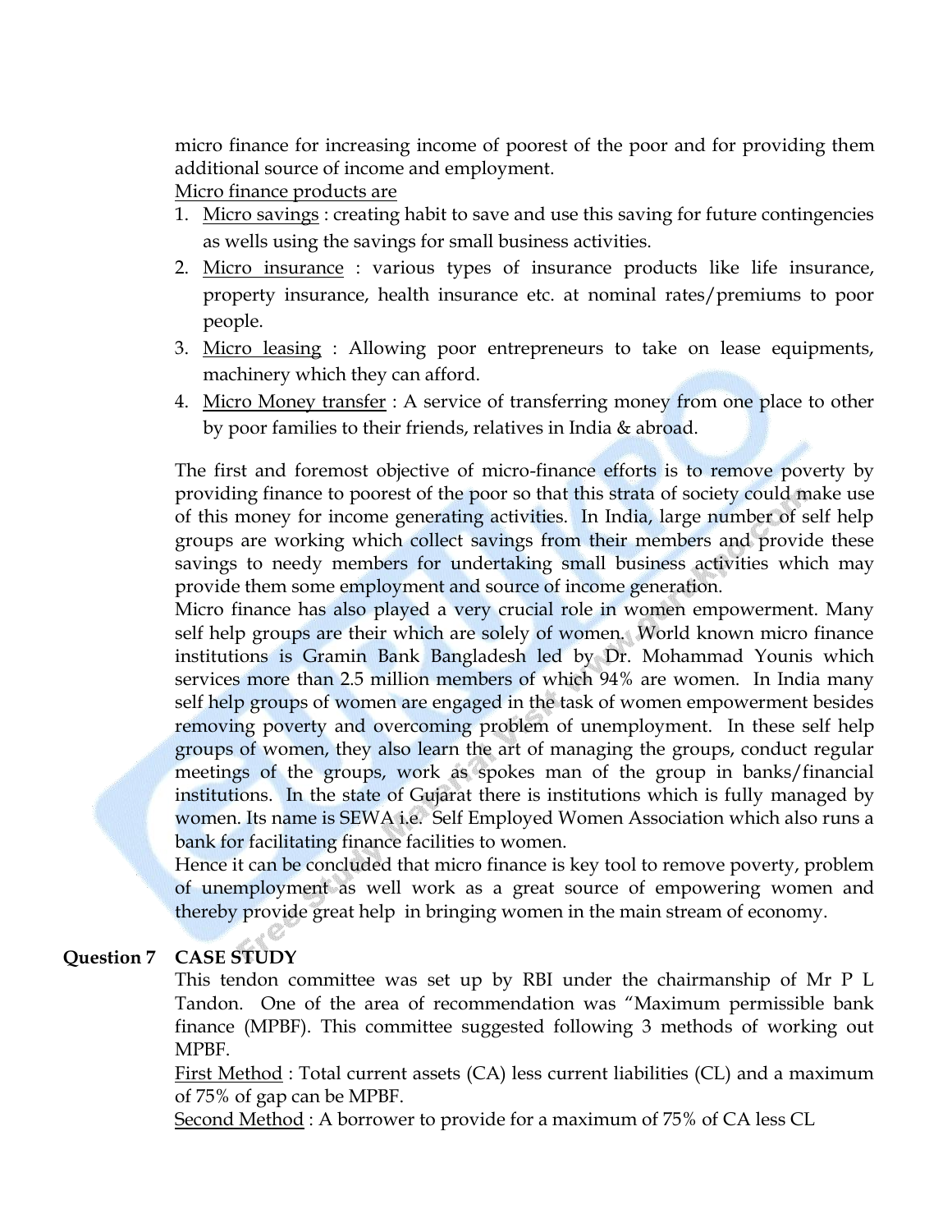micro finance for increasing income of poorest of the poor and for providing them additional source of income and employment.

Micro finance products are

1. Micro savings : creating habit to save and use this saving for future contingencies as wells using the savings for small business activities.
2. Micro insurance : various types of insurance products like life insurance, property insurance, health insurance etc. at nominal rates/premiums to poor people.
3. Micro leasing : Allowing poor entrepreneurs to take on lease equipments, machinery which they can afford.
4. Micro Money transfer : A service of transferring money from one place to other by poor families to their friends, relatives in India & abroad.

The first and foremost objective of micro-finance efforts is to remove poverty by providing finance to poorest of the poor so that this strata of society could make use of this money for income generating activities. In India, large number of self help groups are working which collect savings from their members and provide these savings to needy members for undertaking small business activities which may provide them some employment and source of income generation.

Micro finance has also played a very crucial role in women empowerment. Many self help groups are their which are solely of women. World known micro finance institutions is Gramin Bank Bangladesh led by Dr. Mohammad Younis which services more than 2.5 million members of which 94% are women. In India many self help groups of women are engaged in the task of women empowerment besides removing poverty and overcoming problem of unemployment. In these self help groups of women, they also learn the art of managing the groups, conduct regular meetings of the groups, work as spokes man of the group in banks/financial institutions. In the state of Gujarat there is institutions which is fully managed by women. Its name is SEWA i.e. Self Employed Women Association which also runs a bank for facilitating finance facilities to women.

Hence it can be concluded that micro finance is key tool to remove poverty, problem of unemployment as well work as a great source of empowering women and thereby provide great help in bringing women in the main stream of economy.

**Question 7 CASE STUDY**

This tendon committee was set up by RBI under the chairmanship of Mr P L Tandon. One of the area of recommendation was "Maximum permissible bank finance (MPBF). This committee suggested following 3 methods of working out MPBF.

First Method : Total current assets (CA) less current liabilities (CL) and a maximum of 75% of gap can be MPBF.

Second Method : A borrower to provide for a maximum of 75% of CA less CL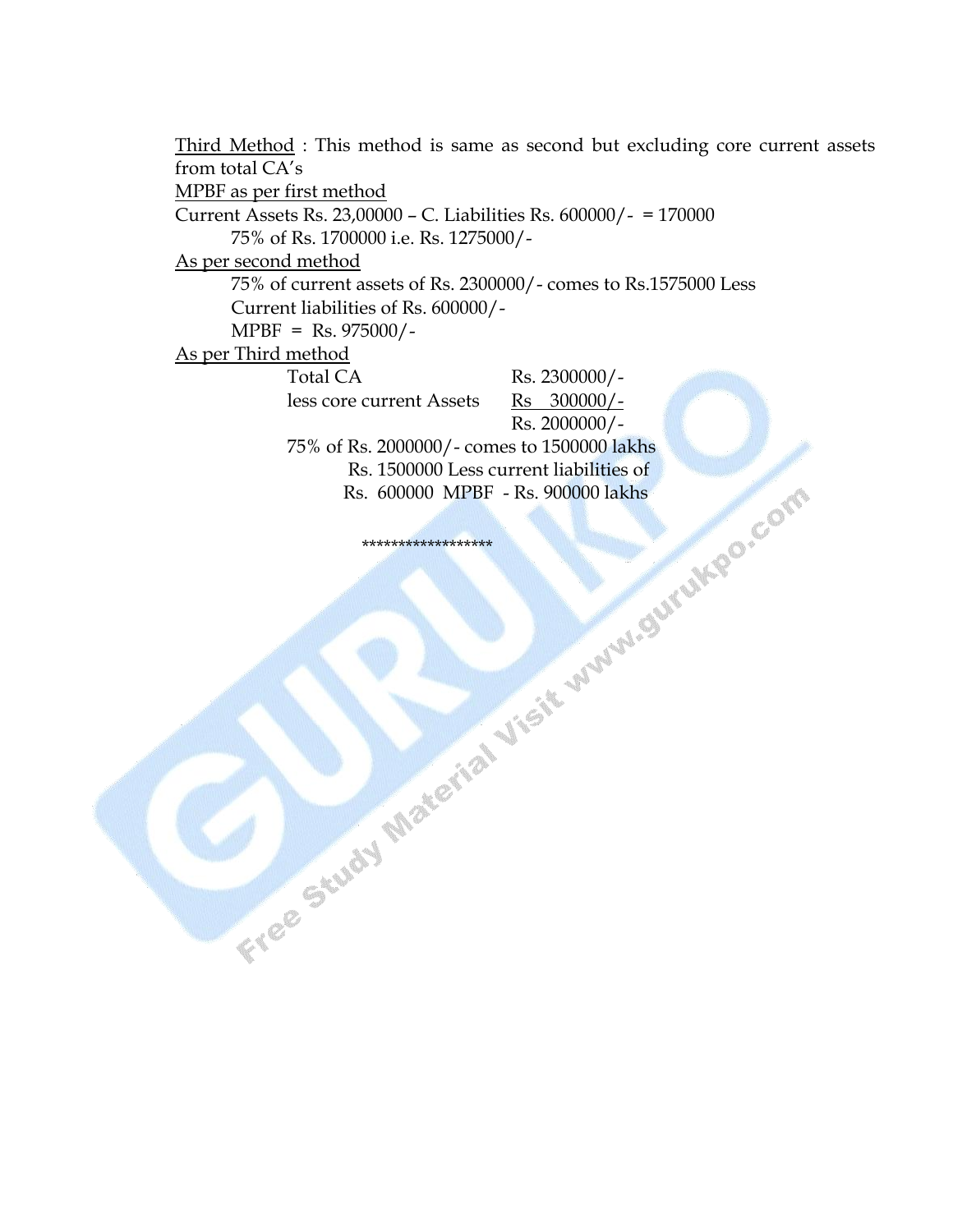<u>Third Method</u> : This method is same as second but excluding core current assets from total CA's

<u>MPBF as per first method</u>

Current Assets Rs. 23,00000 – C. Liabilities Rs. 600000/- = 170000

75% of Rs. 1700000 i.e. Rs. 1275000/-

<u>As per second method</u>

75% of current assets of Rs. 2300000/- comes to Rs.1575000 Less Current liabilities of Rs. 600000/-

MPBF = Rs. 975000/-

<u>As per Third method</u>

| | |
|---|---|
| Total CA | Rs. 2300000/- |
| less core current Assets | <u>Rs 300000/-</u> |
| | Rs. 2000000/- |

75% of Rs. 2000000/- comes to 1500000 lakhs

Rs. 1500000 Less current liabilities of Rs. 600000 MPBF - Rs. 900000 lakhs

******************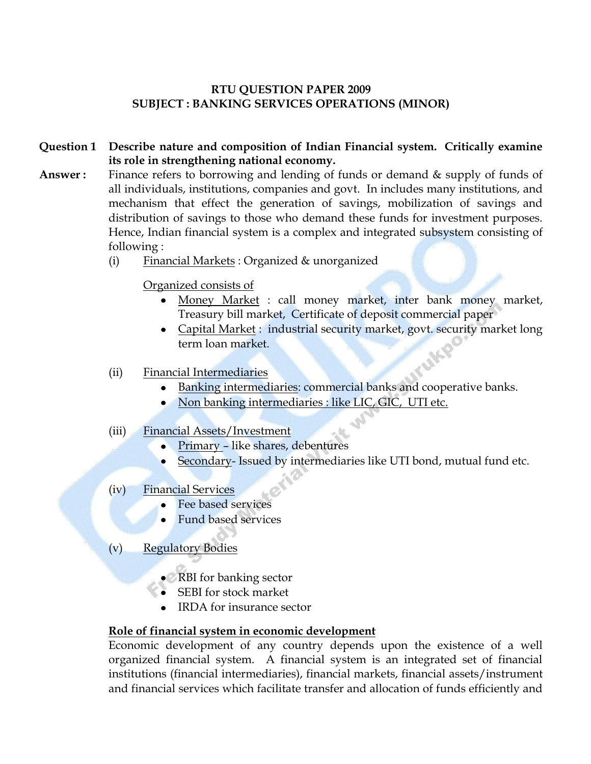**RTU QUESTION PAPER 2009**
**SUBJECT : BANKING SERVICES OPERATIONS (MINOR)**

**Question 1** **Describe nature and composition of Indian Financial system. Critically examine its role in strengthening national economy.**

**Answer :** Finance refers to borrowing and lending of funds or demand & supply of funds of all individuals, institutions, companies and govt. In includes many institutions, and mechanism that effect the generation of savings, mobilization of savings and distribution of savings to those who demand these funds for investment purposes. Hence, Indian financial system is a complex and integrated subsystem consisting of following :

(i) Financial Markets : Organized & unorganized

Organized consists of

- Money Market : call money market, inter bank money market, Treasury bill market, Certificate of deposit commercial paper
- Capital Market : industrial security market, govt. security market long term loan market.

(ii) Financial Intermediaries

- Banking intermediaries: commercial banks and cooperative banks.
- Non banking intermediaries : like LIC, GIC, UTI etc.

(iii) Financial Assets/Investment

- Primary – like shares, debentures
- Secondary- Issued by intermediaries like UTI bond, mutual fund etc.

(iv) Financial Services

- Fee based services
- Fund based services

(v) Regulatory Bodies

- RBI for banking sector
- SEBI for stock market
- IRDA for insurance sector

**Role of financial system in economic development**

Economic development of any country depends upon the existence of a well organized financial system. A financial system is an integrated set of financial institutions (financial intermediaries), financial markets, financial assets/instrument and financial services which facilitate transfer and allocation of funds efficiently and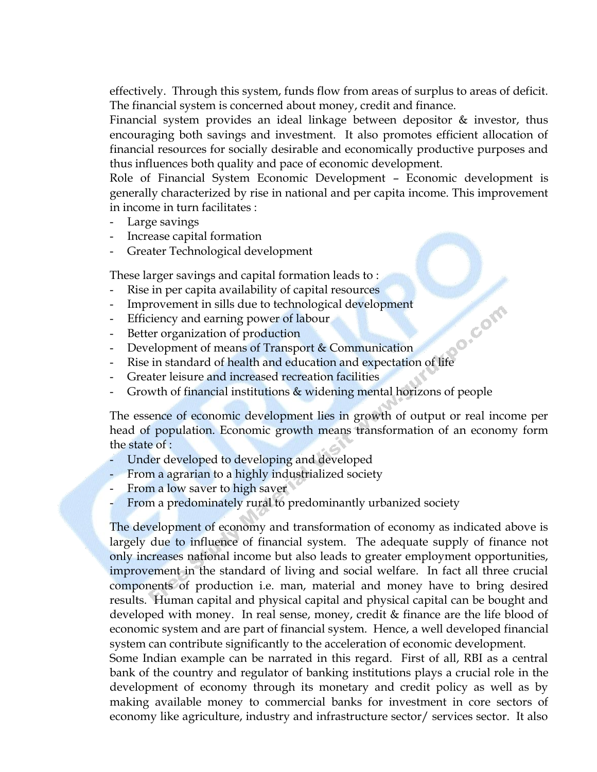effectively. Through this system, funds flow from areas of surplus to areas of deficit. The financial system is concerned about money, credit and finance.

Financial system provides an ideal linkage between depositor & investor, thus encouraging both savings and investment. It also promotes efficient allocation of financial resources for socially desirable and economically productive purposes and thus influences both quality and pace of economic development.

Role of Financial System Economic Development – Economic development is generally characterized by rise in national and per capita income. This improvement in income in turn facilitates :

- Large savings
- Increase capital formation
- Greater Technological development

These larger savings and capital formation leads to :

- Rise in per capita availability of capital resources
- Improvement in sills due to technological development
- Efficiency and earning power of labour
- Better organization of production
- Development of means of Transport & Communication
- Rise in standard of health and education and expectation of life
- Greater leisure and increased recreation facilities
- Growth of financial institutions & widening mental horizons of people

The essence of economic development lies in growth of output or real income per head of population. Economic growth means transformation of an economy form the state of :

- Under developed to developing and developed
- From a agrarian to a highly industrialized society
- From a low saver to high saver
- From a predominately rural to predominantly urbanized society

The development of economy and transformation of economy as indicated above is largely due to influence of financial system. The adequate supply of finance not only increases national income but also leads to greater employment opportunities, improvement in the standard of living and social welfare. In fact all three crucial components of production i.e. man, material and money have to bring desired results. Human capital and physical capital and physical capital can be bought and developed with money. In real sense, money, credit & finance are the life blood of economic system and are part of financial system. Hence, a well developed financial system can contribute significantly to the acceleration of economic development.

Some Indian example can be narrated in this regard. First of all, RBI as a central bank of the country and regulator of banking institutions plays a crucial role in the development of economy through its monetary and credit policy as well as by making available money to commercial banks for investment in core sectors of economy like agriculture, industry and infrastructure sector/ services sector. It also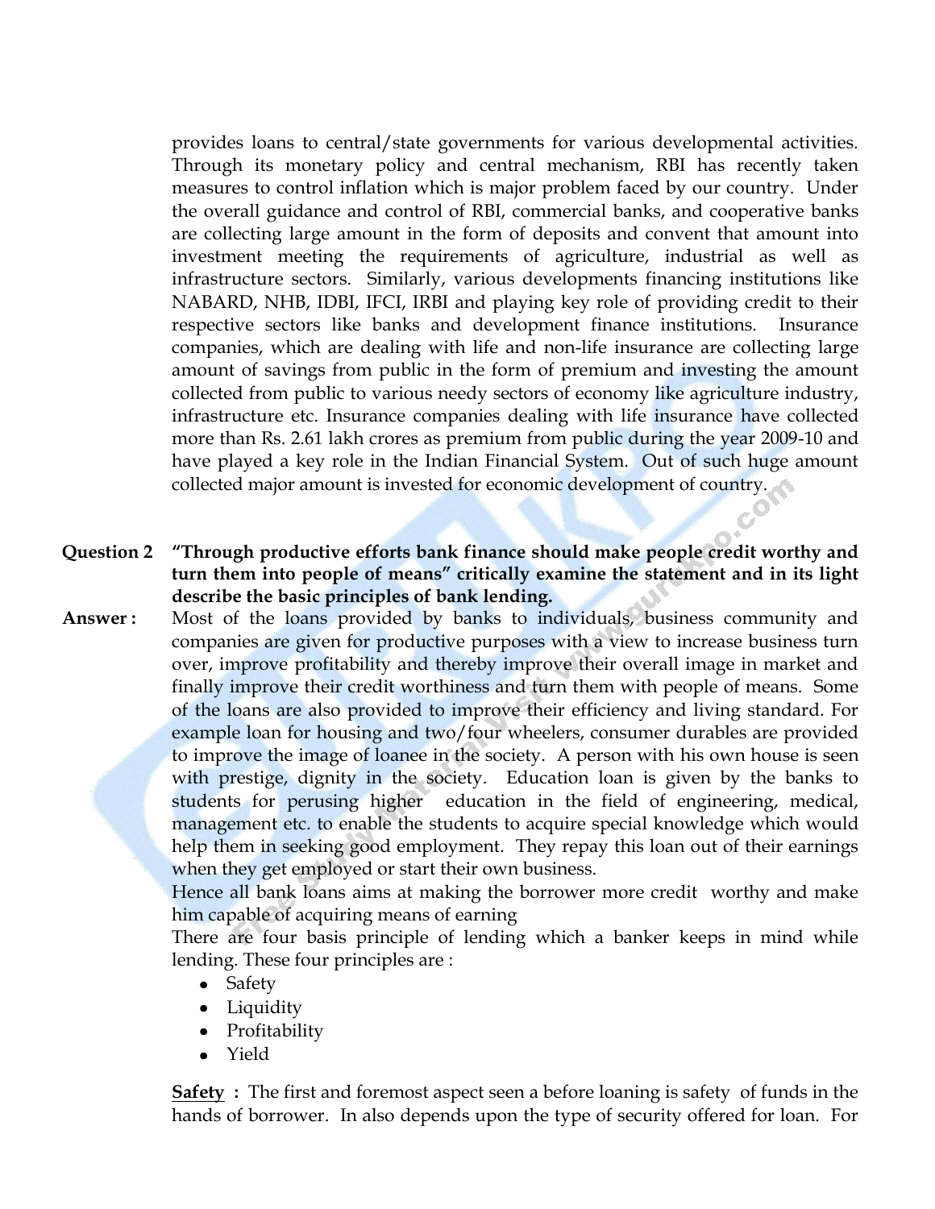provides loans to central/state governments for various developmental activities. Through its monetary policy and central mechanism, RBI has recently taken measures to control inflation which is major problem faced by our country. Under the overall guidance and control of RBI, commercial banks, and cooperative banks are collecting large amount in the form of deposits and convent that amount into investment meeting the requirements of agriculture, industrial as well as infrastructure sectors. Similarly, various developments financing institutions like NABARD, NHB, IDBI, IFCI, IRBI and playing key role of providing credit to their respective sectors like banks and development finance institutions. Insurance companies, which are dealing with life and non-life insurance are collecting large amount of savings from public in the form of premium and investing the amount collected from public to various needy sectors of economy like agriculture industry, infrastructure etc. Insurance companies dealing with life insurance have collected more than Rs. 2.61 lakh crores as premium from public during the year 2009-10 and have played a key role in the Indian Financial System. Out of such huge amount collected major amount is invested for economic development of country.

**Question 2** **"Through productive efforts bank finance should make people credit worthy and turn them into people of means" critically examine the statement and in its light describe the basic principles of bank lending.**

**Answer :** Most of the loans provided by banks to individuals, business community and companies are given for productive purposes with a view to increase business turn over, improve profitability and thereby improve their overall image in market and finally improve their credit worthiness and turn them with people of means. Some of the loans are also provided to improve their efficiency and living standard. For example loan for housing and two/four wheelers, consumer durables are provided to improve the image of loanee in the society. A person with his own house is seen with prestige, dignity in the society. Education loan is given by the banks to students for perusing higher education in the field of engineering, medical, management etc. to enable the students to acquire special knowledge which would help them in seeking good employment. They repay this loan out of their earnings when they get employed or start their own business.

Hence all bank loans aims at making the borrower more credit worthy and make him capable of acquiring means of earning

There are four basis principle of lending which a banker keeps in mind while lending. These four principles are :

- Safety
- Liquidity
- Profitability
- Yield

<u>**Safety**</u> **:** The first and foremost aspect seen a before loaning is safety of funds in the hands of borrower. In also depends upon the type of security offered for loan. For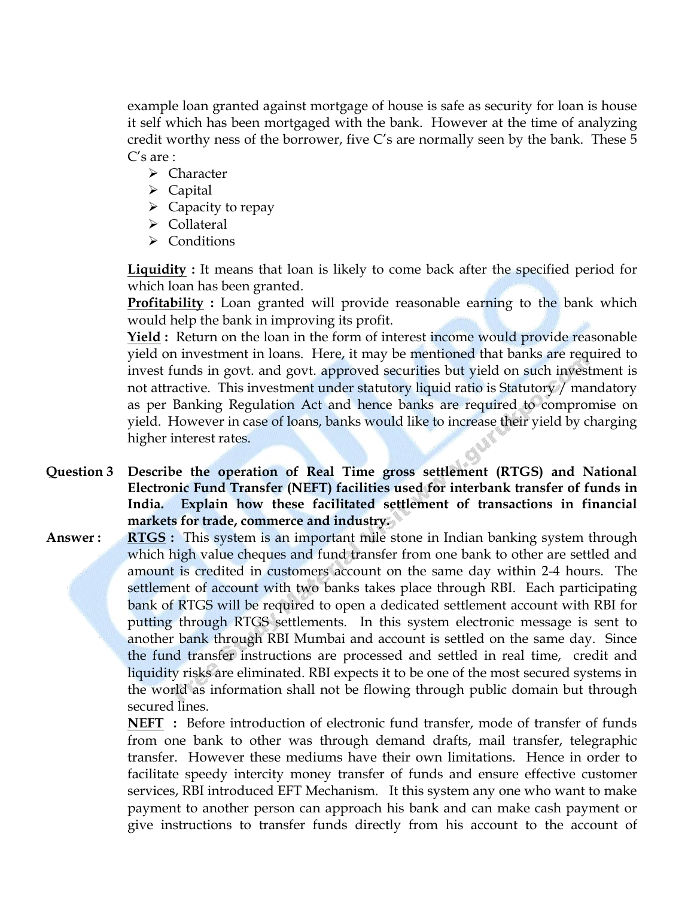example loan granted against mortgage of house is safe as security for loan is house it self which has been mortgaged with the bank. However at the time of analyzing credit worthy ness of the borrower, five C's are normally seen by the bank. These 5 C's are :

- Character
- Capital
- Capacity to repay
- Collateral
- Conditions

**Liquidity :** It means that loan is likely to come back after the specified period for which loan has been granted.

**Profitability :** Loan granted will provide reasonable earning to the bank which would help the bank in improving its profit.

**Yield :** Return on the loan in the form of interest income would provide reasonable yield on investment in loans. Here, it may be mentioned that banks are required to invest funds in govt. and govt. approved securities but yield on such investment is not attractive. This investment under statutory liquid ratio is Statutory / mandatory as per Banking Regulation Act and hence banks are required to compromise on yield. However in case of loans, banks would like to increase their yield by charging higher interest rates.

**Question 3** **Describe the operation of Real Time gross settlement (RTGS) and National Electronic Fund Transfer (NEFT) facilities used for interbank transfer of funds in India. Explain how these facilitated settlement of transactions in financial markets for trade, commerce and industry.**

**Answer :** **RTGS :** This system is an important mile stone in Indian banking system through which high value cheques and fund transfer from one bank to other are settled and amount is credited in customers account on the same day within 2-4 hours. The settlement of account with two banks takes place through RBI. Each participating bank of RTGS will be required to open a dedicated settlement account with RBI for putting through RTGS settlements. In this system electronic message is sent to another bank through RBI Mumbai and account is settled on the same day. Since the fund transfer instructions are processed and settled in real time, credit and liquidity risks are eliminated. RBI expects it to be one of the most secured systems in the world as information shall not be flowing through public domain but through secured lines.

**NEFT :** Before introduction of electronic fund transfer, mode of transfer of funds from one bank to other was through demand drafts, mail transfer, telegraphic transfer. However these mediums have their own limitations. Hence in order to facilitate speedy intercity money transfer of funds and ensure effective customer services, RBI introduced EFT Mechanism. It this system any one who want to make payment to another person can approach his bank and can make cash payment or give instructions to transfer funds directly from his account to the account of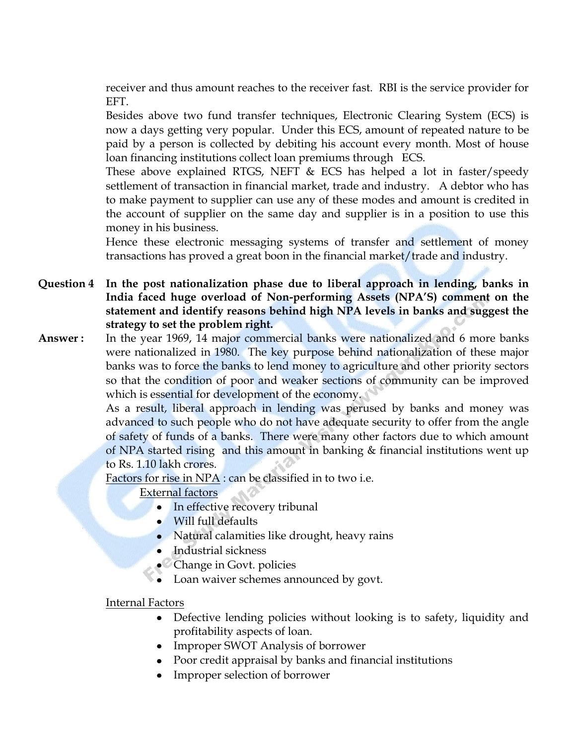receiver and thus amount reaches to the receiver fast. RBI is the service provider for EFT.

Besides above two fund transfer techniques, Electronic Clearing System (ECS) is now a days getting very popular. Under this ECS, amount of repeated nature to be paid by a person is collected by debiting his account every month. Most of house loan financing institutions collect loan premiums through ECS.

These above explained RTGS, NEFT & ECS has helped a lot in faster/speedy settlement of transaction in financial market, trade and industry. A debtor who has to make payment to supplier can use any of these modes and amount is credited in the account of supplier on the same day and supplier is in a position to use this money in his business.

Hence these electronic messaging systems of transfer and settlement of money transactions has proved a great boon in the financial market/trade and industry.

**Question 4** **In the post nationalization phase due to liberal approach in lending, banks in India faced huge overload of Non-performing Assets (NPA'S) comment on the statement and identify reasons behind high NPA levels in banks and suggest the strategy to set the problem right.**

**Answer :** In the year 1969, 14 major commercial banks were nationalized and 6 more banks were nationalized in 1980. The key purpose behind nationalization of these major banks was to force the banks to lend money to agriculture and other priority sectors so that the condition of poor and weaker sections of community can be improved which is essential for development of the economy.

As a result, liberal approach in lending was perused by banks and money was advanced to such people who do not have adequate security to offer from the angle of safety of funds of a banks. There were many other factors due to which amount of NPA started rising and this amount in banking & financial institutions went up to Rs. 1.10 lakh crores.

Factors for rise in NPA : can be classified in to two i.e.

External factors

- In effective recovery tribunal
- Will full defaults
- Natural calamities like drought, heavy rains
- Industrial sickness
- Change in Govt. policies
- Loan waiver schemes announced by govt.

Internal Factors

- Defective lending policies without looking is to safety, liquidity and profitability aspects of loan.
- Improper SWOT Analysis of borrower
- Poor credit appraisal by banks and financial institutions
- Improper selection of borrower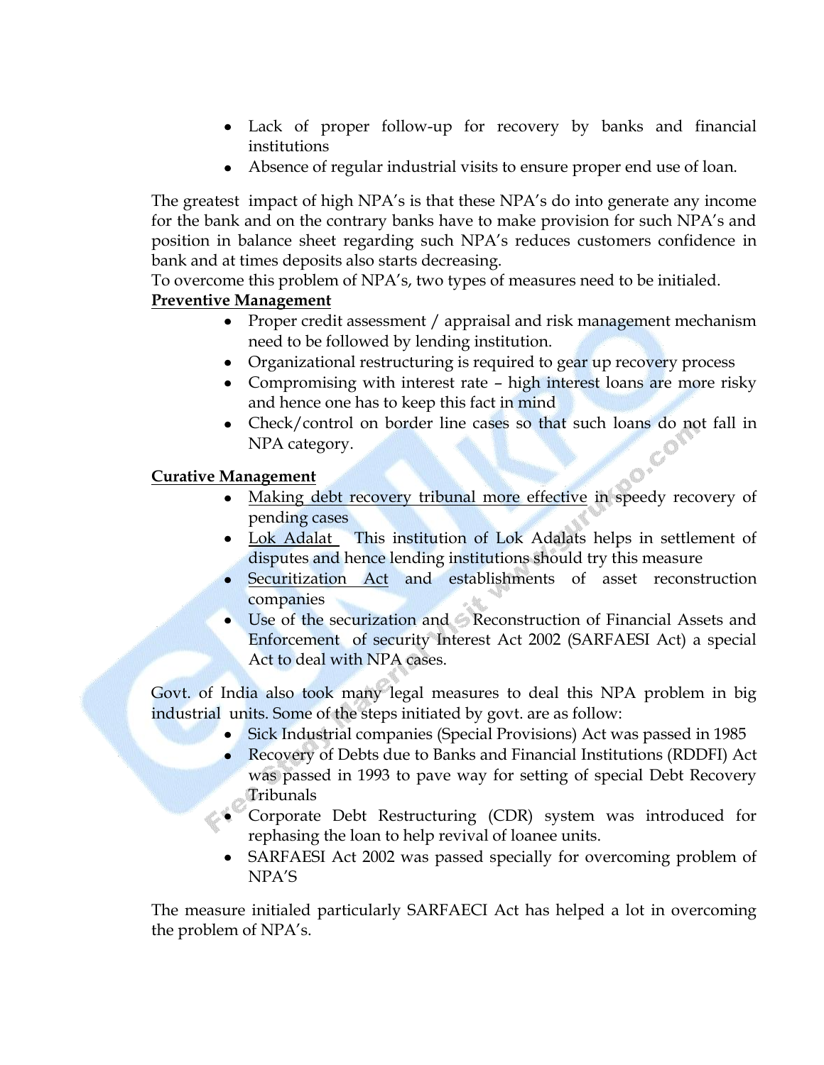- Lack of proper follow-up for recovery by banks and financial institutions
- Absence of regular industrial visits to ensure proper end use of loan.

The greatest impact of high NPA's is that these NPA's do into generate any income for the bank and on the contrary banks have to make provision for such NPA's and position in balance sheet regarding such NPA's reduces customers confidence in bank and at times deposits also starts decreasing.
To overcome this problem of NPA's, two types of measures need to be initialed.

**<u>Preventive Management</u>**

- Proper credit assessment / appraisal and risk management mechanism need to be followed by lending institution.
- Organizational restructuring is required to gear up recovery process
- Compromising with interest rate – high interest loans are more risky and hence one has to keep this fact in mind
- Check/control on border line cases so that such loans do not fall in NPA category.

**<u>Curative Management</u>**

- <u>Making debt recovery tribunal more effective</u> in speedy recovery of pending cases
- <u>Lok Adalat</u> This institution of Lok Adalats helps in settlement of disputes and hence lending institutions should try this measure
- <u>Securitization Act</u> and establishments of asset reconstruction companies
- Use of the secur­ization and Reconstruction of Financial Assets and Enforcement of security Interest Act 2002 (SARFAESI Act) a special Act to deal with NPA cases.

Govt. of India also took many legal measures to deal this NPA problem in big industrial units. Some of the steps initiated by govt. are as follow:

- Sick Industrial companies (Special Provisions) Act was passed in 1985
- Recovery of Debts due to Banks and Financial Institutions (RDDFI) Act was passed in 1993 to pave way for setting of special Debt Recovery Tribunals
- Corporate Debt Restructuring (CDR) system was introduced for rephasing the loan to help revival of loanee units.
- SARFAESI Act 2002 was passed specially for overcoming problem of NPA'S

The measure initialed particularly SARFAECI Act has helped a lot in overcoming the problem of NPA's.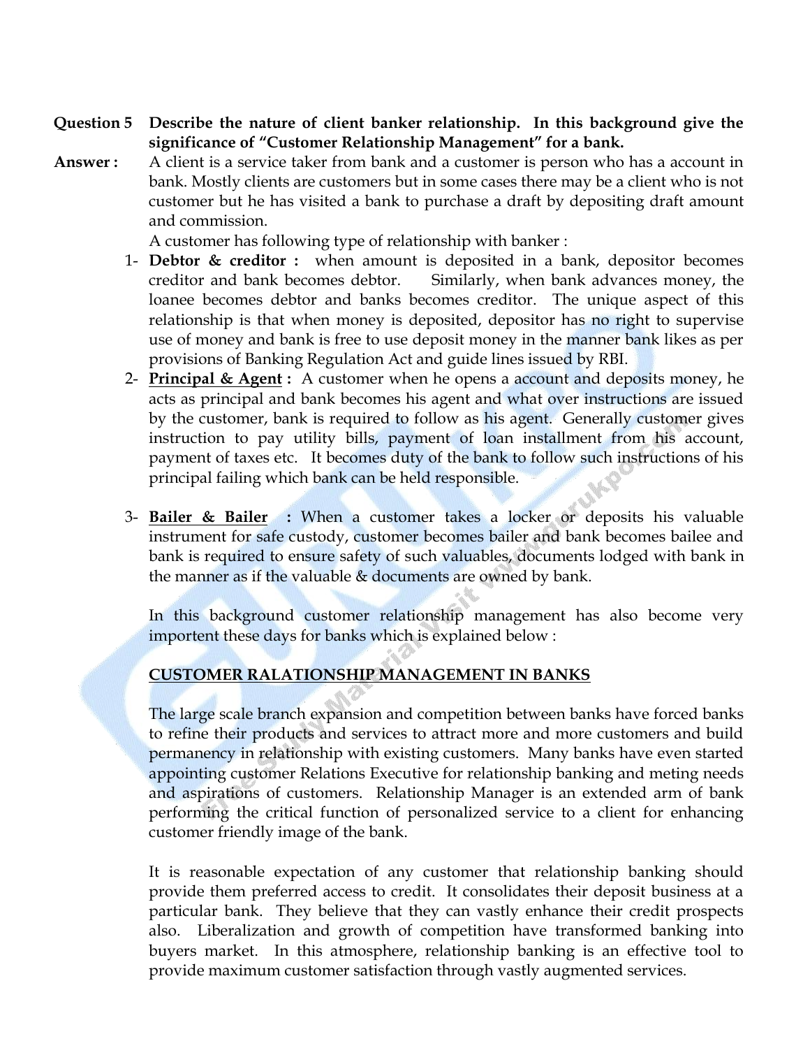**Question 5** **Describe the nature of client banker relationship. In this background give the significance of "Customer Relationship Management" for a bank.**

**Answer :** A client is a service taker from bank and a customer is person who has a account in bank. Mostly clients are customers but in some cases there may be a client who is not customer but he has visited a bank to purchase a draft by depositing draft amount and commission.

A customer has following type of relationship with banker :

1- **Debtor & creditor :** when amount is deposited in a bank, depositor becomes creditor and bank becomes debtor. Similarly, when bank advances money, the loanee becomes debtor and banks becomes creditor. The unique aspect of this relationship is that when money is deposited, depositor has no right to supervise use of money and bank is free to use deposit money in the manner bank likes as per provisions of Banking Regulation Act and guide lines issued by RBI.

2- **<u>Principal & Agent</u> :** A customer when he opens a account and deposits money, he acts as principal and bank becomes his agent and what over instructions are issued by the customer, bank is required to follow as his agent. Generally customer gives instruction to pay utility bills, payment of loan installment from his account, payment of taxes etc. It becomes duty of the bank to follow such instructions of his principal failing which bank can be held responsible.

3- **<u>Bailer & Bailer</u> :** When a customer takes a locker or deposits his valuable instrument for safe custody, customer becomes bailer and bank becomes bailee and bank is required to ensure safety of such valuables, documents lodged with bank in the manner as if the valuable & documents are owned by bank.

In this background customer relationship management has also become very importent these days for banks which is explained below :

**<u>CUSTOMER RALATIONSHIP MANAGEMENT IN BANKS</u>**

The large scale branch expansion and competition between banks have forced banks to refine their products and services to attract more and more customers and build permanency in relationship with existing customers. Many banks have even started appointing customer Relations Executive for relationship banking and meting needs and aspirations of customers. Relationship Manager is an extended arm of bank performing the critical function of personalized service to a client for enhancing customer friendly image of the bank.

It is reasonable expectation of any customer that relationship banking should provide them preferred access to credit. It consolidates their deposit business at a particular bank. They believe that they can vastly enhance their credit prospects also. Liberalization and growth of competition have transformed banking into buyers market. In this atmosphere, relationship banking is an effective tool to provide maximum customer satisfaction through vastly augmented services.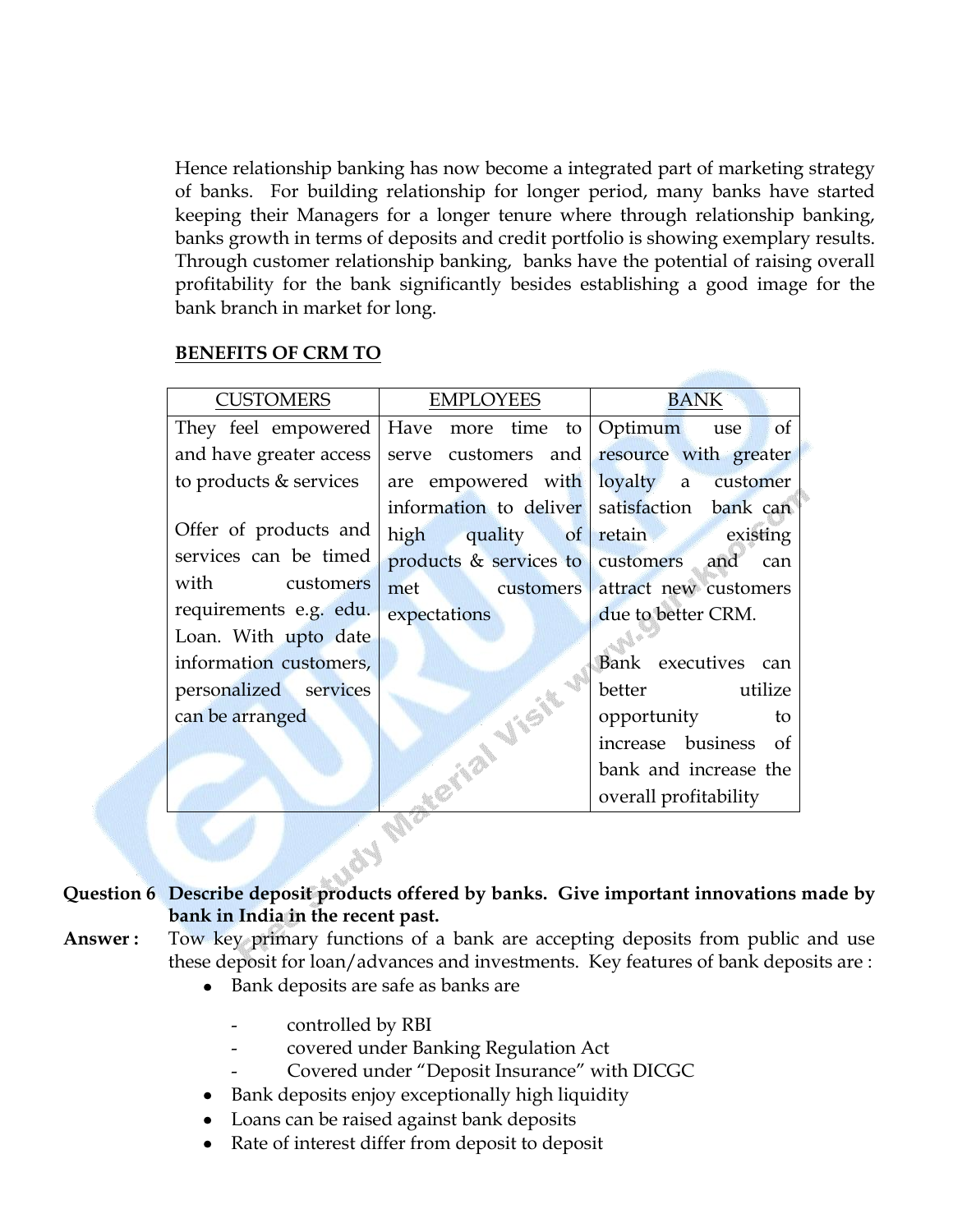Hence relationship banking has now become a integrated part of marketing strategy of banks. For building relationship for longer period, many banks have started keeping their Managers for a longer tenure where through relationship banking, banks growth in terms of deposits and credit portfolio is showing exemplary results. Through customer relationship banking, banks have the potential of raising overall profitability for the bank significantly besides establishing a good image for the bank branch in market for long.

**BENEFITS OF CRM TO**

| CUSTOMERS | EMPLOYEES | BANK |
|---|---|---|
| They feel empowered and have greater access to products & services<br><br>Offer of products and services can be timed with customers requirements e.g. edu. Loan. With upto date information customers, personalized services can be arranged | Have more time to serve customers and are empowered with information to deliver high quality of products & services to met customers expectations | Optimum use of resource with greater loyalty a customer satisfaction bank can retain existing customers and can attract new customers due to better CRM.<br><br>Bank executives can better utilize opportunity to increase business of bank and increase the overall profitability |

**Question 6 Describe deposit products offered by banks. Give important innovations made by bank in India in the recent past.**

**Answer :** Tow key primary functions of a bank are accepting deposits from public and use these deposit for loan/advances and investments. Key features of bank deposits are :

- Bank deposits are safe as banks are
  - controlled by RBI
  - covered under Banking Regulation Act
  - Covered under "Deposit Insurance" with DICGC
- Bank deposits enjoy exceptionally high liquidity
- Loans can be raised against bank deposits
- Rate of interest differ from deposit to deposit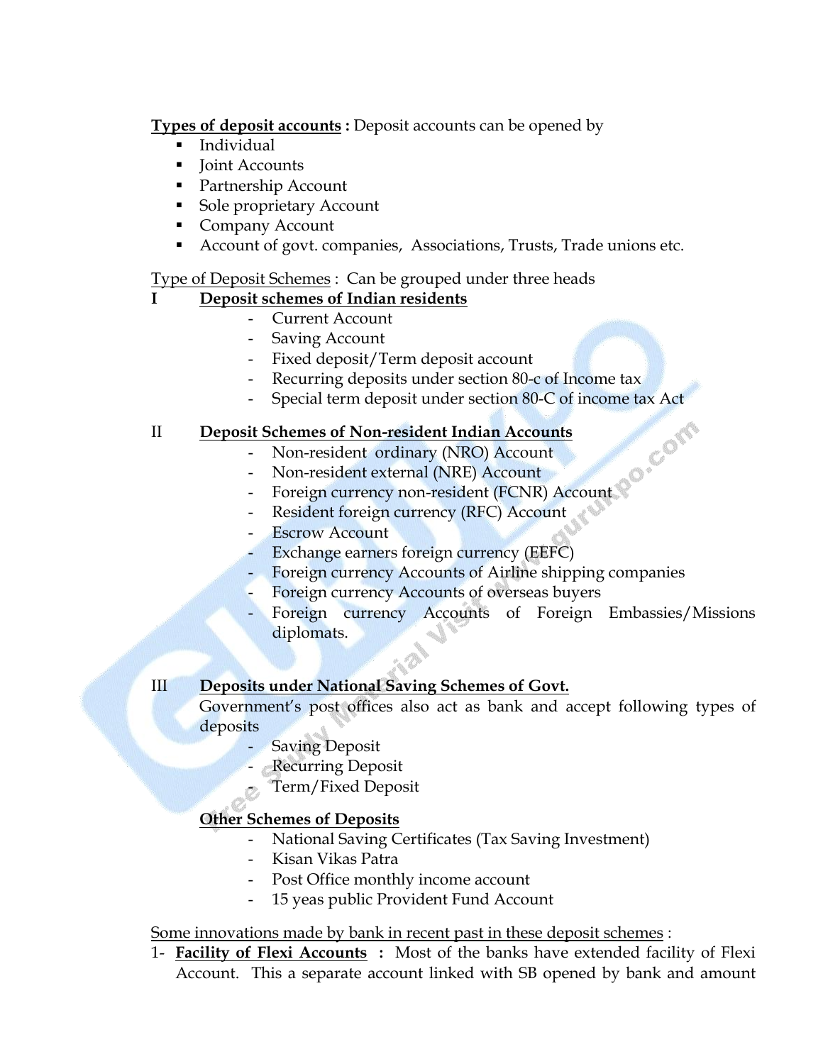**Types of deposit accounts :** Deposit accounts can be opened by

- Individual
- Joint Accounts
- Partnership Account
- Sole proprietary Account
- Company Account
- Account of govt. companies, Associations, Trusts, Trade unions etc.

Type of Deposit Schemes : Can be grouped under three heads

**I Deposit schemes of Indian residents**

- Current Account
- Saving Account
- Fixed deposit/Term deposit account
- Recurring deposits under section 80-c of Income tax
- Special term deposit under section 80-C of income tax Act

**II Deposit Schemes of Non-resident Indian Accounts**

- Non-resident ordinary (NRO) Account
- Non-resident external (NRE) Account
- Foreign currency non-resident (FCNR) Account
- Resident foreign currency (RFC) Account
- Escrow Account
- Exchange earners foreign currency (EEFC)
- Foreign currency Accounts of Airline shipping companies
- Foreign currency Accounts of overseas buyers
- Foreign currency Accounts of Foreign Embassies/Missions diplomats.

**III Deposits under National Saving Schemes of Govt.**

Government's post offices also act as bank and accept following types of deposits

- Saving Deposit
- Recurring Deposit
- Term/Fixed Deposit

**Other Schemes of Deposits**

- National Saving Certificates (Tax Saving Investment)
- Kisan Vikas Patra
- Post Office monthly income account
- 15 yeas public Provident Fund Account

Some innovations made by bank in recent past in these deposit schemes :

1- **Facility of Flexi Accounts :** Most of the banks have extended facility of Flexi Account. This a separate account linked with SB opened by bank and amount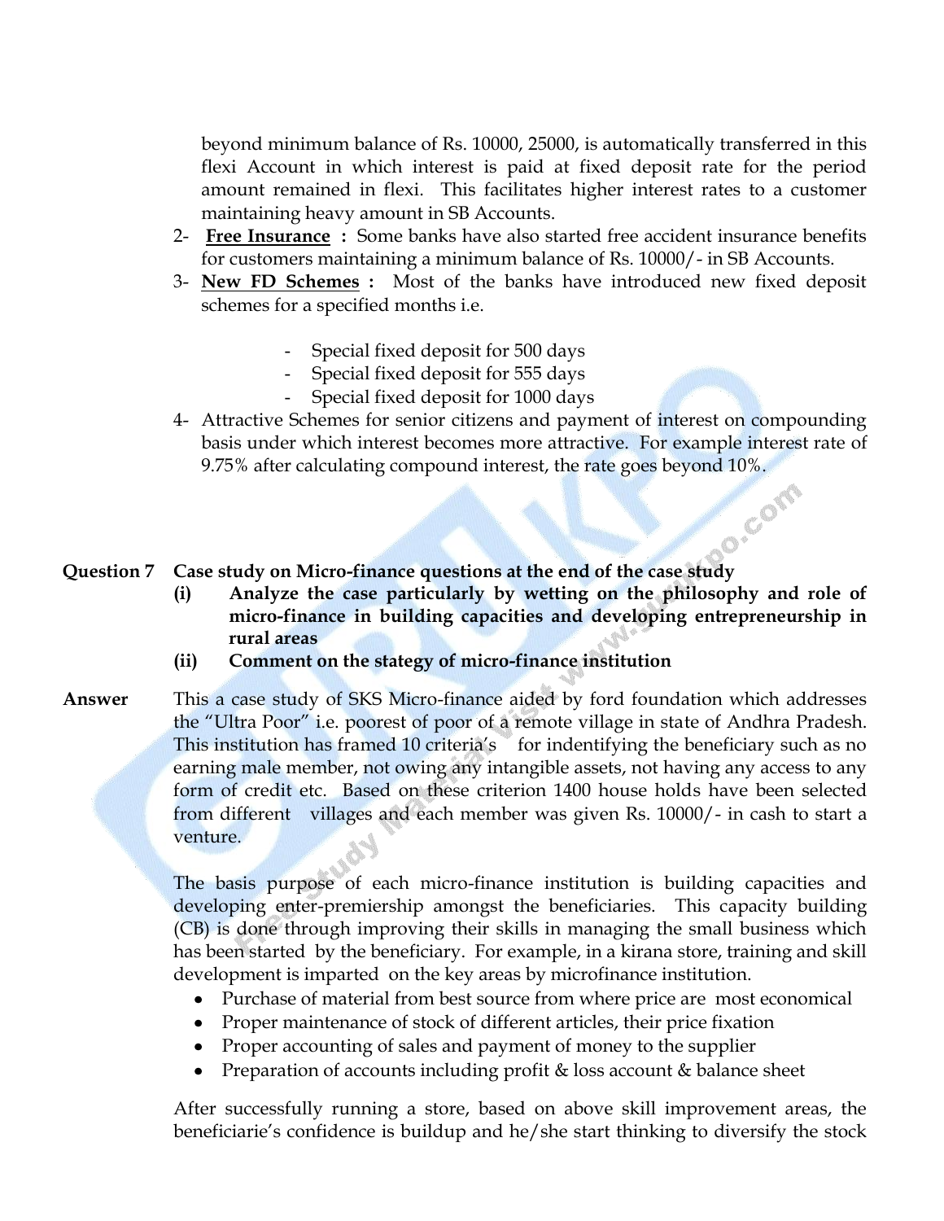beyond minimum balance of Rs. 10000, 25000, is automatically transferred in this flexi Account in which interest is paid at fixed deposit rate for the period amount remained in flexi. This facilitates higher interest rates to a customer maintaining heavy amount in SB Accounts.

2- **<u>Free Insurance</u> :** Some banks have also started free accident insurance benefits for customers maintaining a minimum balance of Rs. 10000/- in SB Accounts.
3- **<u>New FD Schemes</u> :** Most of the banks have introduced new fixed deposit schemes for a specified months i.e.

   - Special fixed deposit for 500 days
   - Special fixed deposit for 555 days
   - Special fixed deposit for 1000 days

4- Attractive Schemes for senior citizens and payment of interest on compounding basis under which interest becomes more attractive. For example interest rate of 9.75% after calculating compound interest, the rate goes beyond 10%.

**Question 7 Case study on Micro-finance questions at the end of the case study**

**(i) Analyze the case particularly by wetting on the philosophy and role of micro-finance in building capacities and developing entrepreneurship in rural areas**

**(ii) Comment on the stategy of micro-finance institution**

**Answer** This a case study of SKS Micro-finance aided by ford foundation which addresses the "Ultra Poor" i.e. poorest of poor of a remote village in state of Andhra Pradesh. This institution has framed 10 criteria's for indentifying the beneficiary such as no earning male member, not owing any intangible assets, not having any access to any form of credit etc. Based on these criterion 1400 house holds have been selected from different villages and each member was given Rs. 10000/- in cash to start a venture.

The basis purpose of each micro-finance institution is building capacities and developing enter-premiership amongst the beneficiaries. This capacity building (CB) is done through improving their skills in managing the small business which has been started by the beneficiary. For example, in a kirana store, training and skill development is imparted on the key areas by microfinance institution.

- Purchase of material from best source from where price are most economical
- Proper maintenance of stock of different articles, their price fixation
- Proper accounting of sales and payment of money to the supplier
- Preparation of accounts including profit & loss account & balance sheet

After successfully running a store, based on above skill improvement areas, the beneficiarie's confidence is buildup and he/she start thinking to diversify the stock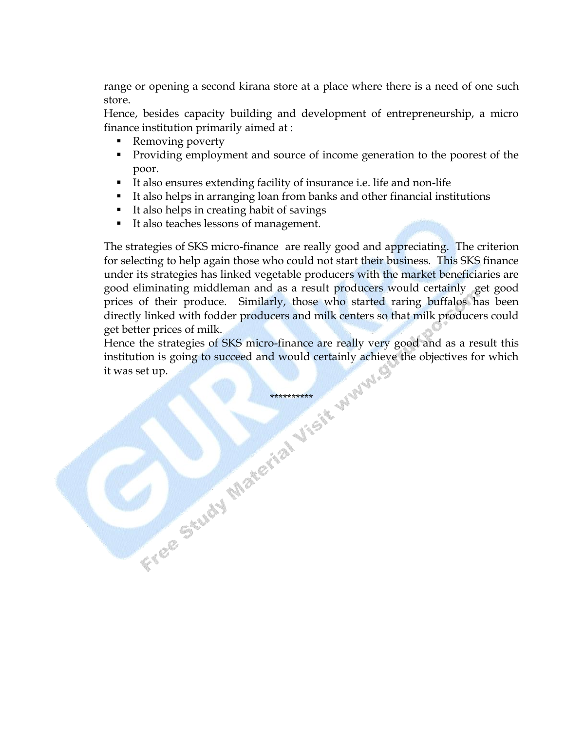range or opening a second kirana store at a place where there is a need of one such store.

Hence, besides capacity building and development of entrepreneurship, a micro finance institution primarily aimed at :

- Removing poverty
- Providing employment and source of income generation to the poorest of the poor.
- It also ensures extending facility of insurance i.e. life and non-life
- It also helps in arranging loan from banks and other financial institutions
- It also helps in creating habit of savings
- It also teaches lessons of management.

The strategies of SKS micro-finance are really good and appreciating. The criterion for selecting to help again those who could not start their business. This SKS finance under its strategies has linked vegetable producers with the market beneficiaries are good eliminating middleman and as a result producers would certainly get good prices of their produce. Similarly, those who started raring buffalos has been directly linked with fodder producers and milk centers so that milk producers could get better prices of milk.

Hence the strategies of SKS micro-finance are really very good and as a result this institution is going to succeed and would certainly achieve the objectives for which it was set up.

**********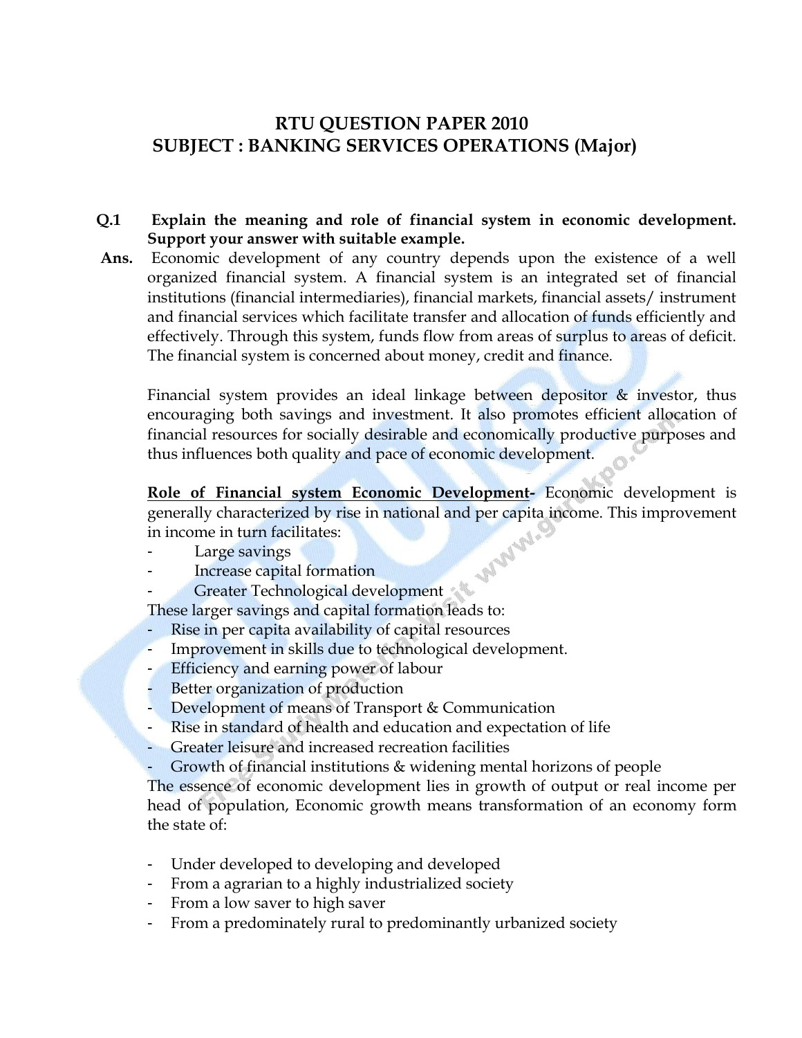# RTU QUESTION PAPER 2010
## SUBJECT : BANKING SERVICES OPERATIONS (Major)

**Q.1 Explain the meaning and role of financial system in economic development. Support your answer with suitable example.**

**Ans.** Economic development of any country depends upon the existence of a well organized financial system. A financial system is an integrated set of financial institutions (financial intermediaries), financial markets, financial assets/ instrument and financial services which facilitate transfer and allocation of funds efficiently and effectively. Through this system, funds flow from areas of surplus to areas of deficit. The financial system is concerned about money, credit and finance.

Financial system provides an ideal linkage between depositor & investor, thus encouraging both savings and investment. It also promotes efficient allocation of financial resources for socially desirable and economically productive purposes and thus influences both quality and pace of economic development.

**<u>Role of Financial system Economic Development</u>-** Economic development is generally characterized by rise in national and per capita income. This improvement in income in turn facilitates:

- Large savings
- Increase capital formation
- Greater Technological development

These larger savings and capital formation leads to:

- Rise in per capita availability of capital resources
- Improvement in skills due to technological development.
- Efficiency and earning power of labour
- Better organization of production
- Development of means of Transport & Communication
- Rise in standard of health and education and expectation of life
- Greater leisure and increased recreation facilities
- Growth of financial institutions & widening mental horizons of people

The essence of economic development lies in growth of output or real income per head of population, Economic growth means transformation of an economy form the state of:

- Under developed to developing and developed
- From a agrarian to a highly industrialized society
- From a low saver to high saver
- From a predominately rural to predominantly urbanized society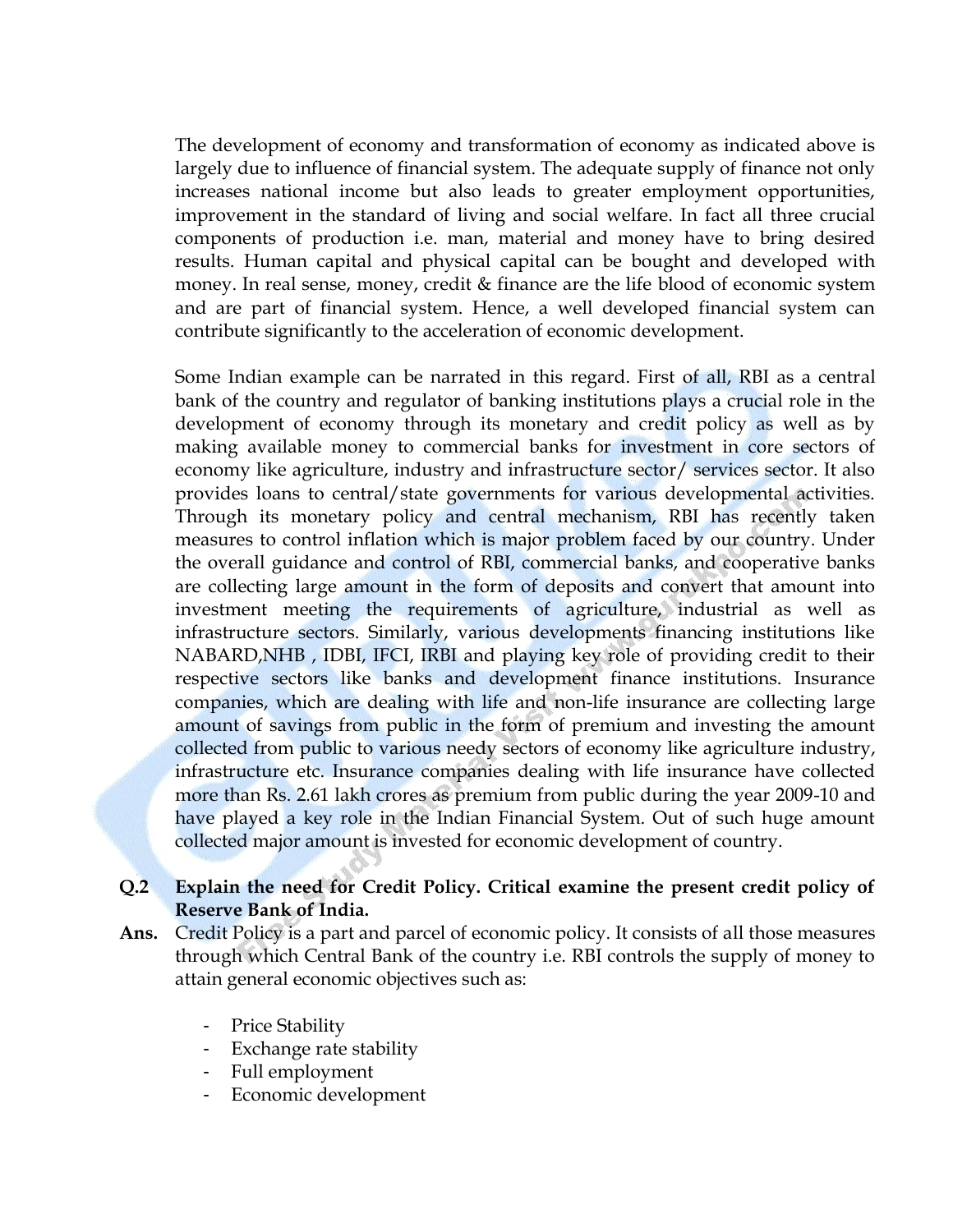The development of economy and transformation of economy as indicated above is largely due to influence of financial system. The adequate supply of finance not only increases national income but also leads to greater employment opportunities, improvement in the standard of living and social welfare. In fact all three crucial components of production i.e. man, material and money have to bring desired results. Human capital and physical capital can be bought and developed with money. In real sense, money, credit & finance are the life blood of economic system and are part of financial system. Hence, a well developed financial system can contribute significantly to the acceleration of economic development.

Some Indian example can be narrated in this regard. First of all, RBI as a central bank of the country and regulator of banking institutions plays a crucial role in the development of economy through its monetary and credit policy as well as by making available money to commercial banks for investment in core sectors of economy like agriculture, industry and infrastructure sector/ services sector. It also provides loans to central/state governments for various developmental activities. Through its monetary policy and central mechanism, RBI has recently taken measures to control inflation which is major problem faced by our country. Under the overall guidance and control of RBI, commercial banks, and cooperative banks are collecting large amount in the form of deposits and convert that amount into investment meeting the requirements of agriculture, industrial as well as infrastructure sectors. Similarly, various developments financing institutions like NABARD,NHB , IDBI, IFCI, IRBI and playing key role of providing credit to their respective sectors like banks and development finance institutions. Insurance companies, which are dealing with life and non-life insurance are collecting large amount of savings from public in the form of premium and investing the amount collected from public to various needy sectors of economy like agriculture industry, infrastructure etc. Insurance companies dealing with life insurance have collected more than Rs. 2.61 lakh crores as premium from public during the year 2009-10 and have played a key role in the Indian Financial System. Out of such huge amount collected major amount is invested for economic development of country.

**Q.2 Explain the need for Credit Policy. Critical examine the present credit policy of Reserve Bank of India.**

**Ans.** Credit Policy is a part and parcel of economic policy. It consists of all those measures through which Central Bank of the country i.e. RBI controls the supply of money to attain general economic objectives such as:

- Price Stability
- Exchange rate stability
- Full employment
- Economic development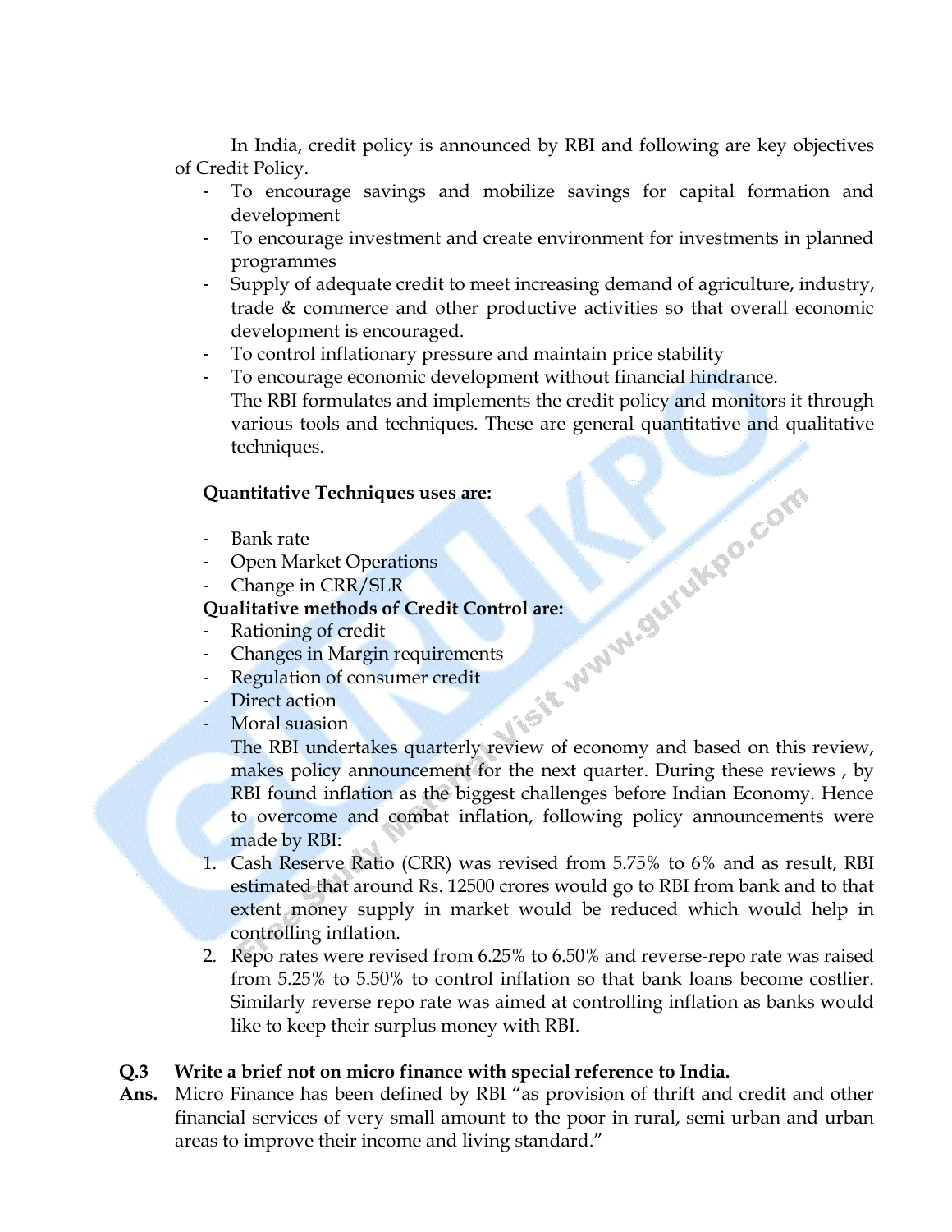In India, credit policy is announced by RBI and following are key objectives of Credit Policy.

- To encourage savings and mobilize savings for capital formation and development
- To encourage investment and create environment for investments in planned programmes
- Supply of adequate credit to meet increasing demand of agriculture, industry, trade & commerce and other productive activities so that overall economic development is encouraged.
- To control inflationary pressure and maintain price stability
- To encourage economic development without financial hindrance.

  The RBI formulates and implements the credit policy and monitors it through various tools and techniques. These are general quantitative and qualitative techniques.

**Quantitative Techniques uses are:**

- Bank rate
- Open Market Operations
- Change in CRR/SLR

**Qualitative methods of Credit Control are:**

- Rationing of credit
- Changes in Margin requirements
- Regulation of consumer credit
- Direct action
- Moral suasion

  The RBI undertakes quarterly review of economy and based on this review, makes policy announcement for the next quarter. During these reviews , by RBI found inflation as the biggest challenges before Indian Economy. Hence to overcome and combat inflation, following policy announcements were made by RBI:

1. Cash Reserve Ratio (CRR) was revised from 5.75% to 6% and as result, RBI estimated that around Rs. 12500 crores would go to RBI from bank and to that extent money supply in market would be reduced which would help in controlling inflation.
2. Repo rates were revised from 6.25% to 6.50% and reverse-repo rate was raised from 5.25% to 5.50% to control inflation so that bank loans become costlier. Similarly reverse repo rate was aimed at controlling inflation as banks would like to keep their surplus money with RBI.

**Q.3 Write a brief not on micro finance with special reference to India.**

**Ans.** Micro Finance has been defined by RBI "as provision of thrift and credit and other financial services of very small amount to the poor in rural, semi urban and urban areas to improve their income and living standard."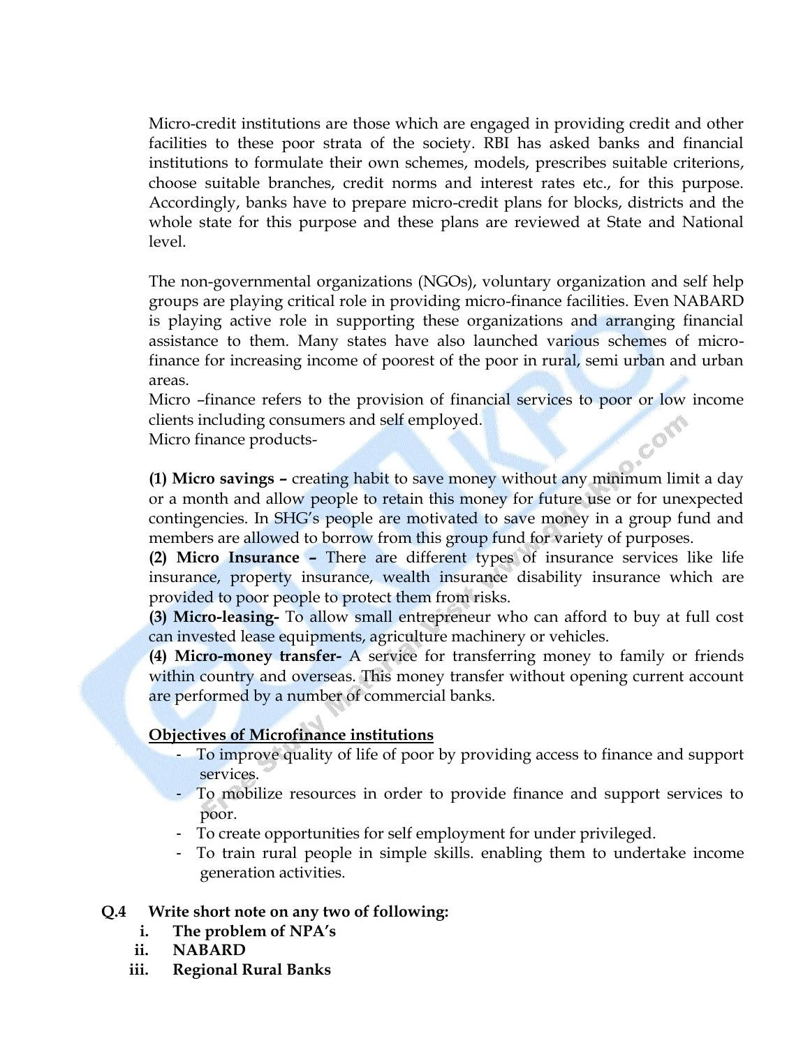Micro-credit institutions are those which are engaged in providing credit and other facilities to these poor strata of the society. RBI has asked banks and financial institutions to formulate their own schemes, models, prescribes suitable criterions, choose suitable branches, credit norms and interest rates etc., for this purpose. Accordingly, banks have to prepare micro-credit plans for blocks, districts and the whole state for this purpose and these plans are reviewed at State and National level.

The non-governmental organizations (NGOs), voluntary organization and self help groups are playing critical role in providing micro-finance facilities. Even NABARD is playing active role in supporting these organizations and arranging financial assistance to them. Many states have also launched various schemes of micro-finance for increasing income of poorest of the poor in rural, semi urban and urban areas.

Micro –finance refers to the provision of financial services to poor or low income clients including consumers and self employed.

Micro finance products-

**(1) Micro savings –** creating habit to save money without any minimum limit a day or a month and allow people to retain this money for future use or for unexpected contingencies. In SHG's people are motivated to save money in a group fund and members are allowed to borrow from this group fund for variety of purposes.

**(2) Micro Insurance –** There are different types of insurance services like life insurance, property insurance, wealth insurance disability insurance which are provided to poor people to protect them from risks.

**(3) Micro-leasing-** To allow small entrepreneur who can afford to buy at full cost can invested lease equipments, agriculture machinery or vehicles.

**(4) Micro-money transfer-** A service for transferring money to family or friends within country and overseas. This money transfer without opening current account are performed by a number of commercial banks.

**<u>Objectives of Microfinance institutions</u>**

- To improve quality of life of poor by providing access to finance and support services.
- To mobilize resources in order to provide finance and support services to poor.
- To create opportunities for self employment for under privileged.
- To train rural people in simple skills. enabling them to undertake income generation activities.

**Q.4 Write short note on any two of following:**

i. **The problem of NPA's**
ii. **NABARD**
iii. **Regional Rural Banks**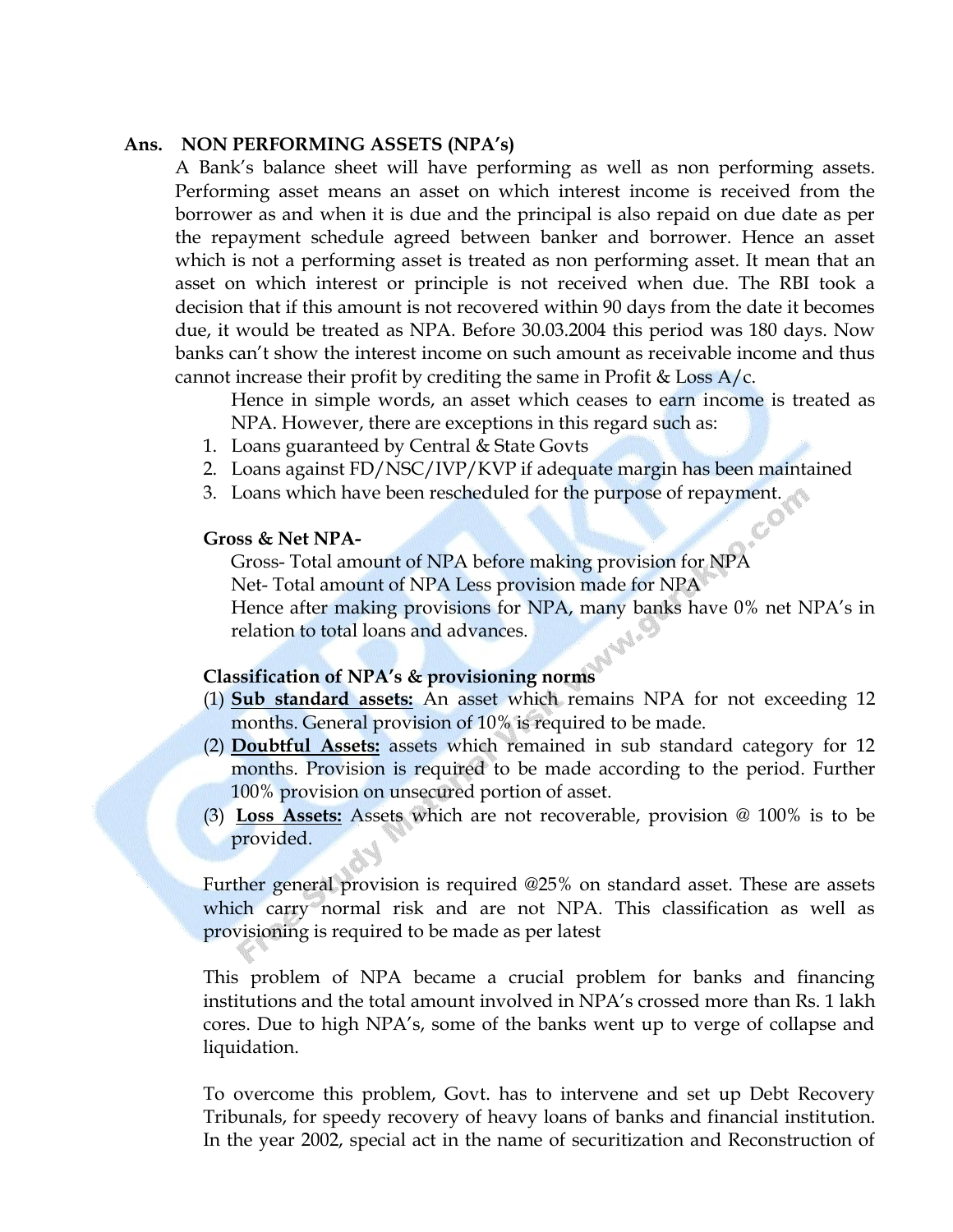**Ans. NON PERFORMING ASSETS (NPA's)**

A Bank's balance sheet will have performing as well as non performing assets. Performing asset means an asset on which interest income is received from the borrower as and when it is due and the principal is also repaid on due date as per the repayment schedule agreed between banker and borrower. Hence an asset which is not a performing asset is treated as non performing asset. It mean that an asset on which interest or principle is not received when due. The RBI took a decision that if this amount is not recovered within 90 days from the date it becomes due, it would be treated as NPA. Before 30.03.2004 this period was 180 days. Now banks can't show the interest income on such amount as receivable income and thus cannot increase their profit by crediting the same in Profit & Loss A/c.

Hence in simple words, an asset which ceases to earn income is treated as NPA. However, there are exceptions in this regard such as:

1. Loans guaranteed by Central & State Govts
2. Loans against FD/NSC/IVP/KVP if adequate margin has been maintained
3. Loans which have been rescheduled for the purpose of repayment.

**Gross & Net NPA-**

Gross- Total amount of NPA before making provision for NPA

Net- Total amount of NPA Less provision made for NPA

Hence after making provisions for NPA, many banks have 0% net NPA's in relation to total loans and advances.

**Classification of NPA's & provisioning norms**

(1) **<u>Sub standard assets:</u>** An asset which remains NPA for not exceeding 12 months. General provision of 10% is required to be made.

(2) **<u>Doubtful Assets:</u>** assets which remained in sub standard category for 12 months. Provision is required to be made according to the period. Further 100% provision on unsecured portion of asset.

(3) **<u>Loss Assets:</u>** Assets which are not recoverable, provision @ 100% is to be provided.

Further general provision is required @25% on standard asset. These are assets which carry normal risk and are not NPA. This classification as well as provisioning is required to be made as per latest

This problem of NPA became a crucial problem for banks and financing institutions and the total amount involved in NPA's crossed more than Rs. 1 lakh cores. Due to high NPA's, some of the banks went up to verge of collapse and liquidation.

To overcome this problem, Govt. has to intervene and set up Debt Recovery Tribunals, for speedy recovery of heavy loans of banks and financial institution. In the year 2002, special act in the name of securitization and Reconstruction of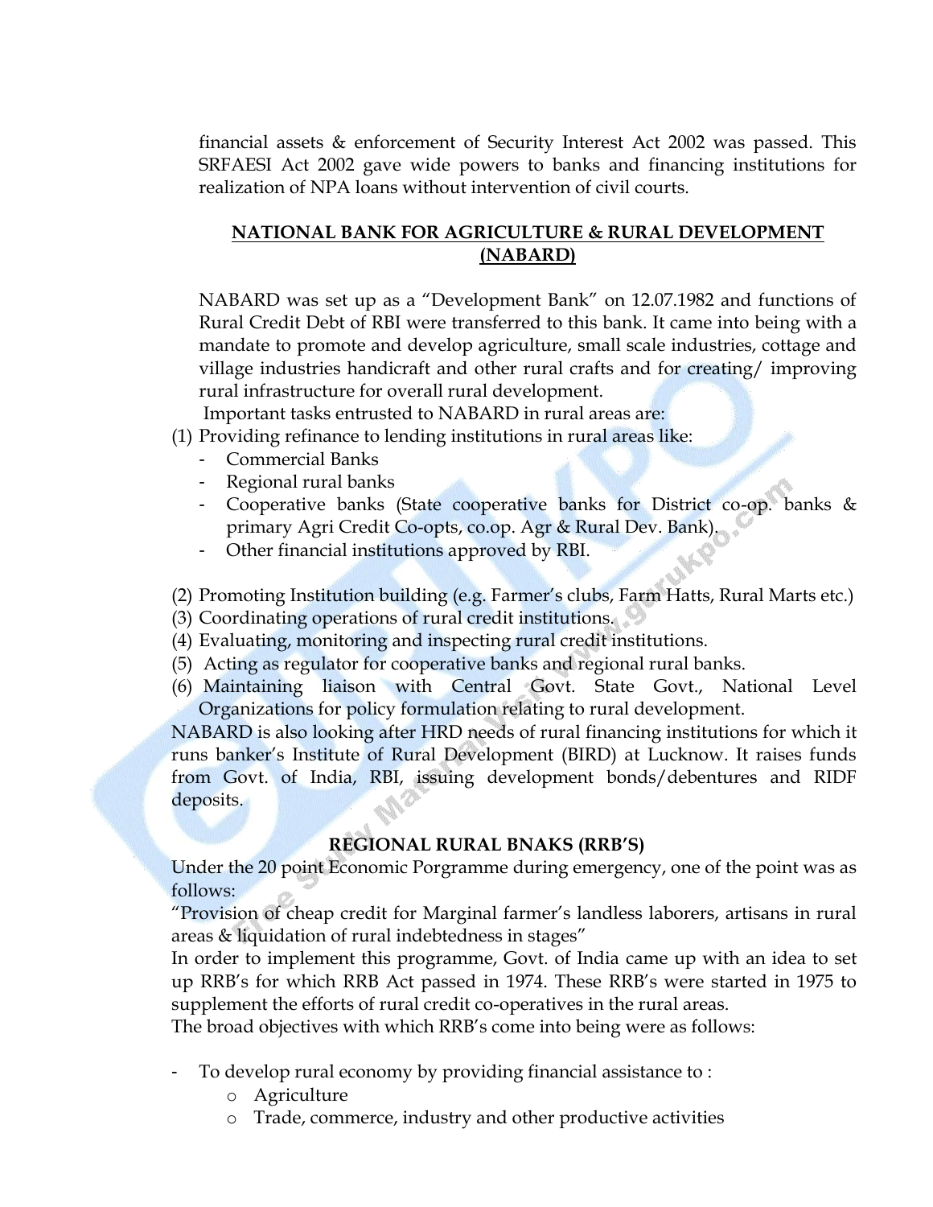financial assets & enforcement of Security Interest Act 2002 was passed. This SRFAESI Act 2002 gave wide powers to banks and financing institutions for realization of NPA loans without intervention of civil courts.

## NATIONAL BANK FOR AGRICULTURE & RURAL DEVELOPMENT (NABARD)

NABARD was set up as a "Development Bank" on 12.07.1982 and functions of Rural Credit Debt of RBI were transferred to this bank. It came into being with a mandate to promote and develop agriculture, small scale industries, cottage and village industries handicraft and other rural crafts and for creating/ improving rural infrastructure for overall rural development.

Important tasks entrusted to NABARD in rural areas are:

(1) Providing refinance to lending institutions in rural areas like:
- Commercial Banks
- Regional rural banks
- Cooperative banks (State cooperative banks for District co-op. banks & primary Agri Credit Co-opts, co.op. Agr & Rural Dev. Bank).
- Other financial institutions approved by RBI.

(2) Promoting Institution building (e.g. Farmer's clubs, Farm Hatts, Rural Marts etc.)
(3) Coordinating operations of rural credit institutions.
(4) Evaluating, monitoring and inspecting rural credit institutions.
(5) Acting as regulator for cooperative banks and regional rural banks.
(6) Maintaining liaison with Central Govt. State Govt., National Level Organizations for policy formulation relating to rural development.

NABARD is also looking after HRD needs of rural financing institutions for which it runs banker's Institute of Rural Development (BIRD) at Lucknow. It raises funds from Govt. of India, RBI, issuing development bonds/debentures and RIDF deposits.

## REGIONAL RURAL BNAKS (RRB'S)

Under the 20 point Economic Porgramme during emergency, one of the point was as follows:

"Provision of cheap credit for Marginal farmer's landless laborers, artisans in rural areas & liquidation of rural indebtedness in stages"

In order to implement this programme, Govt. of India came up with an idea to set up RRB's for which RRB Act passed in 1974. These RRB's were started in 1975 to supplement the efforts of rural credit co-operatives in the rural areas.

The broad objectives with which RRB's come into being were as follows:

- To develop rural economy by providing financial assistance to :
  - Agriculture
  - Trade, commerce, industry and other productive activities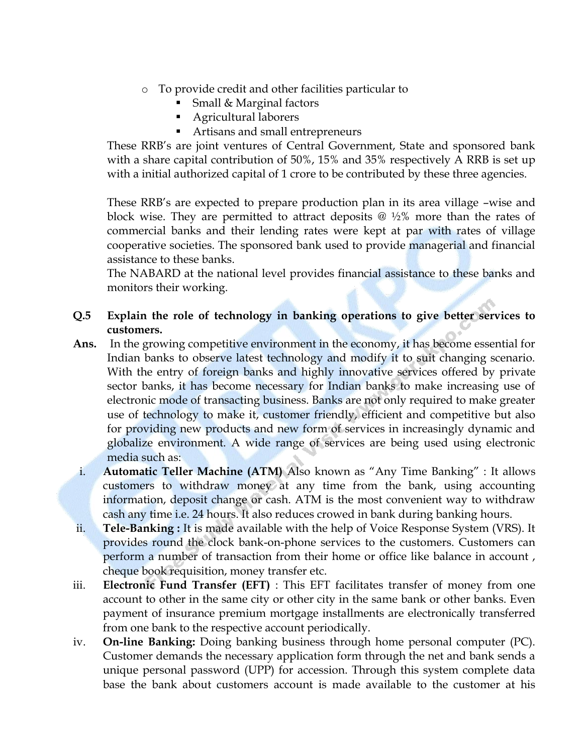- To provide credit and other facilities particular to
  - Small & Marginal factors
  - Agricultural laborers
  - Artisans and small entrepreneurs

These RRB's are joint ventures of Central Government, State and sponsored bank with a share capital contribution of 50%, 15% and 35% respectively A RRB is set up with a initial authorized capital of 1 crore to be contributed by these three agencies.

These RRB's are expected to prepare production plan in its area village –wise and block wise. They are permitted to attract deposits @ ½% more than the rates of commercial banks and their lending rates were kept at par with rates of village cooperative societies. The sponsored bank used to provide managerial and financial assistance to these banks.

The NABARD at the national level provides financial assistance to these banks and monitors their working.

**Q.5 Explain the role of technology in banking operations to give better services to customers.**

**Ans.** In the growing competitive environment in the economy, it has become essential for Indian banks to observe latest technology and modify it to suit changing scenario. With the entry of foreign banks and highly innovative services offered by private sector banks, it has become necessary for Indian banks to make increasing use of electronic mode of transacting business. Banks are not only required to make greater use of technology to make it, customer friendly, efficient and competitive but also for providing new products and new form of services in increasingly dynamic and globalize environment. A wide range of services are being used using electronic media such as:

i. **Automatic Teller Machine (ATM)** Also known as "Any Time Banking" : It allows customers to withdraw money at any time from the bank, using accounting information, deposit change or cash. ATM is the most convenient way to withdraw cash any time i.e. 24 hours. It also reduces crowed in bank during banking hours.

ii. **Tele-Banking :** It is made available with the help of Voice Response System (VRS). It provides round the clock bank-on-phone services to the customers. Customers can perform a number of transaction from their home or office like balance in account , cheque book requisition, money transfer etc.

iii. **Electronic Fund Transfer (EFT)** : This EFT facilitates transfer of money from one account to other in the same city or other city in the same bank or other banks. Even payment of insurance premium mortgage installments are electronically transferred from one bank to the respective account periodically.

iv. **On-line Banking:** Doing banking business through home personal computer (PC). Customer demands the necessary application form through the net and bank sends a unique personal password (UPP) for accession. Through this system complete data base the bank about customers account is made available to the customer at his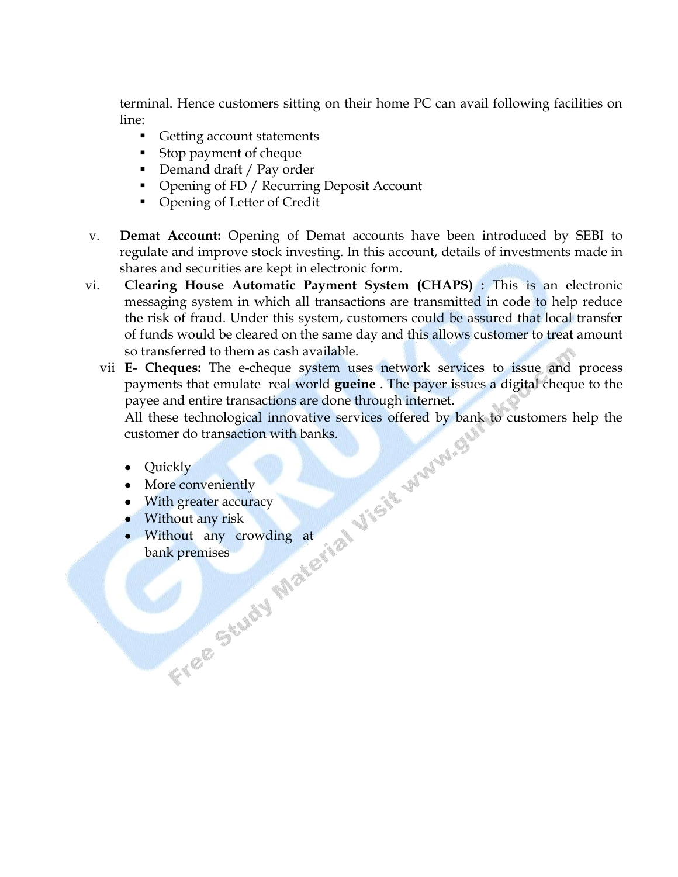terminal. Hence customers sitting on their home PC can avail following facilities on line:

- Getting account statements
- Stop payment of cheque
- Demand draft / Pay order
- Opening of FD / Recurring Deposit Account
- Opening of Letter of Credit

v. **Demat Account:** Opening of Demat accounts have been introduced by SEBI to regulate and improve stock investing. In this account, details of investments made in shares and securities are kept in electronic form.

vi. **Clearing House Automatic Payment System (CHAPS) :** This is an electronic messaging system in which all transactions are transmitted in code to help reduce the risk of fraud. Under this system, customers could be assured that local transfer of funds would be cleared on the same day and this allows customer to treat amount so transferred to them as cash available.

vii **E- Cheques:** The e-cheque system uses network services to issue and process payments that emulate real world **gueine** . The payer issues a digital cheque to the payee and entire transactions are done through internet.

All these technological innovative services offered by bank to customers help the customer do transaction with banks.

- Quickly
- More conveniently
- With greater accuracy
- Without any risk
- Without any crowding at bank premises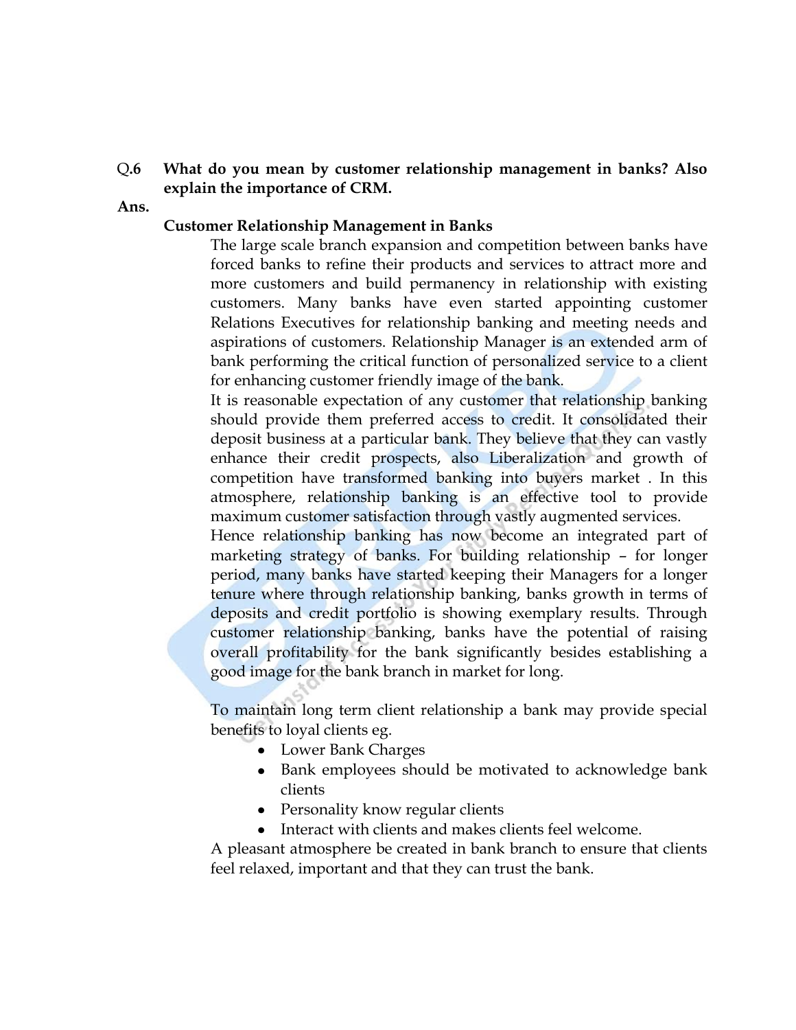**Q.6 What do you mean by customer relationship management in banks? Also explain the importance of CRM.**

**Ans.**

**Customer Relationship Management in Banks**

The large scale branch expansion and competition between banks have forced banks to refine their products and services to attract more and more customers and build permanency in relationship with existing customers. Many banks have even started appointing customer Relations Executives for relationship banking and meeting needs and aspirations of customers. Relationship Manager is an extended arm of bank performing the critical function of personalized service to a client for enhancing customer friendly image of the bank.

It is reasonable expectation of any customer that relationship banking should provide them preferred access to credit. It consolidated their deposit business at a particular bank. They believe that they can vastly enhance their credit prospects, also Liberalization and growth of competition have transformed banking into buyers market . In this atmosphere, relationship banking is an effective tool to provide maximum customer satisfaction through vastly augmented services.

Hence relationship banking has now become an integrated part of marketing strategy of banks. For building relationship – for longer period, many banks have started keeping their Managers for a longer tenure where through relationship banking, banks growth in terms of deposits and credit portfolio is showing exemplary results. Through customer relationship banking, banks have the potential of raising overall profitability for the bank significantly besides establishing a good image for the bank branch in market for long.

To maintain long term client relationship a bank may provide special benefits to loyal clients eg.

- Lower Bank Charges
- Bank employees should be motivated to acknowledge bank clients
- Personality know regular clients
- Interact with clients and makes clients feel welcome.

A pleasant atmosphere be created in bank branch to ensure that clients feel relaxed, important and that they can trust the bank.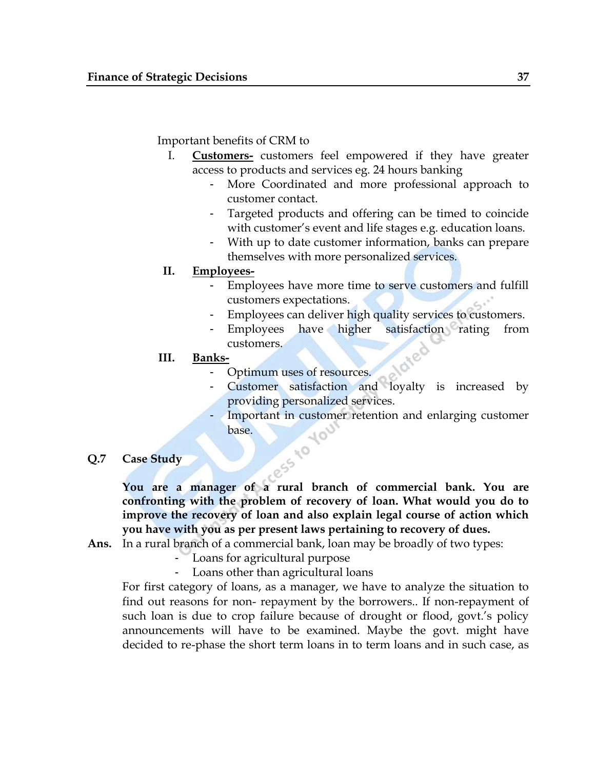Important benefits of CRM to

I. **Customers-** customers feel empowered if they have greater access to products and services eg. 24 hours banking
   - More Coordinated and more professional approach to customer contact.
   - Targeted products and offering can be timed to coincide with customer's event and life stages e.g. education loans.
   - With up to date customer information, banks can prepare themselves with more personalized services.

II. **Employees-**
   - Employees have more time to serve customers and fulfill customers expectations.
   - Employees can deliver high quality services to customers.
   - Employees have higher satisfaction rating from customers.

III. **Banks-**
   - Optimum uses of resources.
   - Customer satisfaction and loyalty is increased by providing personalized services.
   - Important in customer retention and enlarging customer base.

**Q.7 Case Study**

**You are a manager of a rural branch of commercial bank. You are confronting with the problem of recovery of loan. What would you do to improve the recovery of loan and also explain legal course of action which you have with you as per present laws pertaining to recovery of dues.**

**Ans.** In a rural branch of a commercial bank, loan may be broadly of two types:

- Loans for agricultural purpose
- Loans other than agricultural loans

For first category of loans, as a manager, we have to analyze the situation to find out reasons for non- repayment by the borrowers.. If non-repayment of such loan is due to crop failure because of drought or flood, govt.'s policy announcements will have to be examined. Maybe the govt. might have decided to re-phase the short term loans in to term loans and in such case, as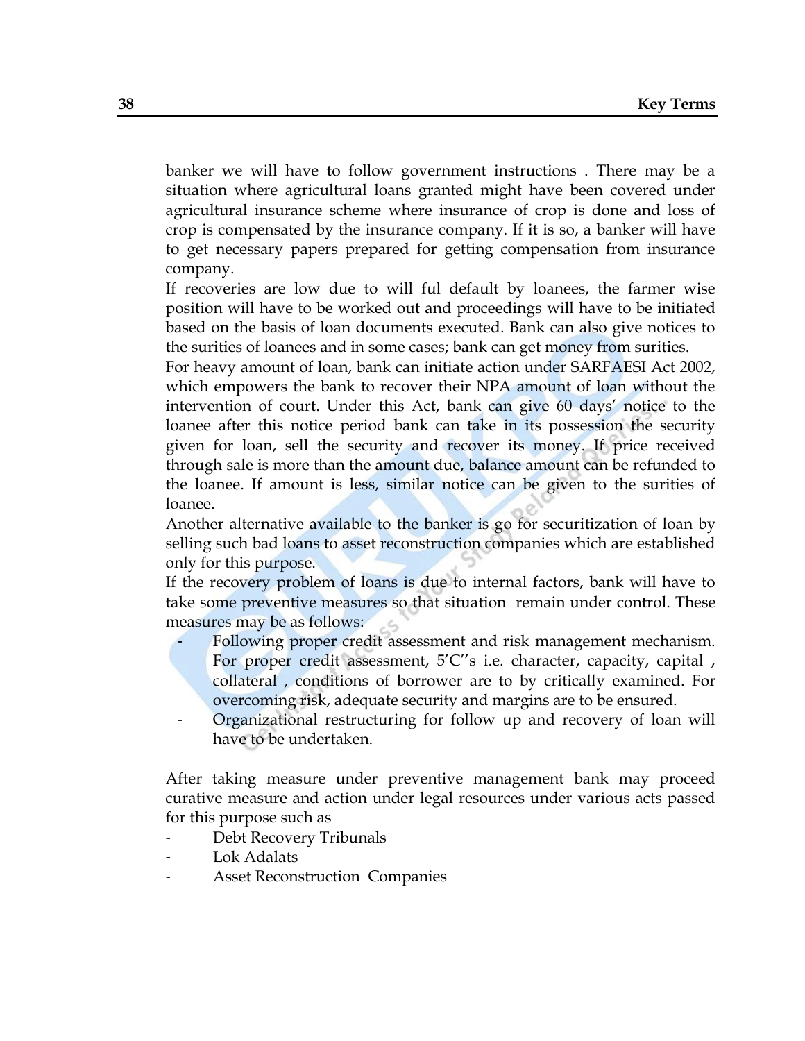banker we will have to follow government instructions . There may be a situation where agricultural loans granted might have been covered under agricultural insurance scheme where insurance of crop is done and loss of crop is compensated by the insurance company. If it is so, a banker will have to get necessary papers prepared for getting compensation from insurance company.

If recoveries are low due to will ful default by loanees, the farmer wise position will have to be worked out and proceedings will have to be initiated based on the basis of loan documents executed. Bank can also give notices to the surities of loanees and in some cases; bank can get money from surities.

For heavy amount of loan, bank can initiate action under SARFAESI Act 2002, which empowers the bank to recover their NPA amount of loan without the intervention of court. Under this Act, bank can give 60 days' notice to the loanee after this notice period bank can take in its possession the security given for loan, sell the security and recover its money. If price received through sale is more than the amount due, balance amount can be refunded to the loanee. If amount is less, similar notice can be given to the surities of loanee.

Another alternative available to the banker is go for securitization of loan by selling such bad loans to asset reconstruction companies which are established only for this purpose.

If the recovery problem of loans is due to internal factors, bank will have to take some preventive measures so that situation remain under control. These measures may be as follows:

- Following proper credit assessment and risk management mechanism. For proper credit assessment, 5'C''s i.e. character, capacity, capital , collateral , conditions of borrower are to by critically examined. For overcoming risk, adequate security and margins are to be ensured.
- Organizational restructuring for follow up and recovery of loan will have to be undertaken.

After taking measure under preventive management bank may proceed curative measure and action under legal resources under various acts passed for this purpose such as

- Debt Recovery Tribunals
- Lok Adalats
- Asset Reconstruction Companies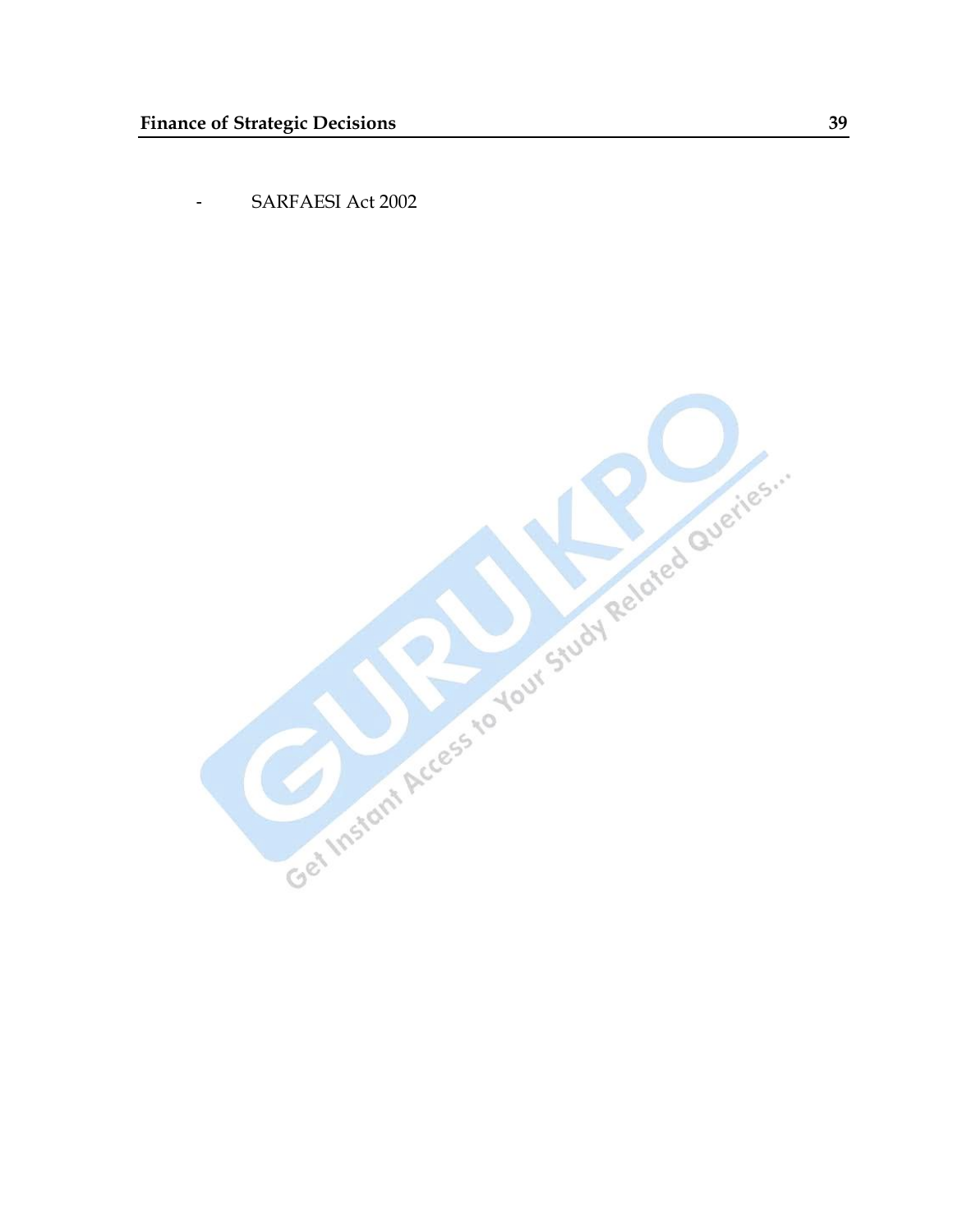- SARFAESI Act 2002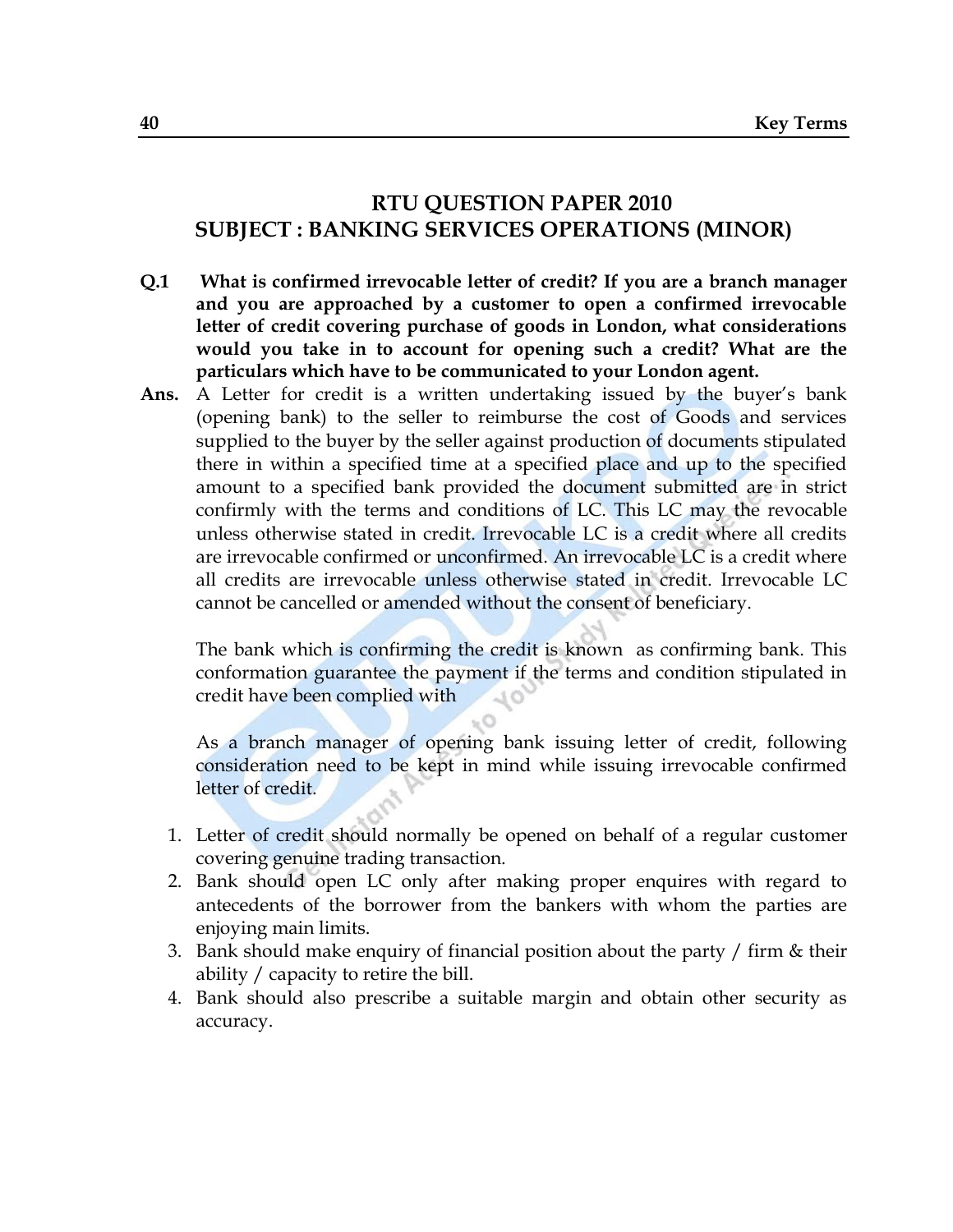# RTU QUESTION PAPER 2010
# SUBJECT : BANKING SERVICES OPERATIONS (MINOR)

**Q.1 What is confirmed irrevocable letter of credit? If you are a branch manager and you are approached by a customer to open a confirmed irrevocable letter of credit covering purchase of goods in London, what considerations would you take in to account for opening such a credit? What are the particulars which have to be communicated to your London agent.**

**Ans.** A Letter for credit is a written undertaking issued by the buyer's bank (opening bank) to the seller to reimburse the cost of Goods and services supplied to the buyer by the seller against production of documents stipulated there in within a specified time at a specified place and up to the specified amount to a specified bank provided the document submitted are in strict confirmly with the terms and conditions of LC. This LC may the revocable unless otherwise stated in credit. Irrevocable LC is a credit where all credits are irrevocable confirmed or unconfirmed. An irrevocable LC is a credit where all credits are irrevocable unless otherwise stated in credit. Irrevocable LC cannot be cancelled or amended without the consent of beneficiary.

The bank which is confirming the credit is known as confirming bank. This conformation guarantee the payment if the terms and condition stipulated in credit have been complied with

As a branch manager of opening bank issuing letter of credit, following consideration need to be kept in mind while issuing irrevocable confirmed letter of credit.

1. Letter of credit should normally be opened on behalf of a regular customer covering genuine trading transaction.
2. Bank should open LC only after making proper enquires with regard to antecedents of the borrower from the bankers with whom the parties are enjoying main limits.
3. Bank should make enquiry of financial position about the party / firm & their ability / capacity to retire the bill.
4. Bank should also prescribe a suitable margin and obtain other security as accuracy.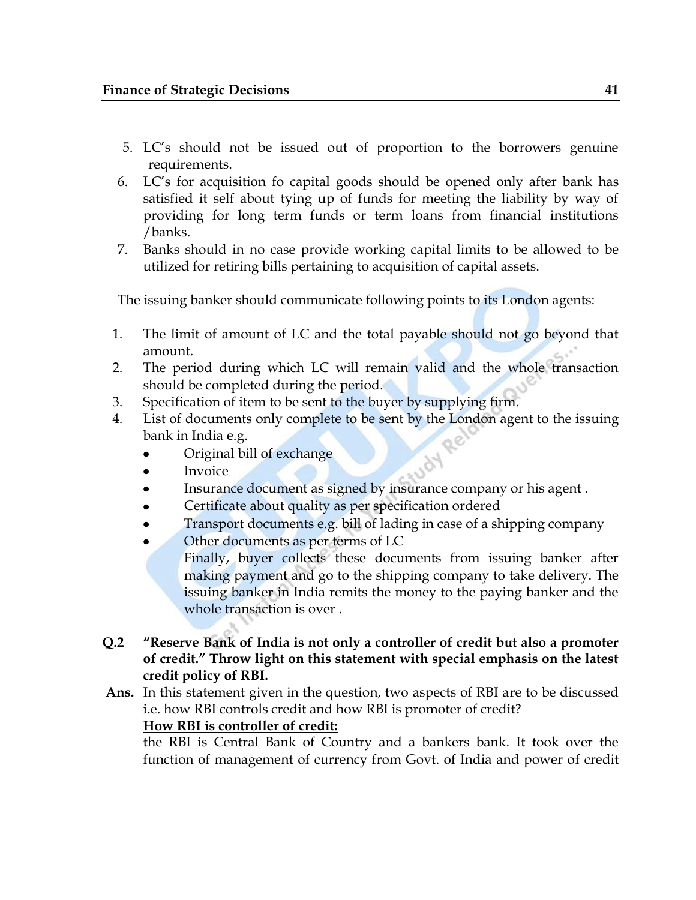5. LC's should not be issued out of proportion to the borrowers genuine requirements.
6. LC's for acquisition fo capital goods should be opened only after bank has satisfied it self about tying up of funds for meeting the liability by way of providing for long term funds or term loans from financial institutions /banks.
7. Banks should in no case provide working capital limits to be allowed to be utilized for retiring bills pertaining to acquisition of capital assets.

The issuing banker should communicate following points to its London agents:

1. The limit of amount of LC and the total payable should not go beyond that amount.
2. The period during which LC will remain valid and the whole transaction should be completed during the period.
3. Specification of item to be sent to the buyer by supplying firm.
4. List of documents only complete to be sent by the London agent to the issuing bank in India e.g.
   - Original bill of exchange
   - Invoice
   - Insurance document as signed by insurance company or his agent .
   - Certificate about quality as per specification ordered
   - Transport documents e.g. bill of lading in case of a shipping company
   - Other documents as per terms of LC

   Finally, buyer collects these documents from issuing banker after making payment and go to the shipping company to take delivery. The issuing banker in India remits the money to the paying banker and the whole transaction is over .

**Q.2 "Reserve Bank of India is not only a controller of credit but also a promoter of credit." Throw light on this statement with special emphasis on the latest credit policy of RBI.**

**Ans.** In this statement given in the question, two aspects of RBI are to be discussed i.e. how RBI controls credit and how RBI is promoter of credit?

**<u>How RBI is controller of credit:</u>**

the RBI is Central Bank of Country and a bankers bank. It took over the function of management of currency from Govt. of India and power of credit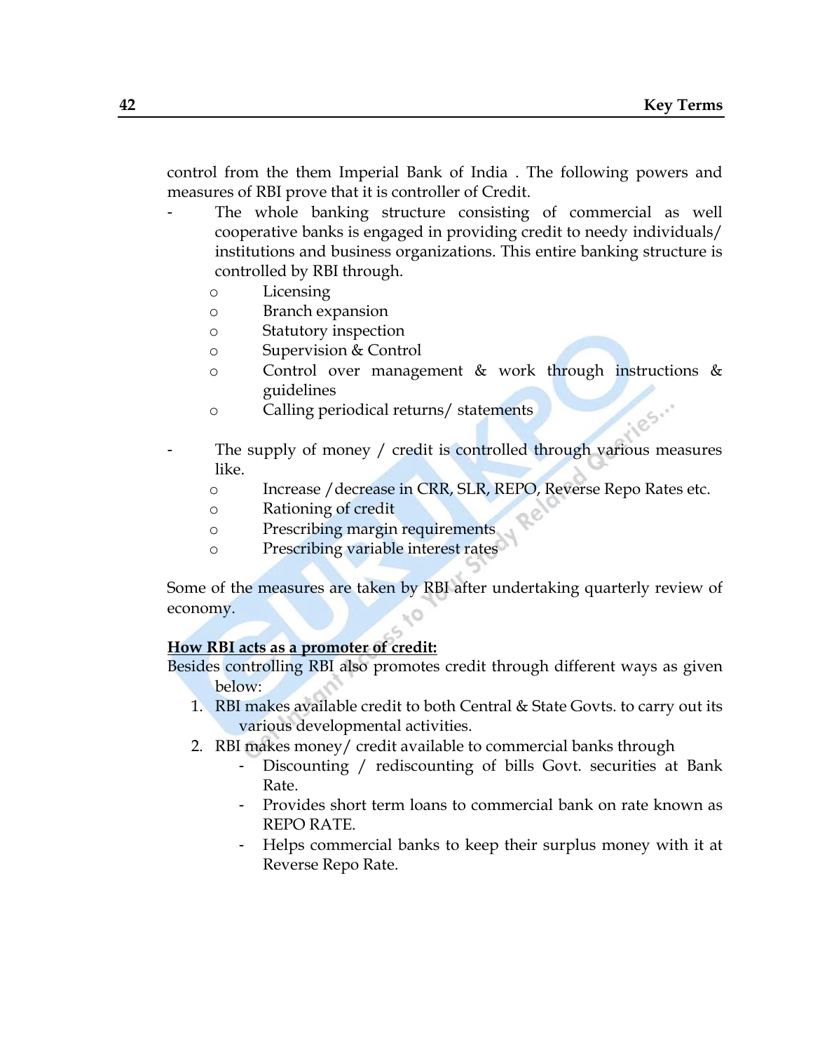control from the them Imperial Bank of India . The following powers and measures of RBI prove that it is controller of Credit.

- The whole banking structure consisting of commercial as well cooperative banks is engaged in providing credit to needy individuals/ institutions and business organizations. This entire banking structure is controlled by RBI through.
    - Licensing
    - Branch expansion
    - Statutory inspection
    - Supervision & Control
    - Control over management & work through instructions & guidelines
    - Calling periodical returns/ statements

- The supply of money / credit is controlled through various measures like.
    - Increase /decrease in CRR, SLR, REPO, Reverse Repo Rates etc.
    - Rationing of credit
    - Prescribing margin requirements
    - Prescribing variable interest rates

Some of the measures are taken by RBI after undertaking quarterly review of economy.

**<u>How RBI acts as a promoter of credit:</u>**

Besides controlling RBI also promotes credit through different ways as given below:

1. RBI makes available credit to both Central & State Govts. to carry out its various developmental activities.
2. RBI makes money/ credit available to commercial banks through
    - Discounting / rediscounting of bills Govt. securities at Bank Rate.
    - Provides short term loans to commercial bank on rate known as REPO RATE.
    - Helps commercial banks to keep their surplus money with it at Reverse Repo Rate.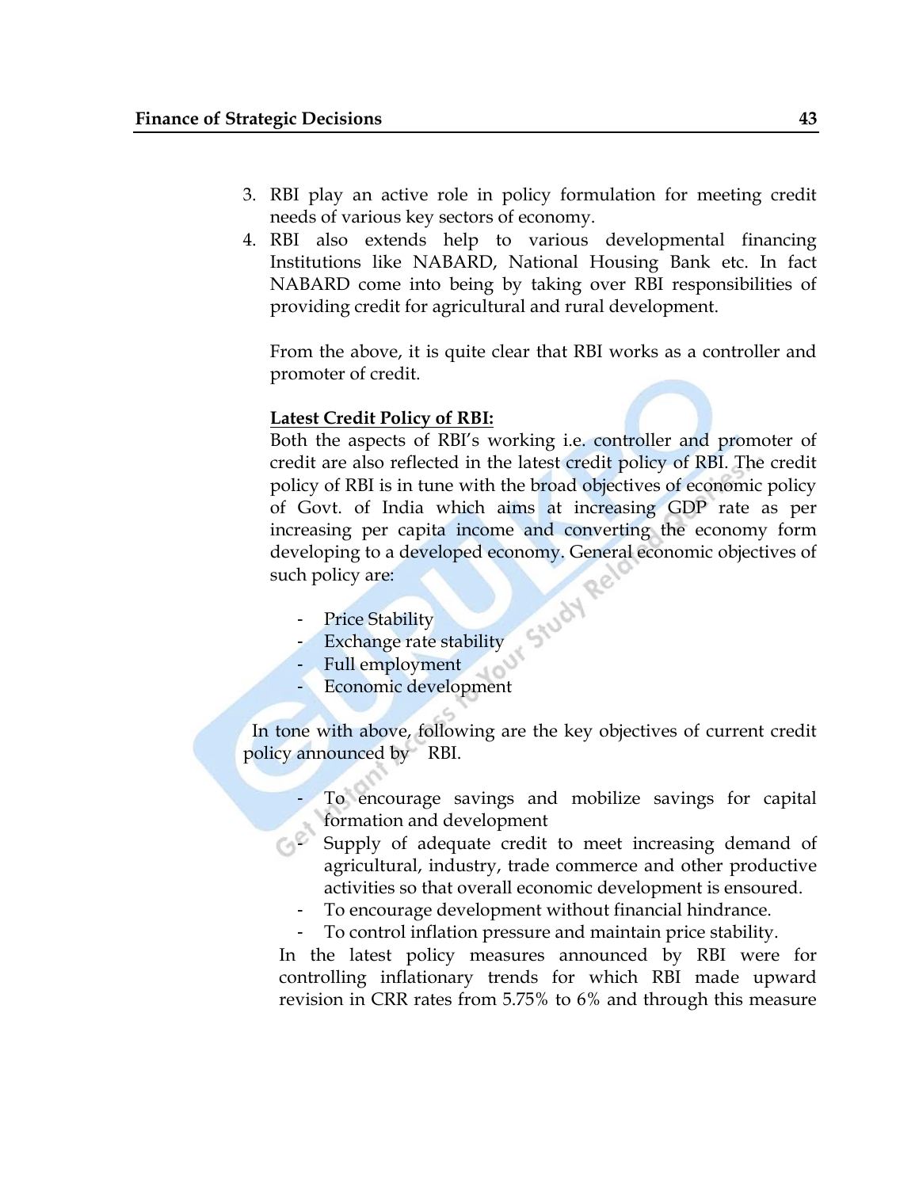3. RBI play an active role in policy formulation for meeting credit needs of various key sectors of economy.
4. RBI also extends help to various developmental financing Institutions like NABARD, National Housing Bank etc. In fact NABARD come into being by taking over RBI responsibilities of providing credit for agricultural and rural development.

From the above, it is quite clear that RBI works as a controller and promoter of credit.

**Latest Credit Policy of RBI:**

Both the aspects of RBI's working i.e. controller and promoter of credit are also reflected in the latest credit policy of RBI. The credit policy of RBI is in tune with the broad objectives of economic policy of Govt. of India which aims at increasing GDP rate as per increasing per capita income and converting the economy form developing to a developed economy. General economic objectives of such policy are:

- Price Stability
- Exchange rate stability
- Full employment
- Economic development

In tone with above, following are the key objectives of current credit policy announced by RBI.

- To encourage savings and mobilize savings for capital formation and development
- Supply of adequate credit to meet increasing demand of agricultural, industry, trade commerce and other productive activities so that overall economic development is ensoured.
- To encourage development without financial hindrance.
- To control inflation pressure and maintain price stability.

In the latest policy measures announced by RBI were for controlling inflationary trends for which RBI made upward revision in CRR rates from 5.75% to 6% and through this measure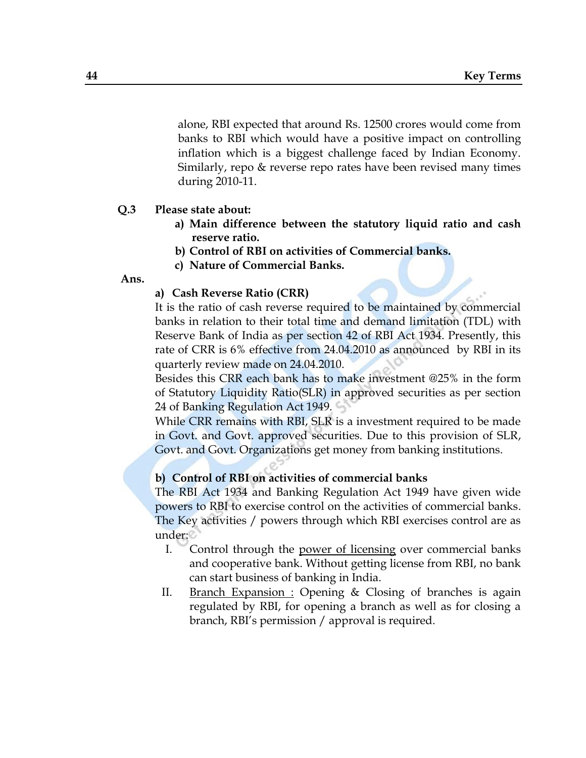alone, RBI expected that around Rs. 12500 crores would come from banks to RBI which would have a positive impact on controlling inflation which is a biggest challenge faced by Indian Economy. Similarly, repo & reverse repo rates have been revised many times during 2010-11.

**Q.3 Please state about:**

a) **Main difference between the statutory liquid ratio and cash reserve ratio.**
b) **Control of RBI on activities of Commercial banks.**
c) **Nature of Commercial Banks.**

**Ans.**

**a) Cash Reverse Ratio (CRR)**

It is the ratio of cash reverse required to be maintained by commercial banks in relation to their total time and demand limitation (TDL) with Reserve Bank of India as per section 42 of RBI Act 1934. Presently, this rate of CRR is 6% effective from 24.04.2010 as announced by RBI in its quarterly review made on 24.04.2010.

Besides this CRR each bank has to make investment @25% in the form of Statutory Liquidity Ratio(SLR) in approved securities as per section 24 of Banking Regulation Act 1949.

While CRR remains with RBI, SLR is a investment required to be made in Govt. and Govt. approved securities. Due to this provision of SLR, Govt. and Govt. Organizations get money from banking institutions.

**b) Control of RBI on activities of commercial banks**

The RBI Act 1934 and Banking Regulation Act 1949 have given wide powers to RBI to exercise control on the activities of commercial banks. The Key activities / powers through which RBI exercises control are as under:

I. Control through the <u>power of licensing</u> over commercial banks and cooperative bank. Without getting license from RBI, no bank can start business of banking in India.

II. <u>Branch Expansion :</u> Opening & Closing of branches is again regulated by RBI, for opening a branch as well as for closing a branch, RBI's permission / approval is required.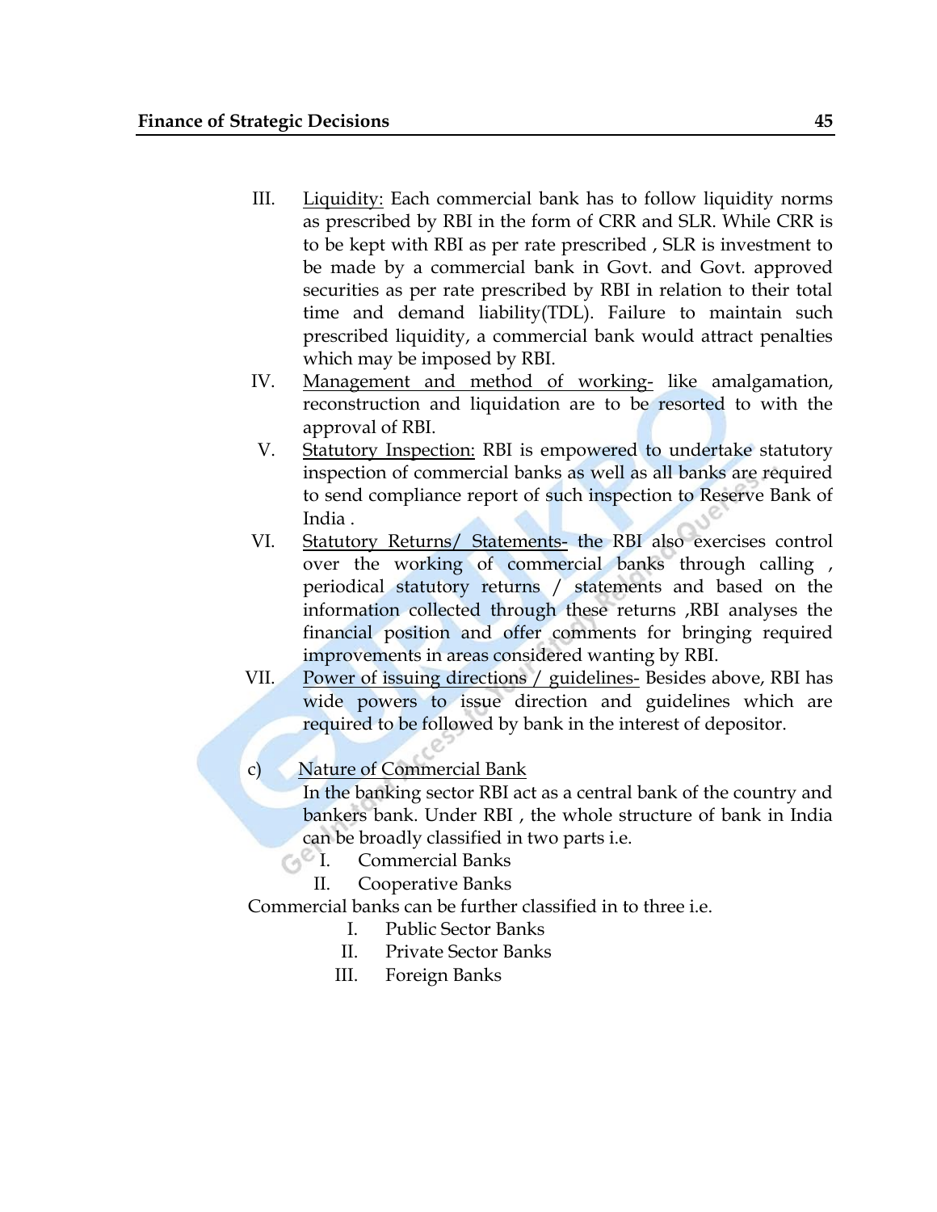III. <u>Liquidity:</u> Each commercial bank has to follow liquidity norms as prescribed by RBI in the form of CRR and SLR. While CRR is to be kept with RBI as per rate prescribed , SLR is investment to be made by a commercial bank in Govt. and Govt. approved securities as per rate prescribed by RBI in relation to their total time and demand liability(TDL). Failure to maintain such prescribed liquidity, a commercial bank would attract penalties which may be imposed by RBI.

IV. <u>Management and method of working-</u> like amalgamation, reconstruction and liquidation are to be resorted to with the approval of RBI.

V. <u>Statutory Inspection:</u> RBI is empowered to undertake statutory inspection of commercial banks as well as all banks are required to send compliance report of such inspection to Reserve Bank of India .

VI. <u>Statutory Returns/ Statements-</u> the RBI also exercises control over the working of commercial banks through calling , periodical statutory returns / statements and based on the information collected through these returns ,RBI analyses the financial position and offer comments for bringing required improvements in areas considered wanting by RBI.

VII. <u>Power of issuing directions / guidelines-</u> Besides above, RBI has wide powers to issue direction and guidelines which are required to be followed by bank in the interest of depositor.

c) <u>Nature of Commercial Bank</u>

In the banking sector RBI act as a central bank of the country and bankers bank. Under RBI , the whole structure of bank in India can be broadly classified in two parts i.e.

I. Commercial Banks
II. Cooperative Banks

Commercial banks can be further classified in to three i.e.

I. Public Sector Banks
II. Private Sector Banks
III. Foreign Banks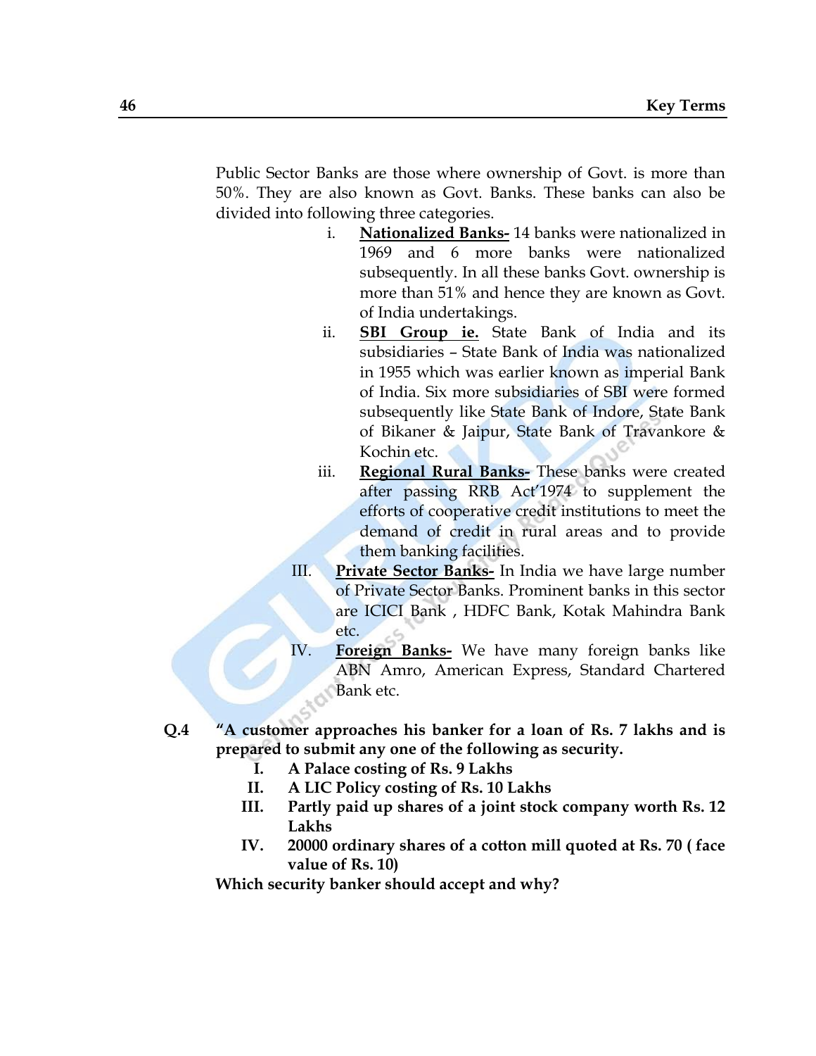Public Sector Banks are those where ownership of Govt. is more than 50%. They are also known as Govt. Banks. These banks can also be divided into following three categories.

i. **<u>Nationalized Banks-</u>** 14 banks were nationalized in 1969 and 6 more banks were nationalized subsequently. In all these banks Govt. ownership is more than 51% and hence they are known as Govt. of India undertakings.

ii. **<u>SBI Group ie.</u>** State Bank of India and its subsidiaries – State Bank of India was nationalized in 1955 which was earlier known as imperial Bank of India. Six more subsidiaries of SBI were formed subsequently like State Bank of Indore, State Bank of Bikaner & Jaipur, State Bank of Travankore & Kochin etc.

iii. **<u>Regional Rural Banks-</u>** These banks were created after passing RRB Act'1974 to supplement the efforts of cooperative credit institutions to meet the demand of credit in rural areas and to provide them banking facilities.

III. **<u>Private Sector Banks-</u>** In India we have large number of Private Sector Banks. Prominent banks in this sector are ICICI Bank , HDFC Bank, Kotak Mahindra Bank etc.

IV. **<u>Foreign Banks-</u>** We have many foreign banks like ABN Amro, American Express, Standard Chartered Bank etc.

**Q.4 "A customer approaches his banker for a loan of Rs. 7 lakhs and is prepared to submit any one of the following as security.**

**I. A Palace costing of Rs. 9 Lakhs**

**II. A LIC Policy costing of Rs. 10 Lakhs**

**III. Partly paid up shares of a joint stock company worth Rs. 12 Lakhs**

**IV. 20000 ordinary shares of a cotton mill quoted at Rs. 70 ( face value of Rs. 10)**

**Which security banker should accept and why?**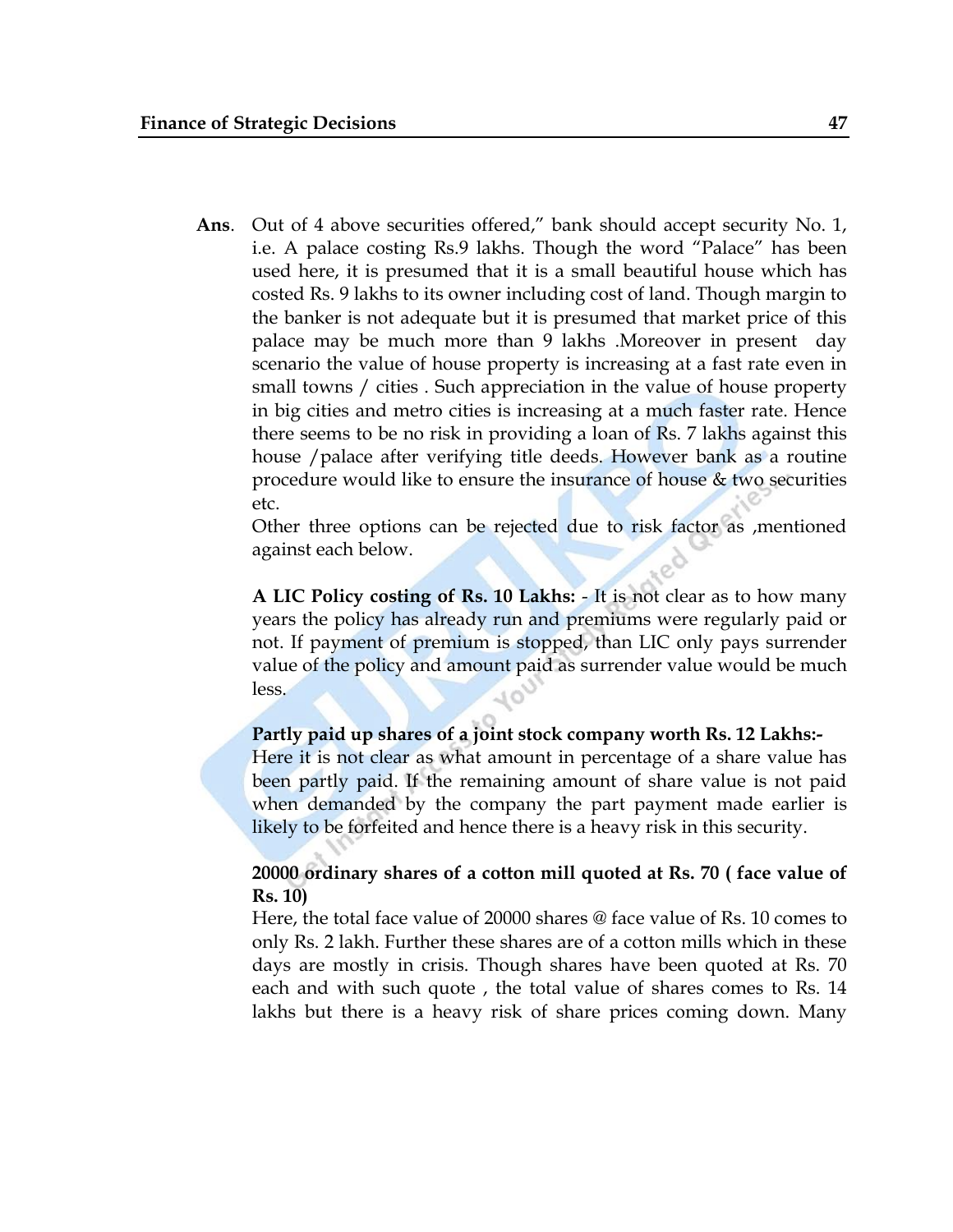**Ans**. Out of 4 above securities offered," bank should accept security No. 1, i.e. A palace costing Rs.9 lakhs. Though the word "Palace" has been used here, it is presumed that it is a small beautiful house which has costed Rs. 9 lakhs to its owner including cost of land. Though margin to the banker is not adequate but it is presumed that market price of this palace may be much more than 9 lakhs .Moreover in present day scenario the value of house property is increasing at a fast rate even in small towns / cities . Such appreciation in the value of house property in big cities and metro cities is increasing at a much faster rate. Hence there seems to be no risk in providing a loan of Rs. 7 lakhs against this house /palace after verifying title deeds. However bank as a routine procedure would like to ensure the insurance of house & two securities etc.

Other three options can be rejected due to risk factor as ,mentioned against each below.

**A LIC Policy costing of Rs. 10 Lakhs:** - It is not clear as to how many years the policy has already run and premiums were regularly paid or not. If payment of premium is stopped, than LIC only pays surrender value of the policy and amount paid as surrender value would be much less.

**Partly paid up shares of a joint stock company worth Rs. 12 Lakhs:-**
Here it is not clear as what amount in percentage of a share value has been partly paid. If the remaining amount of share value is not paid when demanded by the company the part payment made earlier is likely to be forfeited and hence there is a heavy risk in this security.

**20000 ordinary shares of a cotton mill quoted at Rs. 70 ( face value of Rs. 10)**
Here, the total face value of 20000 shares @ face value of Rs. 10 comes to only Rs. 2 lakh. Further these shares are of a cotton mills which in these days are mostly in crisis. Though shares have been quoted at Rs. 70 each and with such quote , the total value of shares comes to Rs. 14 lakhs but there is a heavy risk of share prices coming down. Many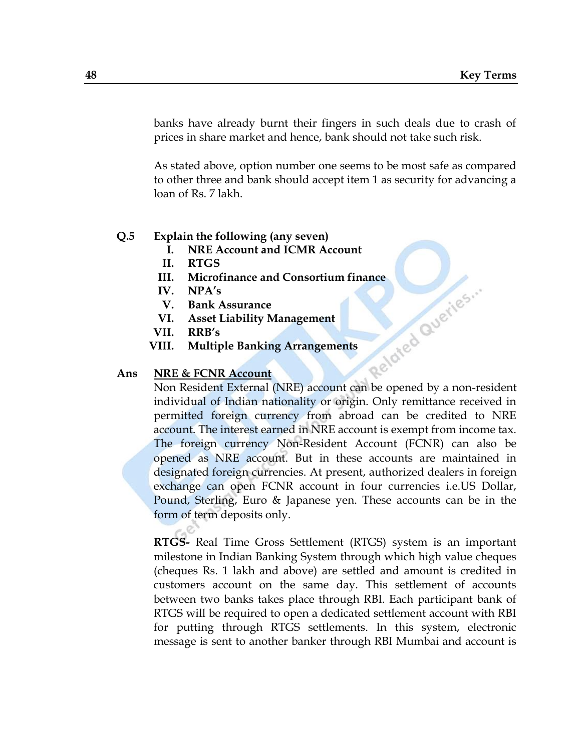banks have already burnt their fingers in such deals due to crash of prices in share market and hence, bank should not take such risk.

As stated above, option number one seems to be most safe as compared to other three and bank should accept item 1 as security for advancing a loan of Rs. 7 lakh.

**Q.5 Explain the following (any seven)**

I. **NRE Account and ICMR Account**
II. **RTGS**
III. **Microfinance and Consortium finance**
IV. **NPA's**
V. **Bank Assurance**
VI. **Asset Liability Management**
VII. **RRB's**
VIII. **Multiple Banking Arrangements**

**Ans** **NRE & FCNR Account**

Non Resident External (NRE) account can be opened by a non-resident individual of Indian nationality or origin. Only remittance received in permitted foreign currency from abroad can be credited to NRE account. The interest earned in NRE account is exempt from income tax. The foreign currency Non-Resident Account (FCNR) can also be opened as NRE account. But in these accounts are maintained in designated foreign currencies. At present, authorized dealers in foreign exchange can open FCNR account in four currencies i.e.US Dollar, Pound, Sterling, Euro & Japanese yen. These accounts can be in the form of term deposits only.

**RTGS-** Real Time Gross Settlement (RTGS) system is an important milestone in Indian Banking System through which high value cheques (cheques Rs. 1 lakh and above) are settled and amount is credited in customers account on the same day. This settlement of accounts between two banks takes place through RBI. Each participant bank of RTGS will be required to open a dedicated settlement account with RBI for putting through RTGS settlements. In this system, electronic message is sent to another banker through RBI Mumbai and account is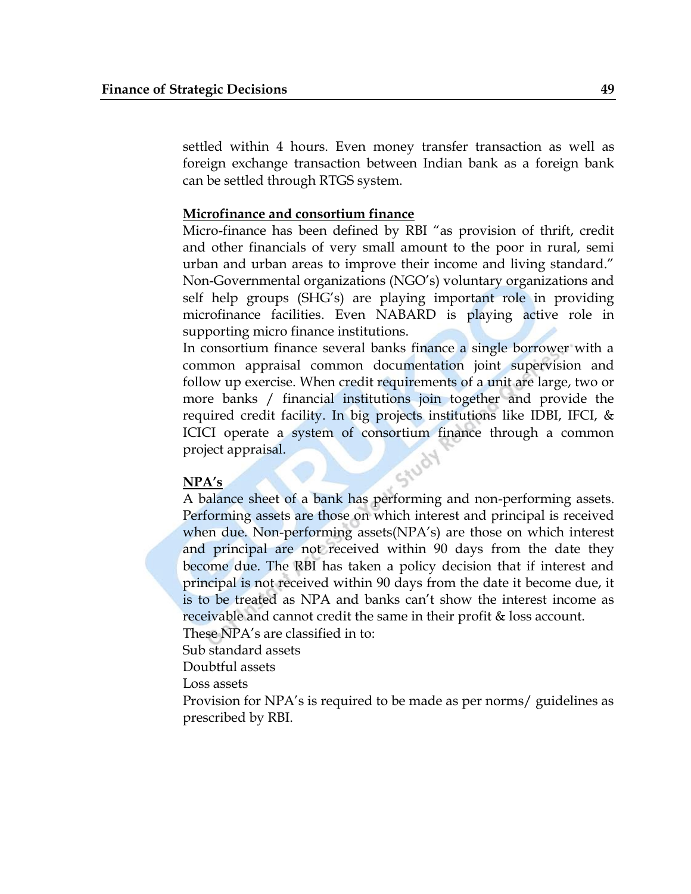settled within 4 hours. Even money transfer transaction as well as foreign exchange transaction between Indian bank as a foreign bank can be settled through RTGS system.

**Microfinance and consortium finance**

Micro-finance has been defined by RBI "as provision of thrift, credit and other financials of very small amount to the poor in rural, semi urban and urban areas to improve their income and living standard." Non-Governmental organizations (NGO's) voluntary organizations and self help groups (SHG's) are playing important role in providing microfinance facilities. Even NABARD is playing active role in supporting micro finance institutions.

In consortium finance several banks finance a single borrower with a common appraisal common documentation joint supervision and follow up exercise. When credit requirements of a unit are large, two or more banks / financial institutions join together and provide the required credit facility. In big projects institutions like IDBI, IFCI, & ICICI operate a system of consortium finance through a common project appraisal.

**NPA's**

A balance sheet of a bank has performing and non-performing assets. Performing assets are those on which interest and principal is received when due. Non-performing assets(NPA's) are those on which interest and principal are not received within 90 days from the date they become due. The RBI has taken a policy decision that if interest and principal is not received within 90 days from the date it become due, it is to be treated as NPA and banks can't show the interest income as receivable and cannot credit the same in their profit & loss account.

These NPA's are classified in to:

Sub standard assets

Doubtful assets

Loss assets

Provision for NPA's is required to be made as per norms/ guidelines as prescribed by RBI.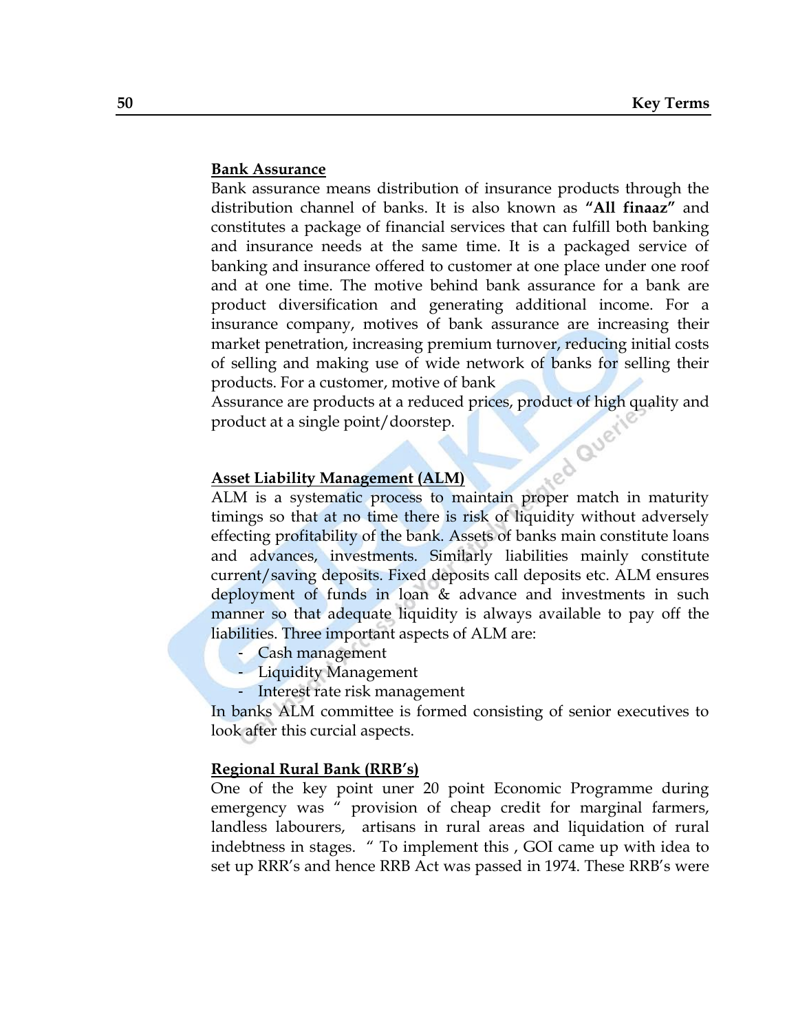**Bank Assurance**

Bank assurance means distribution of insurance products through the distribution channel of banks. It is also known as **"All finaaz"** and constitutes a package of financial services that can fulfill both banking and insurance needs at the same time. It is a packaged service of banking and insurance offered to customer at one place under one roof and at one time. The motive behind bank assurance for a bank are product diversification and generating additional income. For a insurance company, motives of bank assurance are increasing their market penetration, increasing premium turnover, reducing initial costs of selling and making use of wide network of banks for selling their products. For a customer, motive of bank
Assurance are products at a reduced prices, product of high quality and product at a single point/doorstep.

**Asset Liability Management (ALM)**

ALM is a systematic process to maintain proper match in maturity timings so that at no time there is risk of liquidity without adversely effecting profitability of the bank. Assets of banks main constitute loans and advances, investments. Similarly liabilities mainly constitute current/saving deposits. Fixed deposits call deposits etc. ALM ensures deployment of funds in loan & advance and investments in such manner so that adequate liquidity is always available to pay off the liabilities. Three important aspects of ALM are:

- Cash management
- Liquidity Management
- Interest rate risk management

In banks ALM committee is formed consisting of senior executives to look after this curcial aspects.

**Regional Rural Bank (RRB's)**

One of the key point uner 20 point Economic Programme during emergency was " provision of cheap credit for marginal farmers, landless labourers, artisans in rural areas and liquidation of rural indebtness in stages. " To implement this , GOI came up with idea to set up RRR's and hence RRB Act was passed in 1974. These RRB's were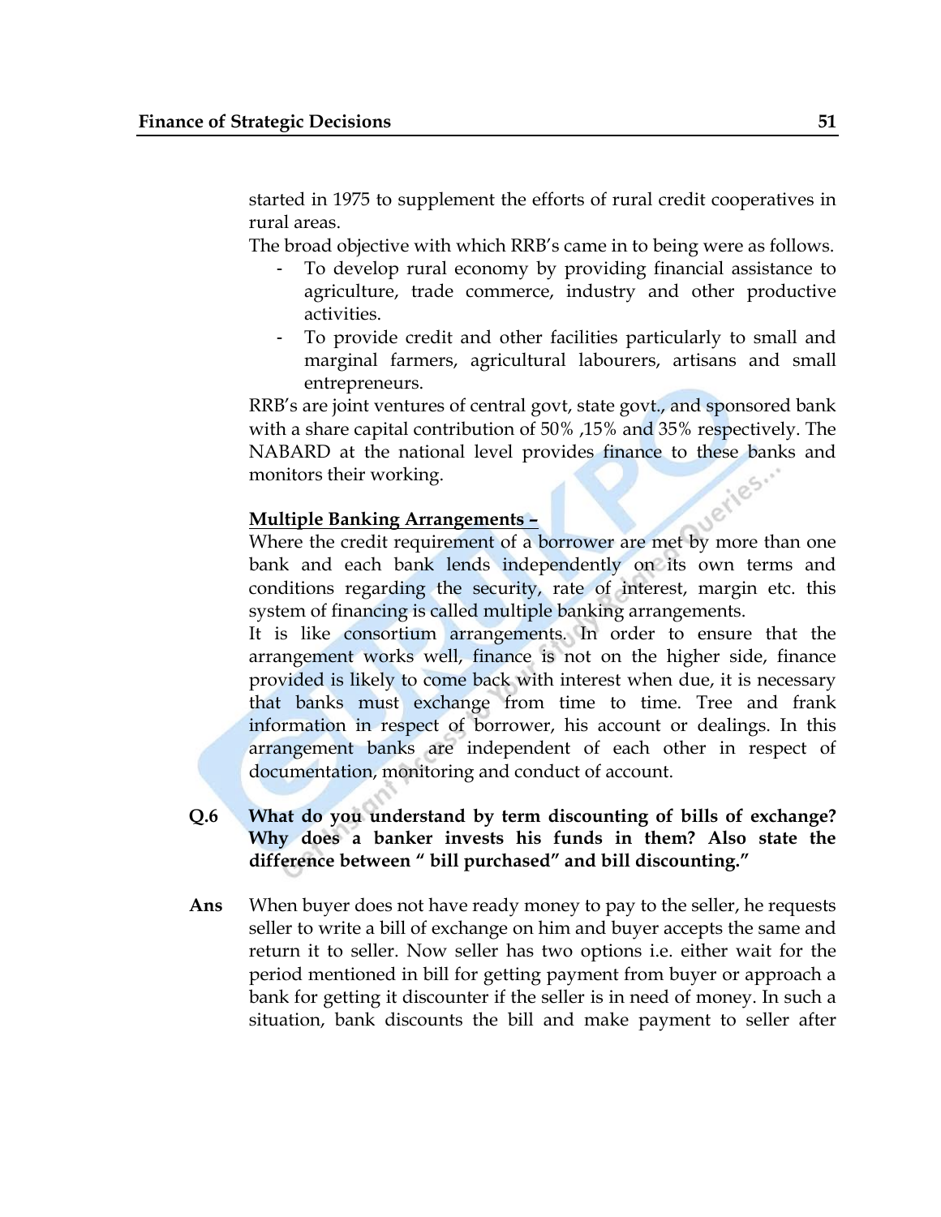started in 1975 to supplement the efforts of rural credit cooperatives in rural areas.

The broad objective with which RRB's came in to being were as follows.

- To develop rural economy by providing financial assistance to agriculture, trade commerce, industry and other productive activities.
- To provide credit and other facilities particularly to small and marginal farmers, agricultural labourers, artisans and small entrepreneurs.

RRB's are joint ventures of central govt, state govt., and sponsored bank with a share capital contribution of 50% ,15% and 35% respectively. The NABARD at the national level provides finance to these banks and monitors their working.

**Multiple Banking Arrangements –**

Where the credit requirement of a borrower are met by more than one bank and each bank lends independently on its own terms and conditions regarding the security, rate of interest, margin etc. this system of financing is called multiple banking arrangements.

It is like consortium arrangements. In order to ensure that the arrangement works well, finance is not on the higher side, finance provided is likely to come back with interest when due, it is necessary that banks must exchange from time to time. Tree and frank information in respect of borrower, his account or dealings. In this arrangement banks are independent of each other in respect of documentation, monitoring and conduct of account.

**Q.6 What do you understand by term discounting of bills of exchange? Why does a banker invests his funds in them? Also state the difference between " bill purchased" and bill discounting."**

**Ans** When buyer does not have ready money to pay to the seller, he requests seller to write a bill of exchange on him and buyer accepts the same and return it to seller. Now seller has two options i.e. either wait for the period mentioned in bill for getting payment from buyer or approach a bank for getting it discounter if the seller is in need of money. In such a situation, bank discounts the bill and make payment to seller after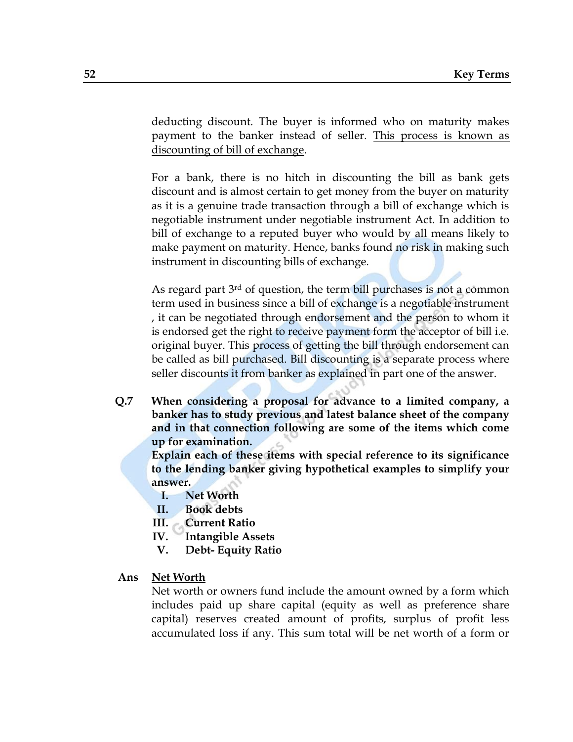deducting discount. The buyer is informed who on maturity makes payment to the banker instead of seller. <u>This process is known as discounting of bill of exchange</u>.

For a bank, there is no hitch in discounting the bill as bank gets discount and is almost certain to get money from the buyer on maturity as it is a genuine trade transaction through a bill of exchange which is negotiable instrument under negotiable instrument Act. In addition to bill of exchange to a reputed buyer who would by all means likely to make payment on maturity. Hence, banks found no risk in making such instrument in discounting bills of exchange.

As regard part 3rd of question, the term bill purchases is not a common term used in business since a bill of exchange is a negotiable instrument , it can be negotiated through endorsement and the person to whom it is endorsed get the right to receive payment form the acceptor of bill i.e. original buyer. This process of getting the bill through endorsement can be called as bill purchased. Bill discounting is a separate process where seller discounts it from banker as explained in part one of the answer.

**Q.7 When considering a proposal for advance to a limited company, a banker has to study previous and latest balance sheet of the company and in that connection following are some of the items which come up for examination.**

**Explain each of these items with special reference to its significance to the lending banker giving hypothetical examples to simplify your answer.**

- **I. Net Worth**
- **II. Book debts**
- **III. Current Ratio**
- **IV. Intangible Assets**
- **V. Debt- Equity Ratio**

**Ans** <u>**Net Worth**</u>

Net worth or owners fund include the amount owned by a form which includes paid up share capital (equity as well as preference share capital) reserves created amount of profits, surplus of profit less accumulated loss if any. This sum total will be net worth of a form or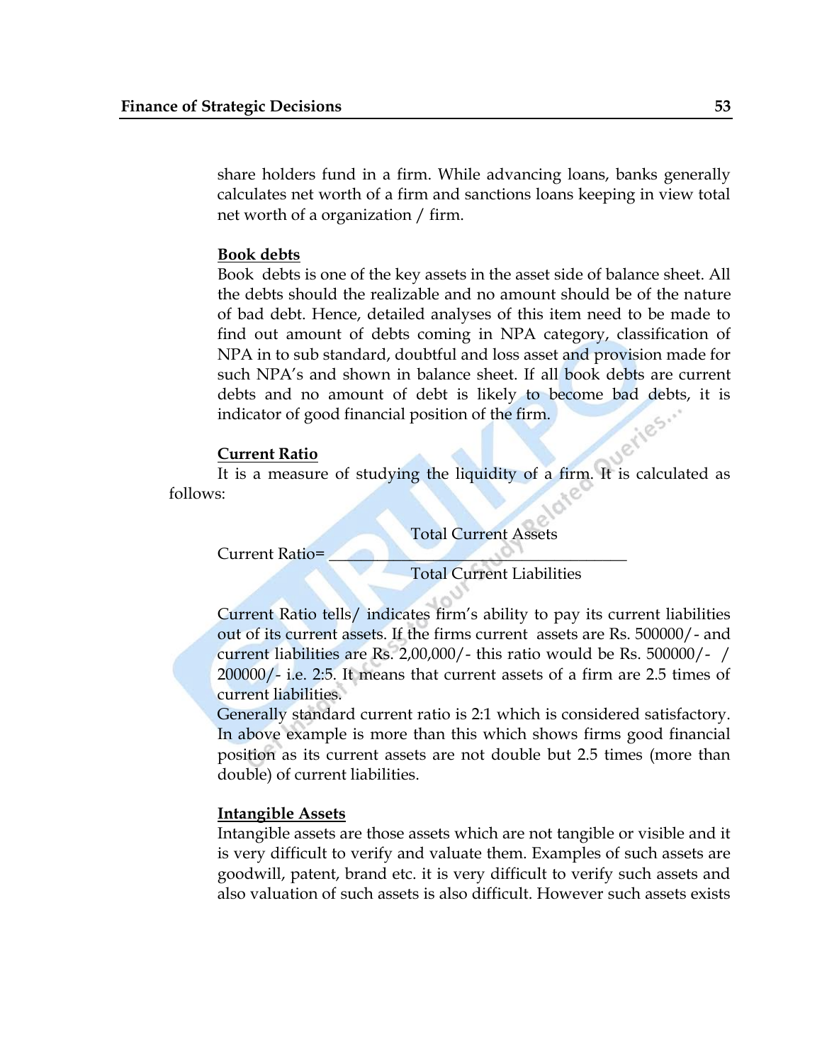share holders fund in a firm. While advancing loans, banks generally calculates net worth of a firm and sanctions loans keeping in view total net worth of a organization / firm.

**Book debts**

Book debts is one of the key assets in the asset side of balance sheet. All the debts should the realizable and no amount should be of the nature of bad debt. Hence, detailed analyses of this item need to be made to find out amount of debts coming in NPA category, classification of NPA in to sub standard, doubtful and loss asset and provision made for such NPA's and shown in balance sheet. If all book debts are current debts and no amount of debt is likely to become bad debts, it is indicator of good financial position of the firm.

**Current Ratio**

It is a measure of studying the liquidity of a firm. It is calculated as follows:

$$\text{Current Ratio} = \frac{\text{Total Current Assets}}{\text{Total Current Liabilities}}$$

Current Ratio tells/ indicates firm's ability to pay its current liabilities out of its current assets. If the firms current assets are Rs. 500000/- and current liabilities are Rs. 2,00,000/- this ratio would be Rs. 500000/- / 200000/- i.e. 2:5. It means that current assets of a firm are 2.5 times of current liabilities.

Generally standard current ratio is 2:1 which is considered satisfactory. In above example is more than this which shows firms good financial position as its current assets are not double but 2.5 times (more than double) of current liabilities.

**Intangible Assets**

Intangible assets are those assets which are not tangible or visible and it is very difficult to verify and valuate them. Examples of such assets are goodwill, patent, brand etc. it is very difficult to verify such assets and also valuation of such assets is also difficult. However such assets exists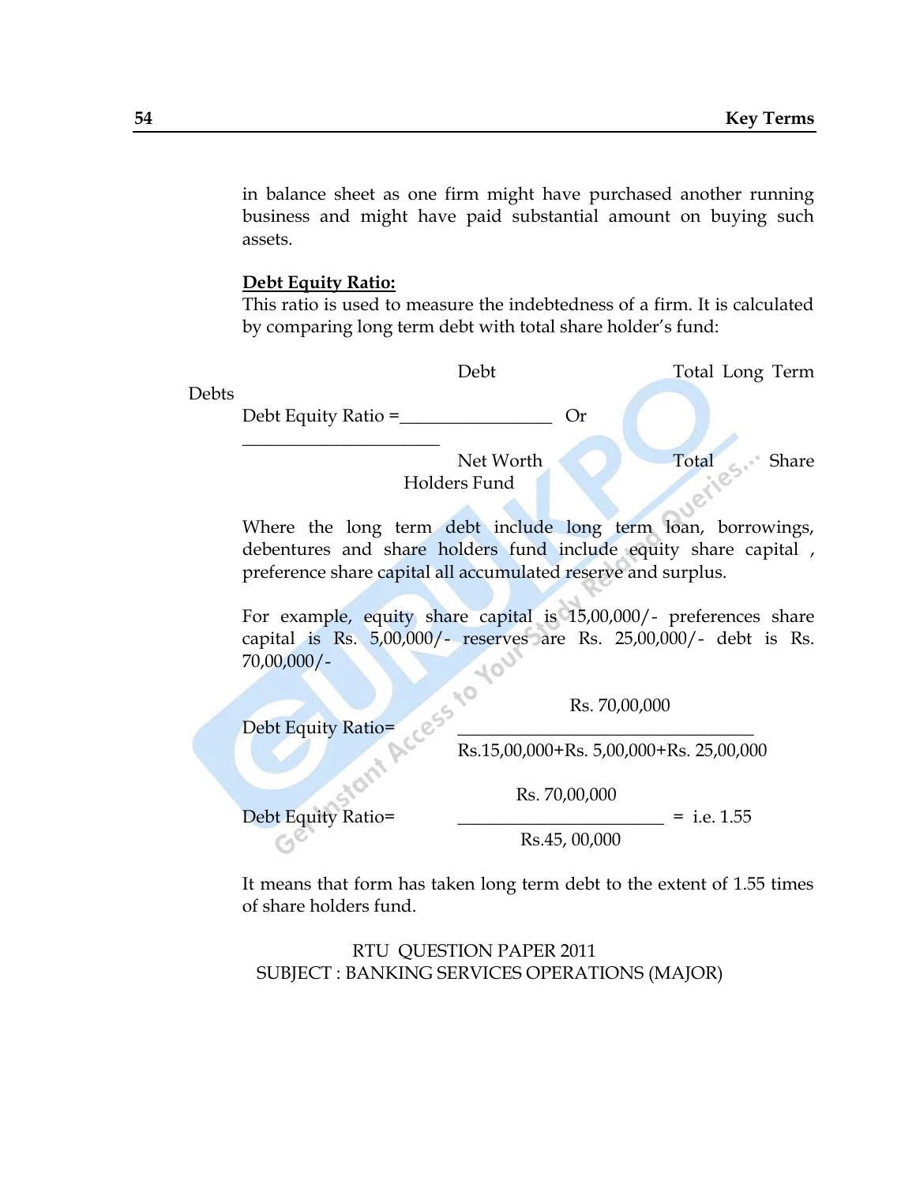in balance sheet as one firm might have purchased another running business and might have paid substantial amount on buying such assets.

**Debt Equity Ratio:**

This ratio is used to measure the indebtedness of a firm. It is calculated by comparing long term debt with total share holder's fund:

$$\text{Debt Equity Ratio} = \frac{\text{Debt}}{\text{Net Worth}} \quad \text{Or} \quad \frac{\text{Total Long Term Debts}}{\text{Total Share Holders Fund}}$$

Where the long term debt include long term loan, borrowings, debentures and share holders fund include equity share capital , preference share capital all accumulated reserve and surplus.

For example, equity share capital is 15,00,000/- preferences share capital is Rs. 5,00,000/- reserves are Rs. 25,00,000/- debt is Rs. 70,00,000/-

$$\text{Debt Equity Ratio} = \frac{\text{Rs. } 70{,}00{,}000}{\text{Rs.}15{,}00{,}000 + \text{Rs. } 5{,}00{,}000 + \text{Rs. } 25{,}00{,}000}$$

$$\text{Debt Equity Ratio} = \frac{\text{Rs. } 70{,}00{,}000}{\text{Rs.}45{,}\ 00{,}000} = \text{ i.e. } 1.55$$

It means that form has taken long term debt to the extent of 1.55 times of share holders fund.

RTU QUESTION PAPER 2011
SUBJECT : BANKING SERVICES OPERATIONS (MAJOR)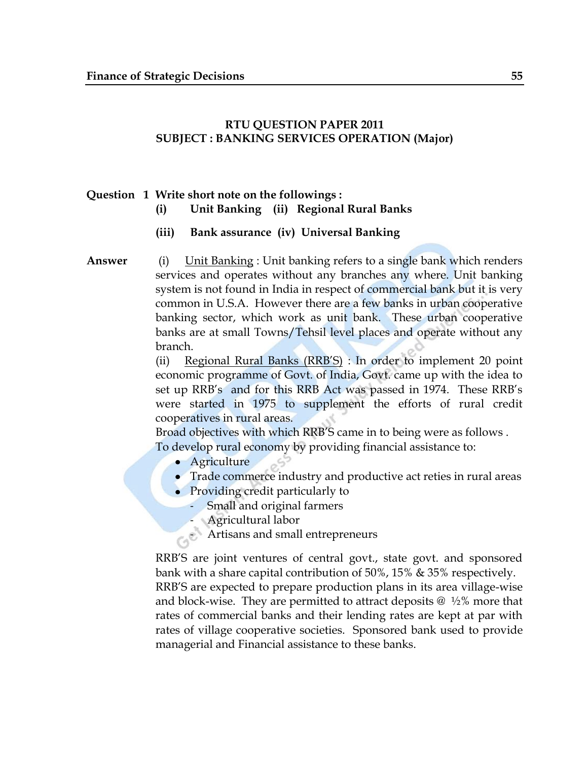## RTU QUESTION PAPER 2011
## SUBJECT : BANKING SERVICES OPERATION (Major)

**Question 1 Write short note on the followings :**

**(i) Unit Banking (ii) Regional Rural Banks**

**(iii) Bank assurance (iv) Universal Banking**

**Answer**

(i) Unit Banking : Unit banking refers to a single bank which renders services and operates without any branches any where. Unit banking system is not found in India in respect of commercial bank but it is very common in U.S.A. However there are a few banks in urban cooperative banking sector, which work as unit bank. These urban cooperative banks are at small Towns/Tehsil level places and operate without any branch.

(ii) Regional Rural Banks (RRB'S) : In order to implement 20 point economic programme of Govt. of India, Govt. came up with the idea to set up RRB's and for this RRB Act was passed in 1974. These RRB's were started in 1975 to supplement the efforts of rural credit cooperatives in rural areas.

Broad objectives with which RRB'S came in to being were as follows .

To develop rural economy by providing financial assistance to:

- Agriculture
- Trade commerce industry and productive act reties in rural areas
- Providing credit particularly to
  - Small and original farmers
  - Agricultural labor
  - Artisans and small entrepreneurs

RRB'S are joint ventures of central govt., state govt. and sponsored bank with a share capital contribution of 50%, 15% & 35% respectively.

RRB'S are expected to prepare production plans in its area village-wise and block-wise. They are permitted to attract deposits @ ½% more that rates of commercial banks and their lending rates are kept at par with rates of village cooperative societies. Sponsored bank used to provide managerial and Financial assistance to these banks.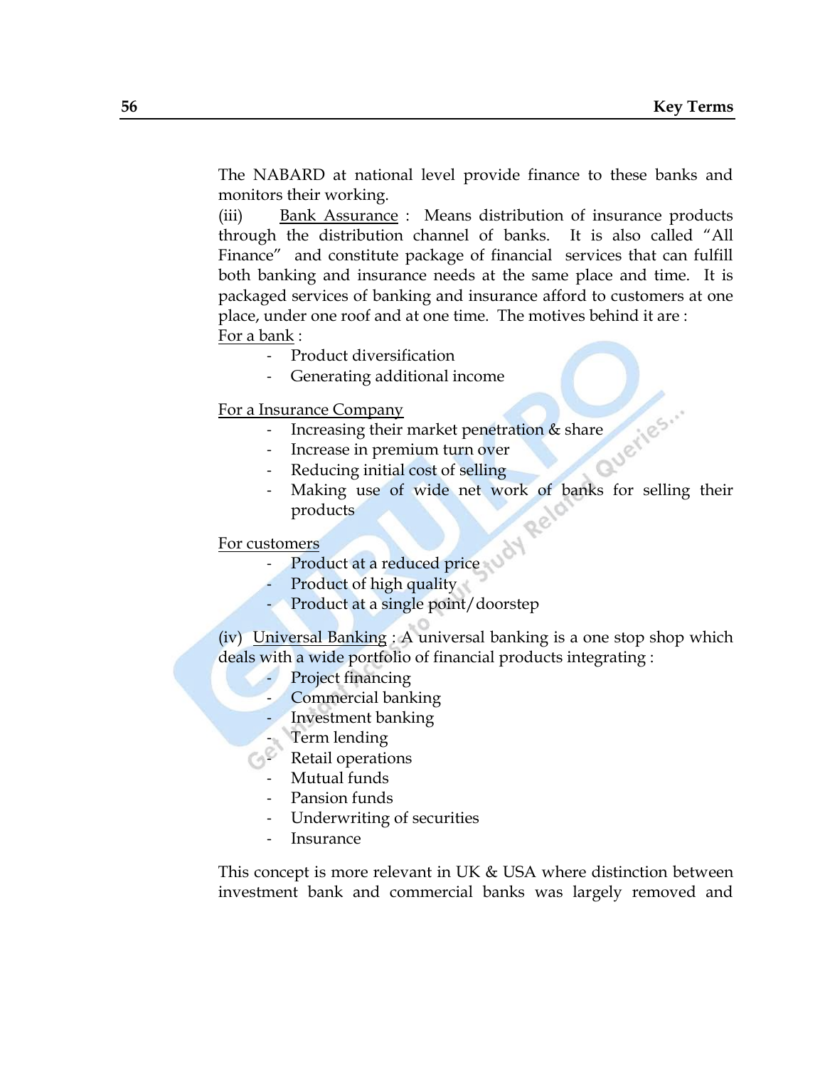The NABARD at national level provide finance to these banks and monitors their working.

(iii) Bank Assurance : Means distribution of insurance products through the distribution channel of banks. It is also called "All Finance" and constitute package of financial services that can fulfill both banking and insurance needs at the same place and time. It is packaged services of banking and insurance afford to customers at one place, under one roof and at one time. The motives behind it are :

For a bank :

- Product diversification
- Generating additional income

For a Insurance Company

- Increasing their market penetration & share
- Increase in premium turn over
- Reducing initial cost of selling
- Making use of wide net work of banks for selling their products

For customers

- Product at a reduced price
- Product of high quality
- Product at a single point/doorstep

(iv) Universal Banking : A universal banking is a one stop shop which deals with a wide portfolio of financial products integrating :

- Project financing
- Commercial banking
- Investment banking
- Term lending
- Retail operations
- Mutual funds
- Pansion funds
- Underwriting of securities
- Insurance

This concept is more relevant in UK & USA where distinction between investment bank and commercial banks was largely removed and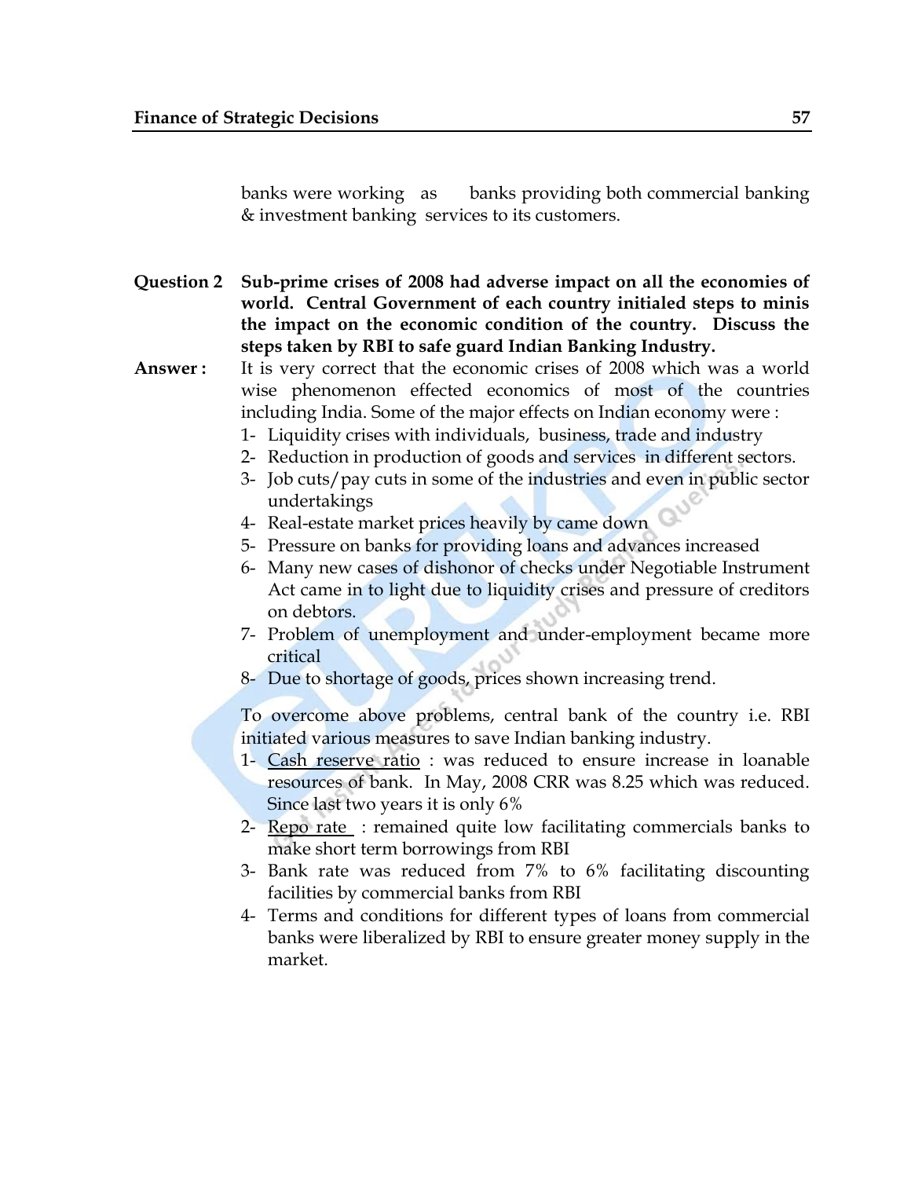banks were working as banks providing both commercial banking & investment banking services to its customers.

**Question 2** **Sub-prime crises of 2008 had adverse impact on all the economies of world. Central Government of each country initialed steps to minis the impact on the economic condition of the country. Discuss the steps taken by RBI to safe guard Indian Banking Industry.**

**Answer :** It is very correct that the economic crises of 2008 which was a world wise phenomenon effected economics of most of the countries including India. Some of the major effects on Indian economy were :

1- Liquidity crises with individuals, business, trade and industry
2- Reduction in production of goods and services in different sectors.
3- Job cuts/pay cuts in some of the industries and even in public sector undertakings
4- Real-estate market prices heavily by came down
5- Pressure on banks for providing loans and advances increased
6- Many new cases of dishonor of checks under Negotiable Instrument Act came in to light due to liquidity crises and pressure of creditors on debtors.
7- Problem of unemployment and under-employment became more critical
8- Due to shortage of goods, prices shown increasing trend.

To overcome above problems, central bank of the country i.e. RBI initiated various measures to save Indian banking industry.

1- <u>Cash reserve ratio</u> : was reduced to ensure increase in loanable resources of bank. In May, 2008 CRR was 8.25 which was reduced. Since last two years it is only 6%
2- <u>Repo rate</u> : remained quite low facilitating commercials banks to make short term borrowings from RBI
3- Bank rate was reduced from 7% to 6% facilitating discounting facilities by commercial banks from RBI
4- Terms and conditions for different types of loans from commercial banks were liberalized by RBI to ensure greater money supply in the market.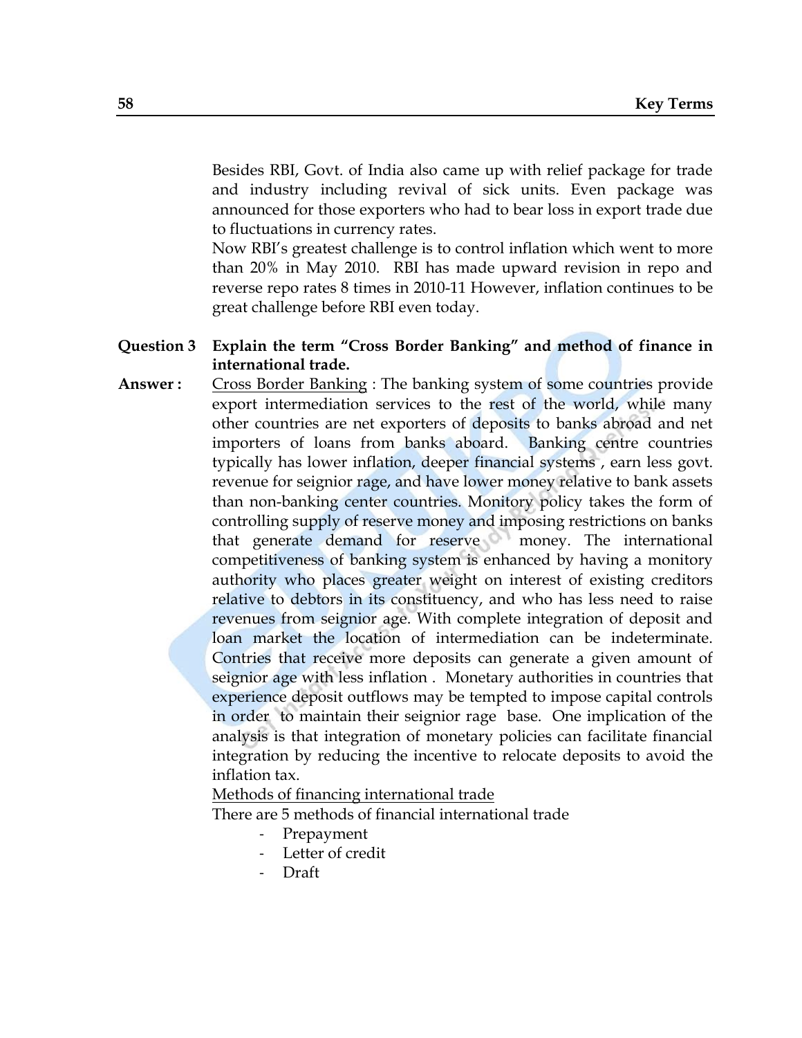Besides RBI, Govt. of India also came up with relief package for trade and industry including revival of sick units. Even package was announced for those exporters who had to bear loss in export trade due to fluctuations in currency rates.

Now RBI's greatest challenge is to control inflation which went to more than 20% in May 2010. RBI has made upward revision in repo and reverse repo rates 8 times in 2010-11 However, inflation continues to be great challenge before RBI even today.

**Question 3** **Explain the term "Cross Border Banking" and method of finance in international trade.**

**Answer :** Cross Border Banking : The banking system of some countries provide export intermediation services to the rest of the world, while many other countries are net exporters of deposits to banks abroad and net importers of loans from banks aboard. Banking centre countries typically has lower inflation, deeper financial systems , earn less govt. revenue for seignior rage, and have lower money relative to bank assets than non-banking center countries. Monitory policy takes the form of controlling supply of reserve money and imposing restrictions on banks that generate demand for reserve money. The international competitiveness of banking system is enhanced by having a monitory authority who places greater weight on interest of existing creditors relative to debtors in its constituency, and who has less need to raise revenues from seignior age. With complete integration of deposit and loan market the location of intermediation can be indeterminate. Contries that receive more deposits can generate a given amount of seignior age with less inflation . Monetary authorities in countries that experience deposit outflows may be tempted to impose capital controls in order to maintain their seignior rage base. One implication of the analysis is that integration of monetary policies can facilitate financial integration by reducing the incentive to relocate deposits to avoid the inflation tax.

Methods of financing international trade

There are 5 methods of financial international trade

- Prepayment
- Letter of credit
- Draft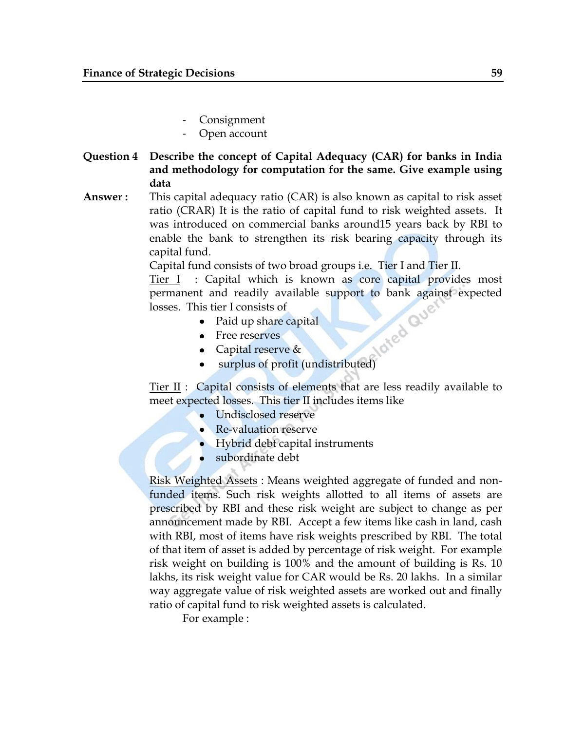- Consignment
- Open account

**Question 4** **Describe the concept of Capital Adequacy (CAR) for banks in India and methodology for computation for the same. Give example using data**

**Answer :** This capital adequacy ratio (CAR) is also known as capital to risk asset ratio (CRAR) It is the ratio of capital fund to risk weighted assets. It was introduced on commercial banks around15 years back by RBI to enable the bank to strengthen its risk bearing capacity through its capital fund.

Capital fund consists of two broad groups i.e. Tier I and Tier II.

Tier I : Capital which is known as core capital provides most permanent and readily available support to bank against expected losses. This tier I consists of

- Paid up share capital
- Free reserves
- Capital reserve &
- surplus of profit (undistributed)

Tier II : Capital consists of elements that are less readily available to meet expected losses. This tier II includes items like

- Undisclosed reserve
- Re-valuation reserve
- Hybrid debt capital instruments
- subordinate debt

Risk Weighted Assets : Means weighted aggregate of funded and non-funded items. Such risk weights allotted to all items of assets are prescribed by RBI and these risk weight are subject to change as per announcement made by RBI. Accept a few items like cash in land, cash with RBI, most of items have risk weights prescribed by RBI. The total of that item of asset is added by percentage of risk weight. For example risk weight on building is 100% and the amount of building is Rs. 10 lakhs, its risk weight value for CAR would be Rs. 20 lakhs. In a similar way aggregate value of risk weighted assets are worked out and finally ratio of capital fund to risk weighted assets is calculated.

For example :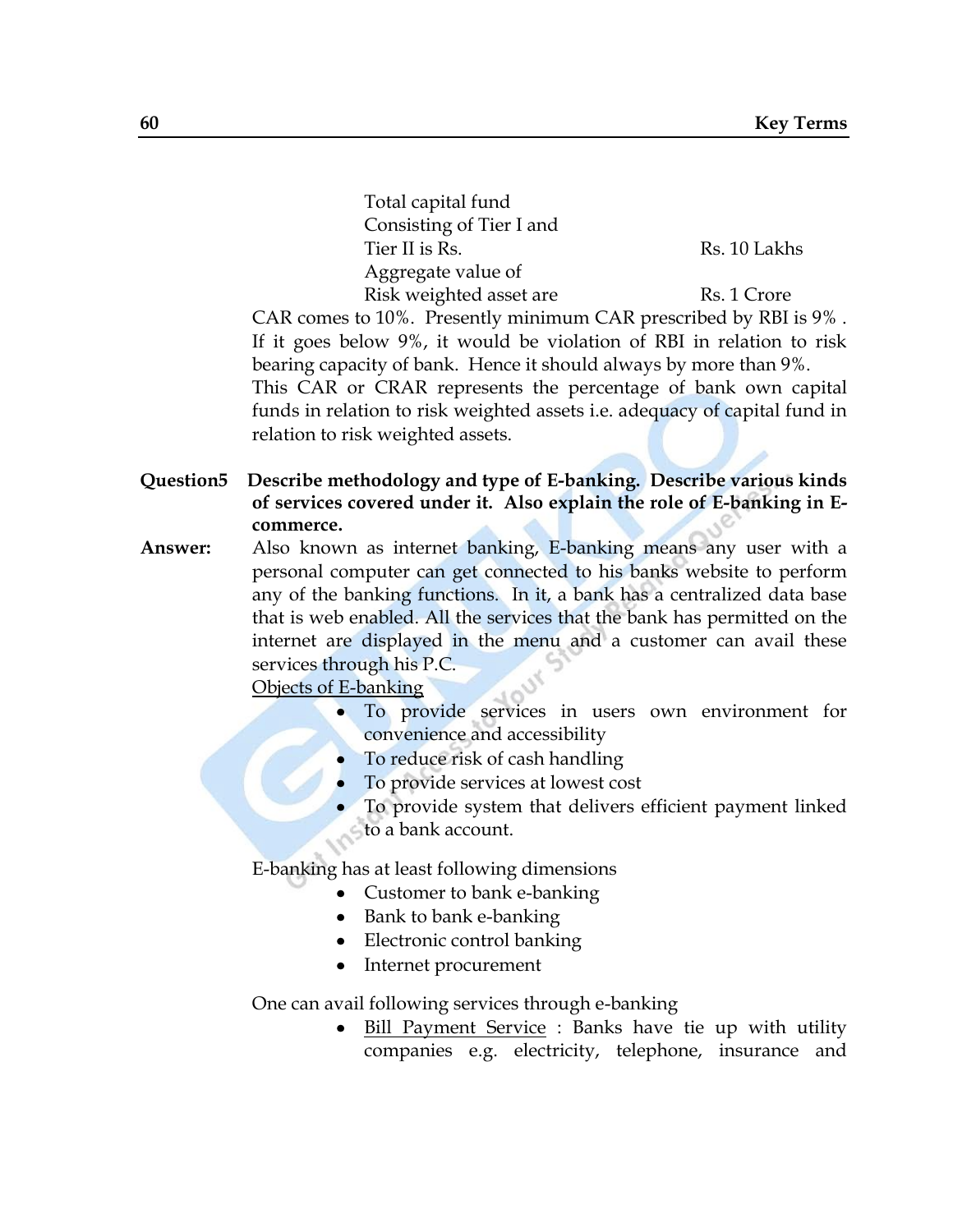| | |
|---|---|
| Total capital fund Consisting of Tier I and Tier II is Rs. | Rs. 10 Lakhs |
| Aggregate value of Risk weighted asset are | Rs. 1 Crore |

CAR comes to 10%. Presently minimum CAR prescribed by RBI is 9% . If it goes below 9%, it would be violation of RBI in relation to risk bearing capacity of bank. Hence it should always by more than 9%.

This CAR or CRAR represents the percentage of bank own capital funds in relation to risk weighted assets i.e. adequacy of capital fund in relation to risk weighted assets.

**Question5 Describe methodology and type of E-banking. Describe various kinds of services covered under it. Also explain the role of E-banking in E-commerce.**

**Answer:** Also known as internet banking, E-banking means any user with a personal computer can get connected to his banks website to perform any of the banking functions. In it, a bank has a centralized data base that is web enabled. All the services that the bank has permitted on the internet are displayed in the menu and a customer can avail these services through his P.C.

Objects of E-banking

- To provide services in users own environment for convenience and accessibility
- To reduce risk of cash handling
- To provide services at lowest cost
- To provide system that delivers efficient payment linked to a bank account.

E-banking has at least following dimensions

- Customer to bank e-banking
- Bank to bank e-banking
- Electronic control banking
- Internet procurement

One can avail following services through e-banking

- Bill Payment Service : Banks have tie up with utility companies e.g. electricity, telephone, insurance and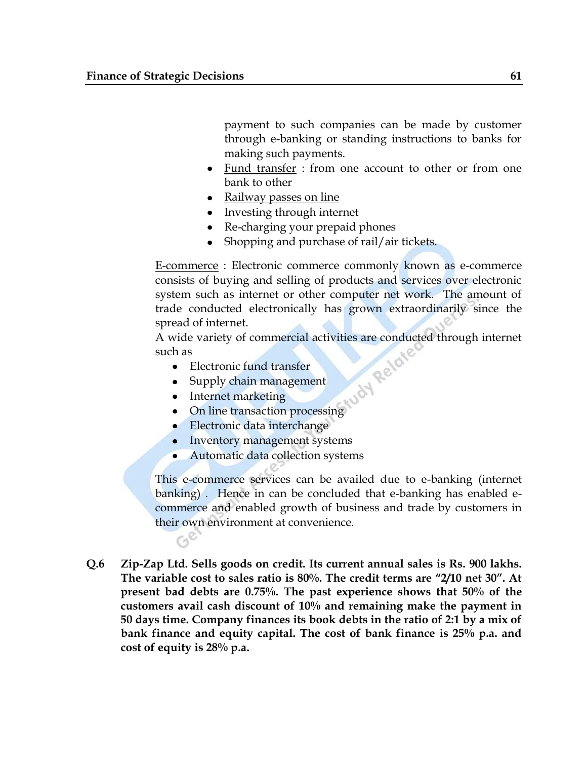payment to such companies can be made by customer through e-banking or standing instructions to banks for making such payments.

- <u>Fund transfer</u> : from one account to other or from one bank to other
- <u>Railway passes on line</u>
- Investing through internet
- Re-charging your prepaid phones
- Shopping and purchase of rail/air tickets.

<u>E-commerce</u> : Electronic commerce commonly known as e-commerce consists of buying and selling of products and services over electronic system such as internet or other computer net work. The amount of trade conducted electronically has grown extraordinarily since the spread of internet.

A wide variety of commercial activities are conducted through internet such as

- Electronic fund transfer
- Supply chain management
- Internet marketing
- On line transaction processing
- Electronic data interchange
- Inventory management systems
- Automatic data collection systems

This e-commerce services can be availed due to e-banking (internet banking) . Hence in can be concluded that e-banking has enabled e-commerce and enabled growth of business and trade by customers in their own environment at convenience.

**Q.6 Zip-Zap Ltd. Sells goods on credit. Its current annual sales is Rs. 900 lakhs. The variable cost to sales ratio is 80%. The credit terms are "2/10 net 30". At present bad debts are 0.75%. The past experience shows that 50% of the customers avail cash discount of 10% and remaining make the payment in 50 days time. Company finances its book debts in the ratio of 2:1 by a mix of bank finance and equity capital. The cost of bank finance is 25% p.a. and cost of equity is 28% p.a.**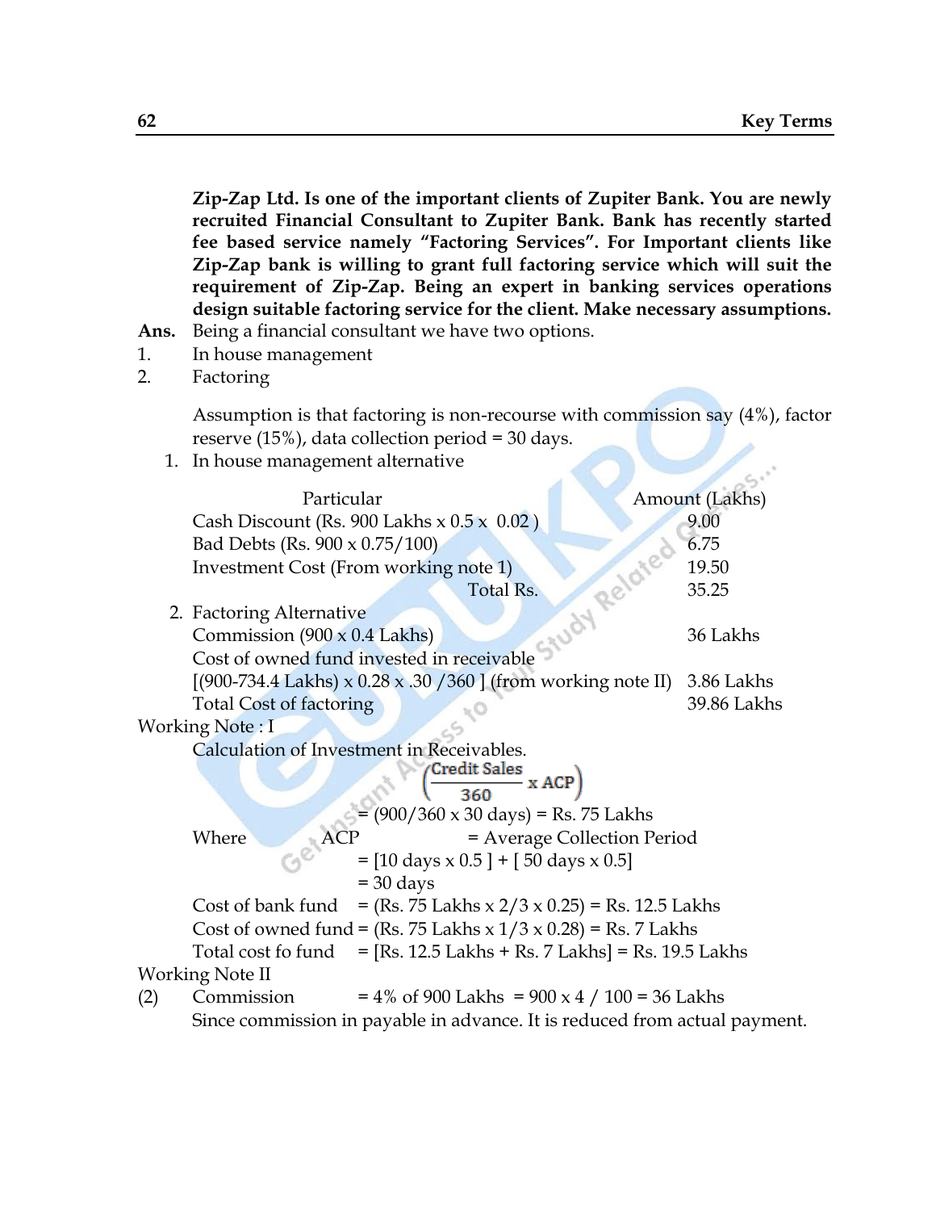**Zip-Zap Ltd. Is one of the important clients of Zupiter Bank. You are newly recruited Financial Consultant to Zupiter Bank. Bank has recently started fee based service namely "Factoring Services". For Important clients like Zip-Zap bank is willing to grant full factoring service which will suit the requirement of Zip-Zap. Being an expert in banking services operations design suitable factoring service for the client. Make necessary assumptions.**

**Ans.** Being a financial consultant we have two options.

1. In house management
2. Factoring

Assumption is that factoring is non-recourse with commission say (4%), factor reserve (15%), data collection period = 30 days.

1. In house management alternative

| Particular | Amount (Lakhs) |
|---|---|
| Cash Discount (Rs. 900 Lakhs x 0.5 x 0.02 ) | 9.00 |
| Bad Debts (Rs. 900 x 0.75/100) | 6.75 |
| Investment Cost (From working note 1) | 19.50 |
| Total Rs. | 35.25 |

2. Factoring Alternative

| | |
|---|---|
| Commission (900 x 0.4 Lakhs) | 36 Lakhs |
| Cost of owned fund invested in receivable | |
| [(900-734.4 Lakhs) x 0.28 x .30 /360 ] (from working note II) | 3.86 Lakhs |
| Total Cost of factoring | 39.86 Lakhs |

Working Note : I

Calculation of Investment in Receivables.

$$\left(\frac{\text{Credit Sales}}{360} \times \text{ACP}\right)$$

= (900/360 x 30 days) = Rs. 75 Lakhs

Where ACP = Average Collection Period

= [10 days x 0.5 ] + [ 50 days x 0.5]

= 30 days

Cost of bank fund = (Rs. 75 Lakhs x 2/3 x 0.25) = Rs. 12.5 Lakhs

Cost of owned fund = (Rs. 75 Lakhs x 1/3 x 0.28) = Rs. 7 Lakhs

Total cost fo fund = [Rs. 12.5 Lakhs + Rs. 7 Lakhs] = Rs. 19.5 Lakhs

Working Note II

(2) Commission = 4% of 900 Lakhs = 900 x 4 / 100 = 36 Lakhs

Since commission in payable in advance. It is reduced from actual payment.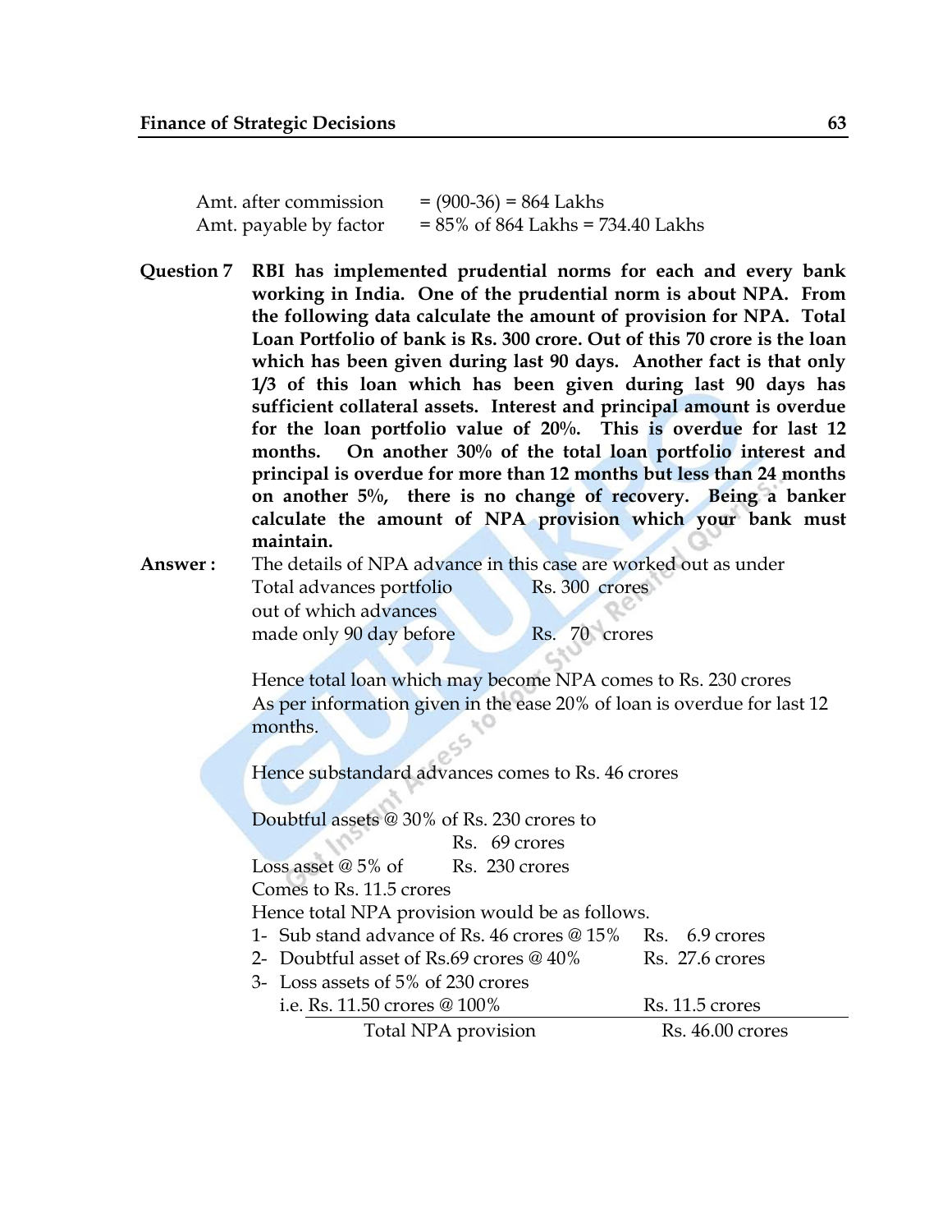Amt. after commission = (900-36) = 864 Lakhs
Amt. payable by factor = 85% of 864 Lakhs = 734.40 Lakhs

**Question 7** **RBI has implemented prudential norms for each and every bank working in India. One of the prudential norm is about NPA. From the following data calculate the amount of provision for NPA. Total Loan Portfolio of bank is Rs. 300 crore. Out of this 70 crore is the loan which has been given during last 90 days. Another fact is that only 1/3 of this loan which has been given during last 90 days has sufficient collateral assets. Interest and principal amount is overdue for the loan portfolio value of 20%. This is overdue for last 12 months. On another 30% of the total loan portfolio interest and principal is overdue for more than 12 months but less than 24 months on another 5%, there is no change of recovery. Being a banker calculate the amount of NPA provision which your bank must maintain.**

**Answer :** The details of NPA advance in this case are worked out as under

Total advances portfolio Rs. 300 crores
out of which advances
made only 90 day before Rs. 70 crores

Hence total loan which may become NPA comes to Rs. 230 crores
As per information given in the ease 20% of loan is overdue for last 12 months.

Hence substandard advances comes to Rs. 46 crores

Doubtful assets @ 30% of Rs. 230 crores to
Rs. 69 crores
Loss asset @ 5% of Rs. 230 crores
Comes to Rs. 11.5 crores
Hence total NPA provision would be as follows.

| | |
|---|---|
| 1- Sub stand advance of Rs. 46 crores @ 15% | Rs. 6.9 crores |
| 2- Doubtful asset of Rs.69 crores @ 40% | Rs. 27.6 crores |
| 3- Loss assets of 5% of 230 crores i.e. Rs. 11.50 crores @ 100% | Rs. 11.5 crores |
| Total NPA provision | Rs. 46.00 crores |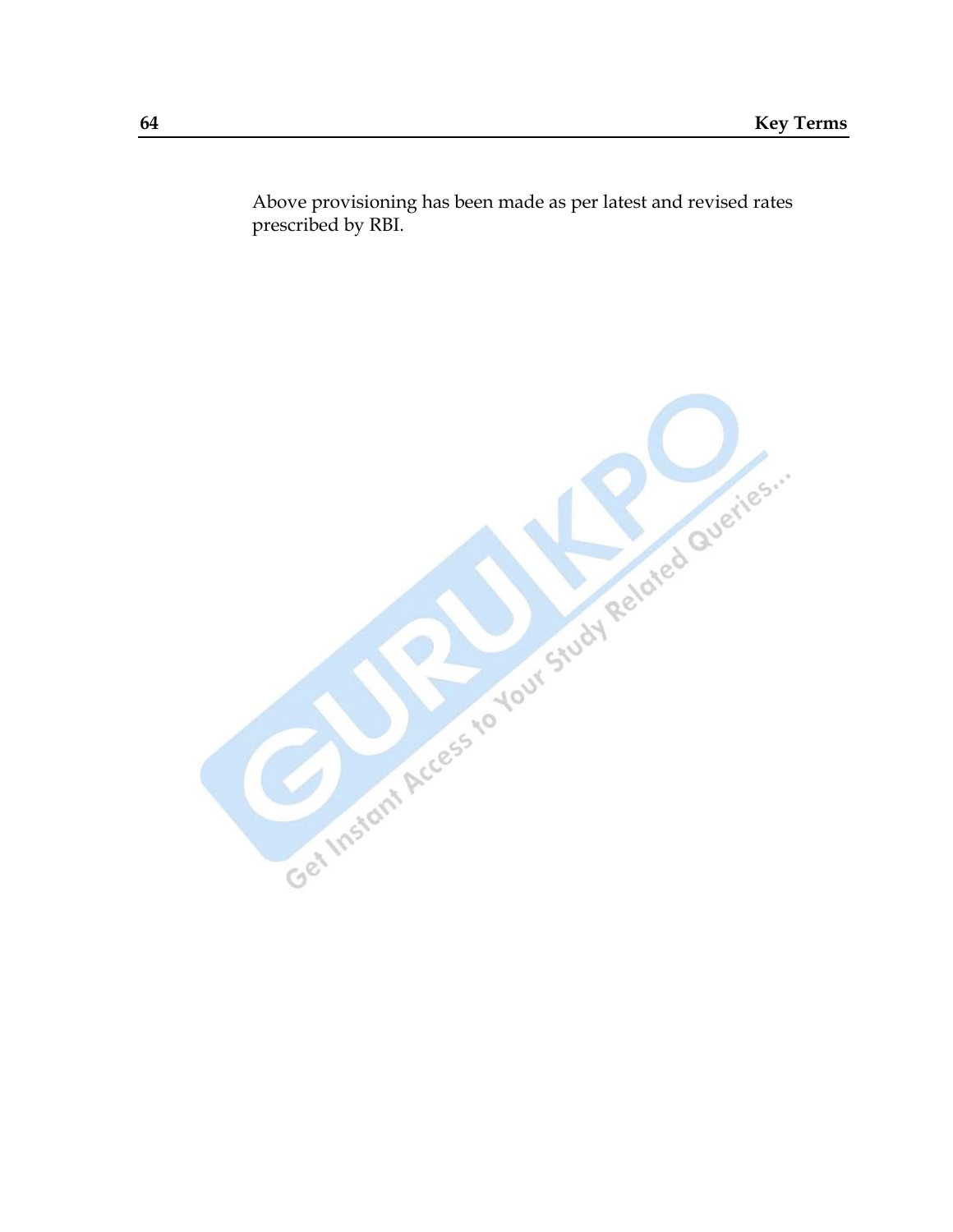Above provisioning has been made as per latest and revised rates prescribed by RBI.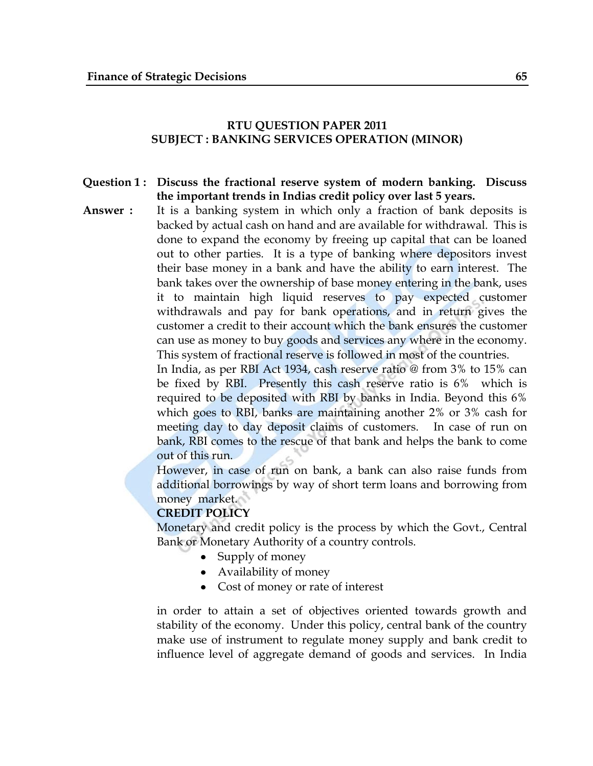## RTU QUESTION PAPER 2011
## SUBJECT : BANKING SERVICES OPERATION (MINOR)

**Question 1 : Discuss the fractional reserve system of modern banking. Discuss the important trends in Indias credit policy over last 5 years.**

**Answer :** It is a banking system in which only a fraction of bank deposits is backed by actual cash on hand and are available for withdrawal. This is done to expand the economy by freeing up capital that can be loaned out to other parties. It is a type of banking where depositors invest their base money in a bank and have the ability to earn interest. The bank takes over the ownership of base money entering in the bank, uses it to maintain high liquid reserves to pay expected customer withdrawals and pay for bank operations, and in return gives the customer a credit to their account which the bank ensures the customer can use as money to buy goods and services any where in the economy. This system of fractional reserve is followed in most of the countries.

In India, as per RBI Act 1934, cash reserve ratio @ from 3% to 15% can be fixed by RBI. Presently this cash reserve ratio is 6% which is required to be deposited with RBI by banks in India. Beyond this 6% which goes to RBI, banks are maintaining another 2% or 3% cash for meeting day to day deposit claims of customers. In case of run on bank, RBI comes to the rescue of that bank and helps the bank to come out of this run.

However, in case of run on bank, a bank can also raise funds from additional borrowings by way of short term loans and borrowing from money market.

**CREDIT POLICY**

Monetary and credit policy is the process by which the Govt., Central Bank or Monetary Authority of a country controls.

- Supply of money
- Availability of money
- Cost of money or rate of interest

in order to attain a set of objectives oriented towards growth and stability of the economy. Under this policy, central bank of the country make use of instrument to regulate money supply and bank credit to influence level of aggregate demand of goods and services. In India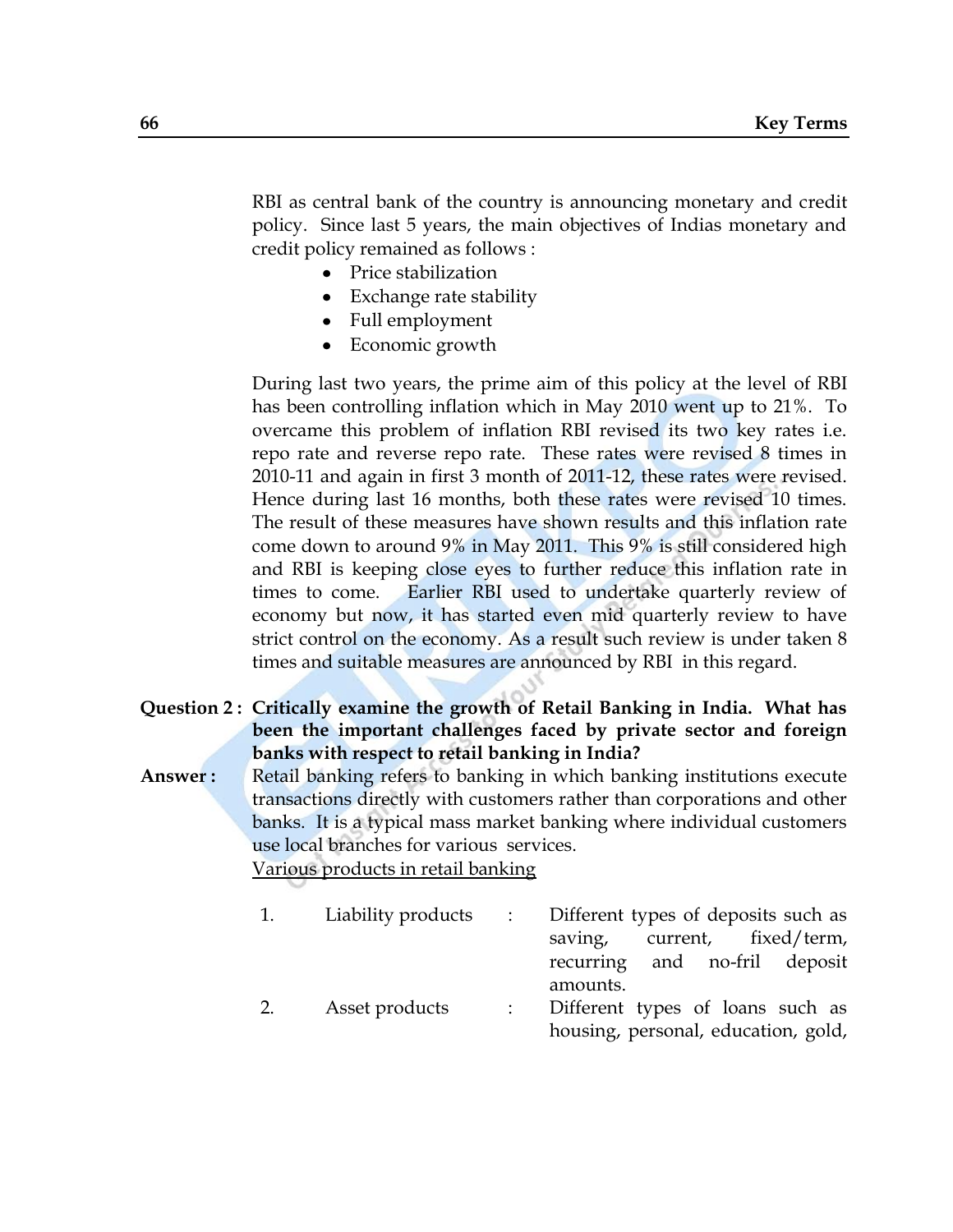RBI as central bank of the country is announcing monetary and credit policy. Since last 5 years, the main objectives of Indias monetary and credit policy remained as follows :

- Price stabilization
- Exchange rate stability
- Full employment
- Economic growth

During last two years, the prime aim of this policy at the level of RBI has been controlling inflation which in May 2010 went up to 21%. To overcame this problem of inflation RBI revised its two key rates i.e. repo rate and reverse repo rate. These rates were revised 8 times in 2010-11 and again in first 3 month of 2011-12, these rates were revised. Hence during last 16 months, both these rates were revised 10 times. The result of these measures have shown results and this inflation rate come down to around 9% in May 2011. This 9% is still considered high and RBI is keeping close eyes to further reduce this inflation rate in times to come. Earlier RBI used to undertake quarterly review of economy but now, it has started even mid quarterly review to have strict control on the economy. As a result such review is under taken 8 times and suitable measures are announced by RBI in this regard.

**Question 2 : Critically examine the growth of Retail Banking in India. What has been the important challenges faced by private sector and foreign banks with respect to retail banking in India?**

**Answer :** Retail banking refers to banking in which banking institutions execute transactions directly with customers rather than corporations and other banks. It is a typical mass market banking where individual customers use local branches for various services.

<u>Various products in retail banking</u>

| | | | |
|---|---|---|---|
| 1. | Liability products | : | Different types of deposits such as saving, current, fixed/term, recurring and no-fril deposit amounts. |
| 2. | Asset products | : | Different types of loans such as housing, personal, education, gold, |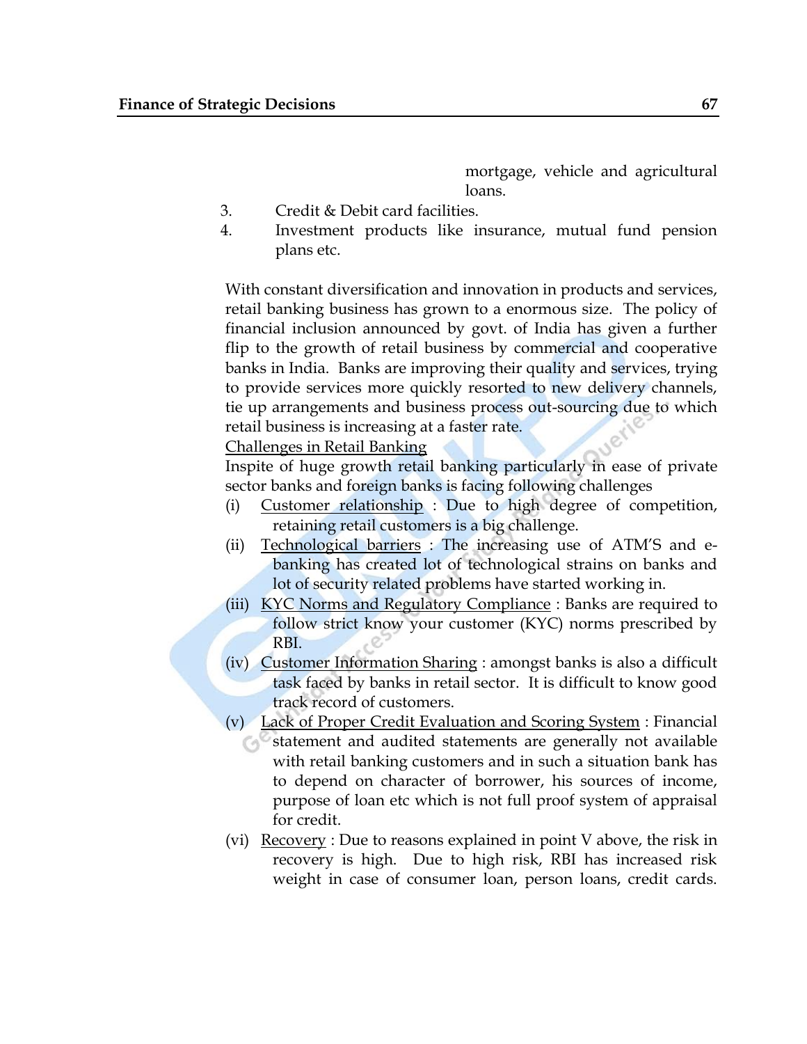mortgage, vehicle and agricultural loans.

3. Credit & Debit card facilities.
4. Investment products like insurance, mutual fund pension plans etc.

With constant diversification and innovation in products and services, retail banking business has grown to a enormous size. The policy of financial inclusion announced by govt. of India has given a further flip to the growth of retail business by commercial and cooperative banks in India. Banks are improving their quality and services, trying to provide services more quickly resorted to new delivery channels, tie up arrangements and business process out-sourcing due to which retail business is increasing at a faster rate.

Challenges in Retail Banking

Inspite of huge growth retail banking particularly in ease of private sector banks and foreign banks is facing following challenges

(i) Customer relationship : Due to high degree of competition, retaining retail customers is a big challenge.

(ii) Technological barriers : The increasing use of ATM'S and e-banking has created lot of technological strains on banks and lot of security related problems have started working in.

(iii) KYC Norms and Regulatory Compliance : Banks are required to follow strict know your customer (KYC) norms prescribed by RBI.

(iv) Customer Information Sharing : amongst banks is also a difficult task faced by banks in retail sector. It is difficult to know good track record of customers.

(v) Lack of Proper Credit Evaluation and Scoring System : Financial statement and audited statements are generally not available with retail banking customers and in such a situation bank has to depend on character of borrower, his sources of income, purpose of loan etc which is not full proof system of appraisal for credit.

(vi) Recovery : Due to reasons explained in point V above, the risk in recovery is high. Due to high risk, RBI has increased risk weight in case of consumer loan, person loans, credit cards.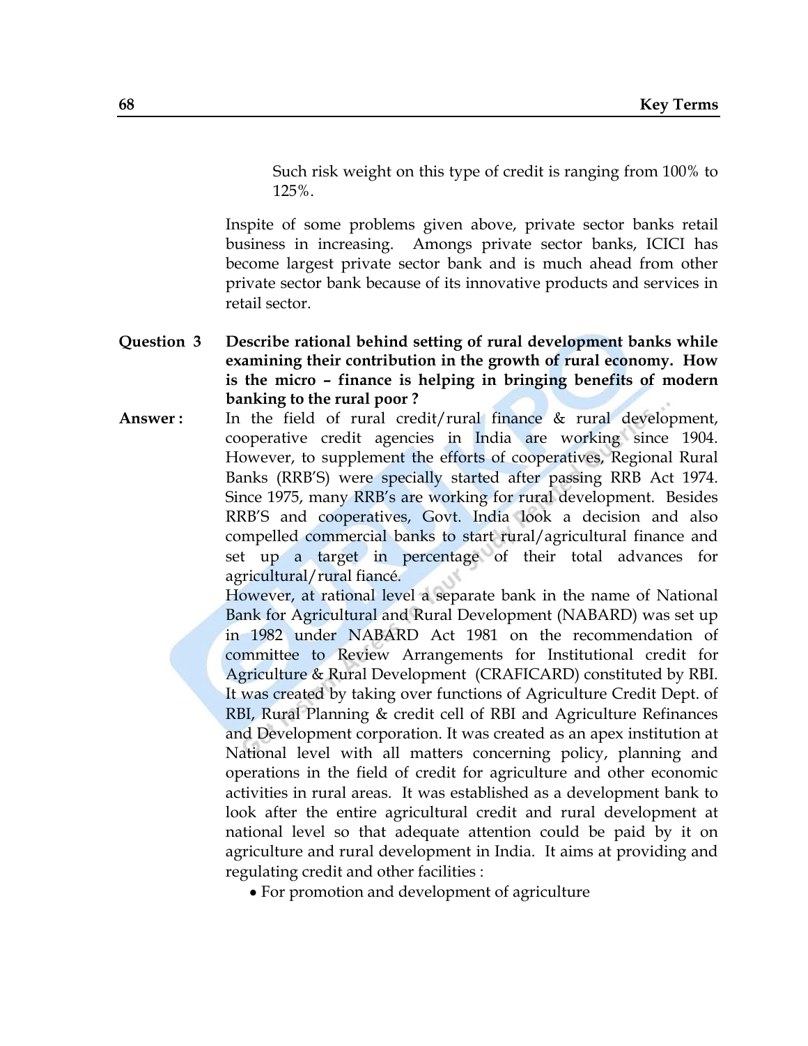Such risk weight on this type of credit is ranging from 100% to 125%.

Inspite of some problems given above, private sector banks retail business in increasing. Amongs private sector banks, ICICI has become largest private sector bank and is much ahead from other private sector bank because of its innovative products and services in retail sector.

**Question 3** **Describe rational behind setting of rural development banks while examining their contribution in the growth of rural economy. How is the micro – finance is helping in bringing benefits of modern banking to the rural poor ?**

**Answer :** In the field of rural credit/rural finance & rural development, cooperative credit agencies in India are working since 1904. However, to supplement the efforts of cooperatives, Regional Rural Banks (RRB'S) were specially started after passing RRB Act 1974. Since 1975, many RRB's are working for rural development. Besides RRB'S and cooperatives, Govt. India look a decision and also compelled commercial banks to start rural/agricultural finance and set up a target in percentage of their total advances for agricultural/rural fiancé.

However, at rational level a separate bank in the name of National Bank for Agricultural and Rural Development (NABARD) was set up in 1982 under NABARD Act 1981 on the recommendation of committee to Review Arrangements for Institutional credit for Agriculture & Rural Development (CRAFICARD) constituted by RBI. It was created by taking over functions of Agriculture Credit Dept. of RBI, Rural Planning & credit cell of RBI and Agriculture Refinances and Development corporation. It was created as an apex institution at National level with all matters concerning policy, planning and operations in the field of credit for agriculture and other economic activities in rural areas. It was established as a development bank to look after the entire agricultural credit and rural development at national level so that adequate attention could be paid by it on agriculture and rural development in India. It aims at providing and regulating credit and other facilities :

- For promotion and development of agriculture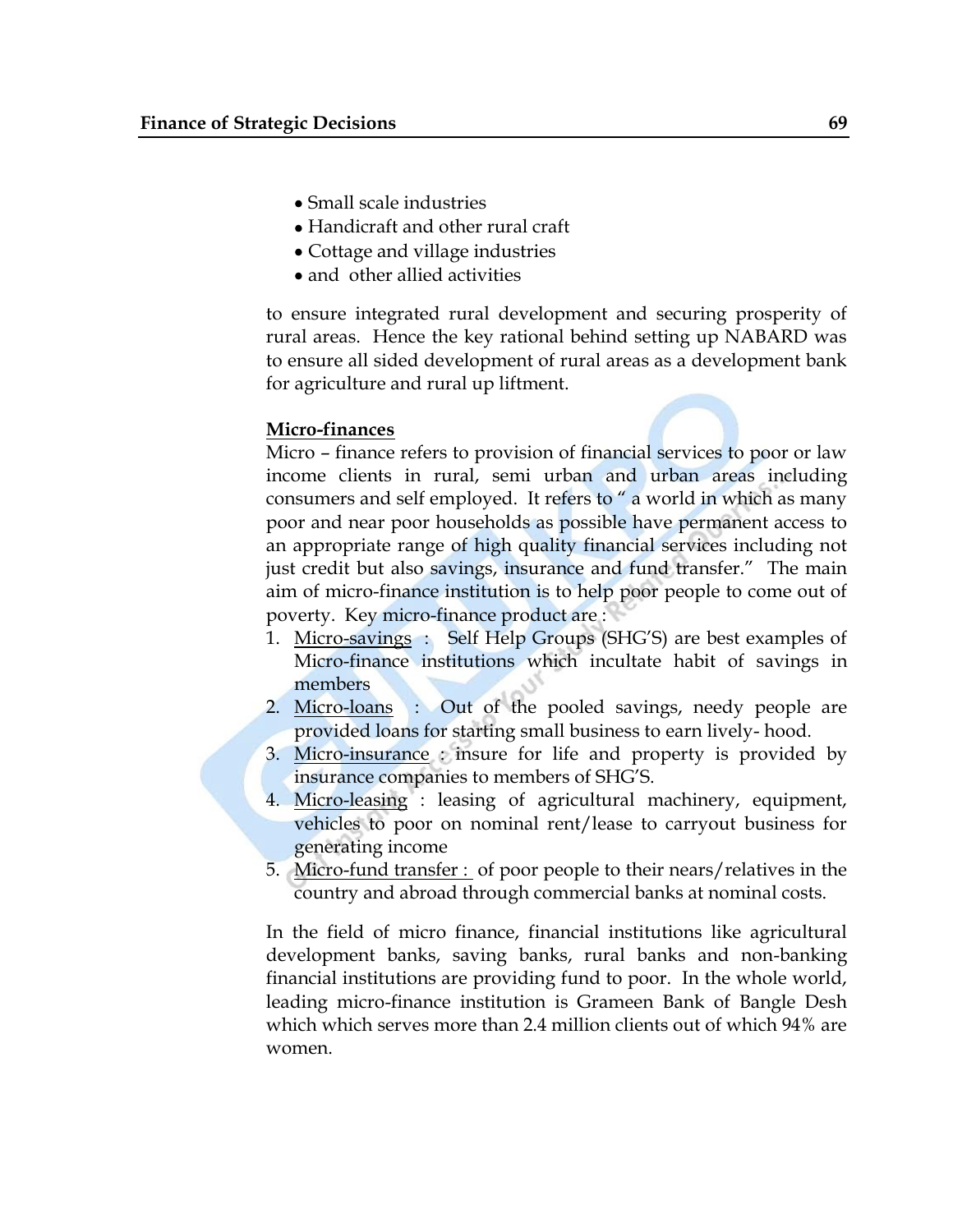- Small scale industries
- Handicraft and other rural craft
- Cottage and village industries
- and other allied activities

to ensure integrated rural development and securing prosperity of rural areas. Hence the key rational behind setting up NABARD was to ensure all sided development of rural areas as a development bank for agriculture and rural up liftment.

**Micro-finances**

Micro – finance refers to provision of financial services to poor or law income clients in rural, semi urban and urban areas including consumers and self employed. It refers to " a world in which as many poor and near poor households as possible have permanent access to an appropriate range of high quality financial services including not just credit but also savings, insurance and fund transfer." The main aim of micro-finance institution is to help poor people to come out of poverty. Key micro-finance product are :

1. Micro-savings : Self Help Groups (SHG'S) are best examples of Micro-finance institutions which incultate habit of savings in members
2. Micro-loans : Out of the pooled savings, needy people are provided loans for starting small business to earn lively- hood.
3. Micro-insurance : insure for life and property is provided by insurance companies to members of SHG'S.
4. Micro-leasing : leasing of agricultural machinery, equipment, vehicles to poor on nominal rent/lease to carryout business for generating income
5. Micro-fund transfer : of poor people to their nears/relatives in the country and abroad through commercial banks at nominal costs.

In the field of micro finance, financial institutions like agricultural development banks, saving banks, rural banks and non-banking financial institutions are providing fund to poor. In the whole world, leading micro-finance institution is Grameen Bank of Bangle Desh which which serves more than 2.4 million clients out of which 94% are women.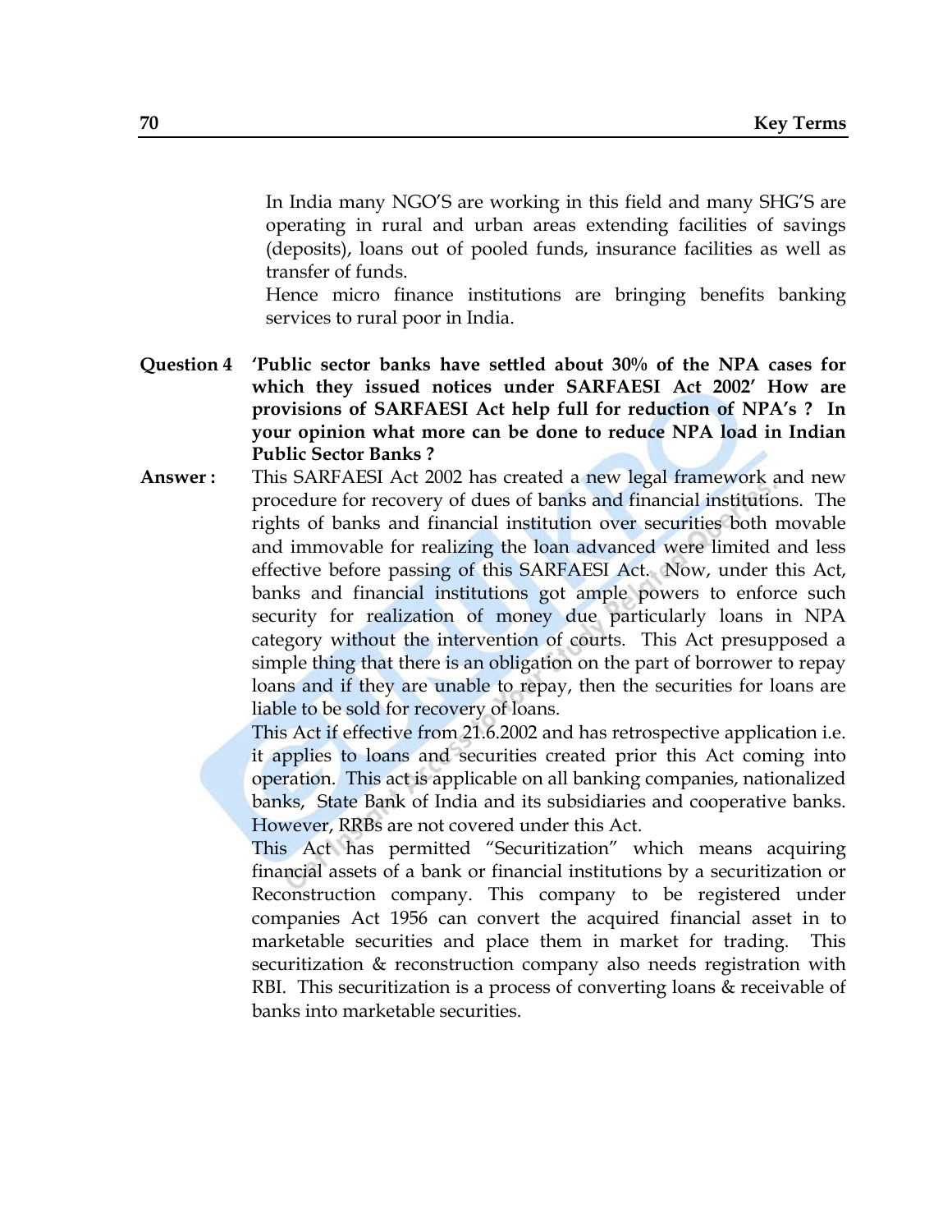In India many NGO'S are working in this field and many SHG'S are operating in rural and urban areas extending facilities of savings (deposits), loans out of pooled funds, insurance facilities as well as transfer of funds.

Hence micro finance institutions are bringing benefits banking services to rural poor in India.

**Question 4 'Public sector banks have settled about 30% of the NPA cases for which they issued notices under SARFAESI Act 2002' How are provisions of SARFAESI Act help full for reduction of NPA's ? In your opinion what more can be done to reduce NPA load in Indian Public Sector Banks ?**

**Answer :** This SARFAESI Act 2002 has created a new legal framework and new procedure for recovery of dues of banks and financial institutions. The rights of banks and financial institution over securities both movable and immovable for realizing the loan advanced were limited and less effective before passing of this SARFAESI Act. Now, under this Act, banks and financial institutions got ample powers to enforce such security for realization of money due particularly loans in NPA category without the intervention of courts. This Act presupposed a simple thing that there is an obligation on the part of borrower to repay loans and if they are unable to repay, then the securities for loans are liable to be sold for recovery of loans.

This Act if effective from 21.6.2002 and has retrospective application i.e. it applies to loans and securities created prior this Act coming into operation. This act is applicable on all banking companies, nationalized banks, State Bank of India and its subsidiaries and cooperative banks. However, RRBs are not covered under this Act.

This Act has permitted "Securitization" which means acquiring financial assets of a bank or financial institutions by a securitization or Reconstruction company. This company to be registered under companies Act 1956 can convert the acquired financial asset in to marketable securities and place them in market for trading. This securitization & reconstruction company also needs registration with RBI. This securitization is a process of converting loans & receivable of banks into marketable securities.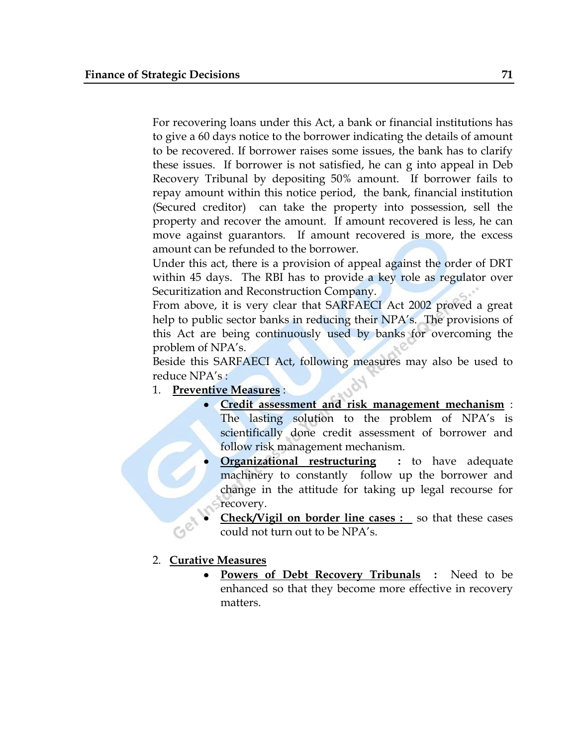For recovering loans under this Act, a bank or financial institutions has to give a 60 days notice to the borrower indicating the details of amount to be recovered. If borrower raises some issues, the bank has to clarify these issues. If borrower is not satisfied, he can g into appeal in Deb Recovery Tribunal by depositing 50% amount. If borrower fails to repay amount within this notice period, the bank, financial institution (Secured creditor) can take the property into possession, sell the property and recover the amount. If amount recovered is less, he can move against guarantors. If amount recovered is more, the excess amount can be refunded to the borrower.

Under this act, there is a provision of appeal against the order of DRT within 45 days. The RBI has to provide a key role as regulator over Securitization and Reconstruction Company.

From above, it is very clear that SARFAECI Act 2002 proved a great help to public sector banks in reducing their NPA's. The provisions of this Act are being continuously used by banks for overcoming the problem of NPA's.

Beside this SARFAECI Act, following measures may also be used to reduce NPA's :

1. **Preventive Measures** :
   - **Credit assessment and risk management mechanism** : The lasting solution to the problem of NPA's is scientifically done credit assessment of borrower and follow risk management mechanism.
   - **Organizational restructuring :** to have adequate machinery to constantly follow up the borrower and change in the attitude for taking up legal recourse for recovery.
   - **Check/Vigil on border line cases :** so that these cases could not turn out to be NPA's.

2. **Curative Measures**
   - **Powers of Debt Recovery Tribunals :** Need to be enhanced so that they become more effective in recovery matters.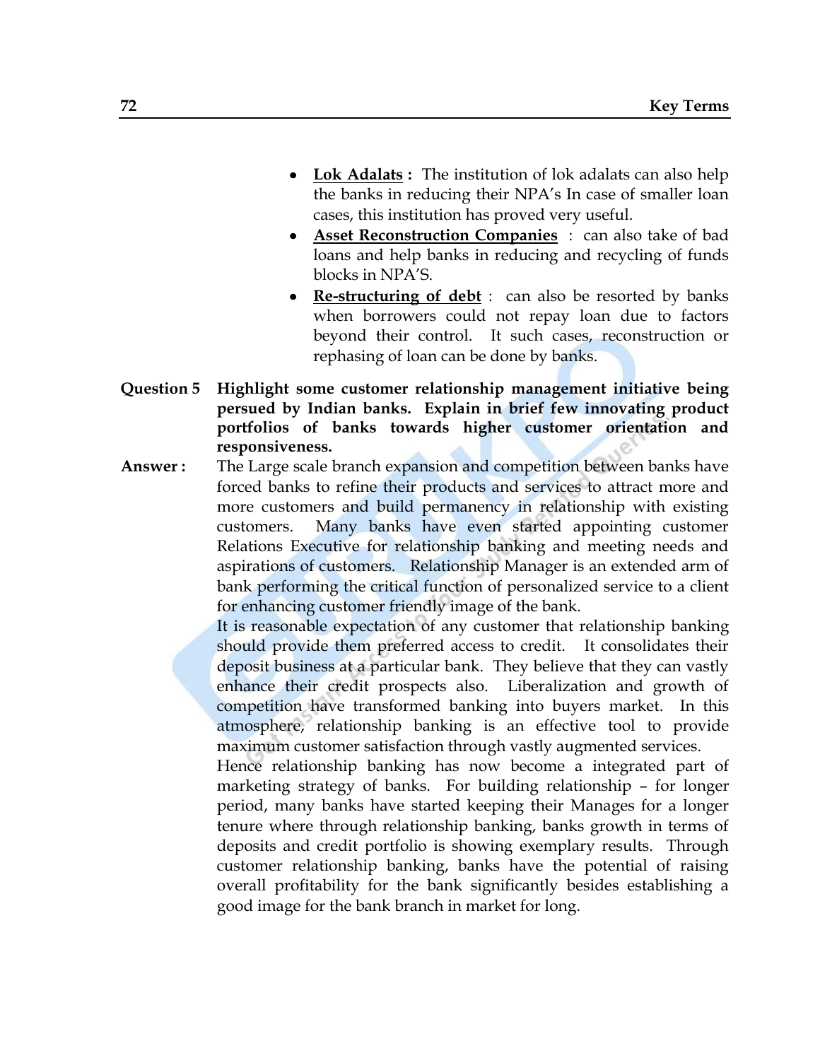- **Lok Adalats :** The institution of lok adalats can also help the banks in reducing their NPA's In case of smaller loan cases, this institution has proved very useful.
- **Asset Reconstruction Companies** : can also take of bad loans and help banks in reducing and recycling of funds blocks in NPA'S.
- **Re-structuring of debt** : can also be resorted by banks when borrowers could not repay loan due to factors beyond their control. It such cases, reconstruction or rephasing of loan can be done by banks.

**Question 5** **Highlight some customer relationship management initiative being persued by Indian banks. Explain in brief few innovating product portfolios of banks towards higher customer orientation and responsiveness.**

**Answer :** The Large scale branch expansion and competition between banks have forced banks to refine their products and services to attract more and more customers and build permanency in relationship with existing customers. Many banks have even started appointing customer Relations Executive for relationship banking and meeting needs and aspirations of customers. Relationship Manager is an extended arm of bank performing the critical function of personalized service to a client for enhancing customer friendly image of the bank.

It is reasonable expectation of any customer that relationship banking should provide them preferred access to credit. It consolidates their deposit business at a particular bank. They believe that they can vastly enhance their credit prospects also. Liberalization and growth of competition have transformed banking into buyers market. In this atmosphere, relationship banking is an effective tool to provide maximum customer satisfaction through vastly augmented services.

Hence relationship banking has now become a integrated part of marketing strategy of banks. For building relationship – for longer period, many banks have started keeping their Manages for a longer tenure where through relationship banking, banks growth in terms of deposits and credit portfolio is showing exemplary results. Through customer relationship banking, banks have the potential of raising overall profitability for the bank significantly besides establishing a good image for the bank branch in market for long.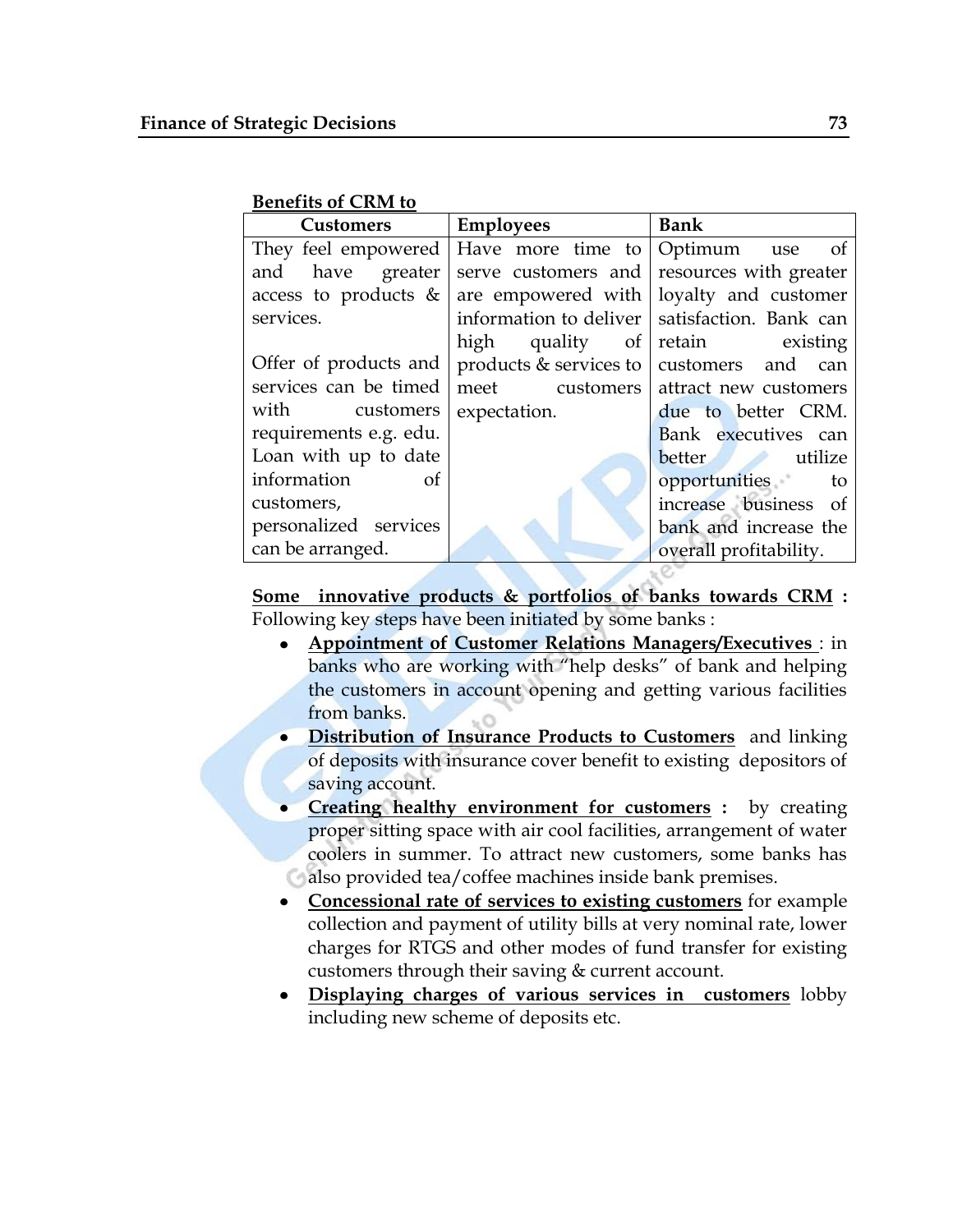**<u>Benefits of CRM to</u>**

| Customers | Employees | Bank |
|---|---|---|
| They feel empowered and have greater access to products & services.<br><br>Offer of products and services can be timed with customers requirements e.g. edu. Loan with up to date information of customers, personalized services can be arranged. | Have more time to serve customers and are empowered with information to deliver high quality of products & services to meet customers expectation. | Optimum use of resources with greater loyalty and customer satisfaction. Bank can retain existing customers and can attract new customers due to better CRM. Bank executives can better utilize opportunities to increase business of bank and increase the overall profitability. |

**<u>Some innovative products & portfolios of banks towards CRM</u> :** Following key steps have been initiated by some banks :

- **<u>Appointment of Customer Relations Managers/Executives</u>** : in banks who are working with "help desks" of bank and helping the customers in account opening and getting various facilities from banks.
- **<u>Distribution of Insurance Products to Customers</u>** and linking of deposits with insurance cover benefit to existing depositors of saving account.
- **<u>Creating healthy environment for customers</u> :** by creating proper sitting space with air cool facilities, arrangement of water coolers in summer. To attract new customers, some banks has also provided tea/coffee machines inside bank premises.
- **<u>Concessional rate of services to existing customers</u>** for example collection and payment of utility bills at very nominal rate, lower charges for RTGS and other modes of fund transfer for existing customers through their saving & current account.
- **<u>Displaying charges of various services in customers</u>** lobby including new scheme of deposits etc.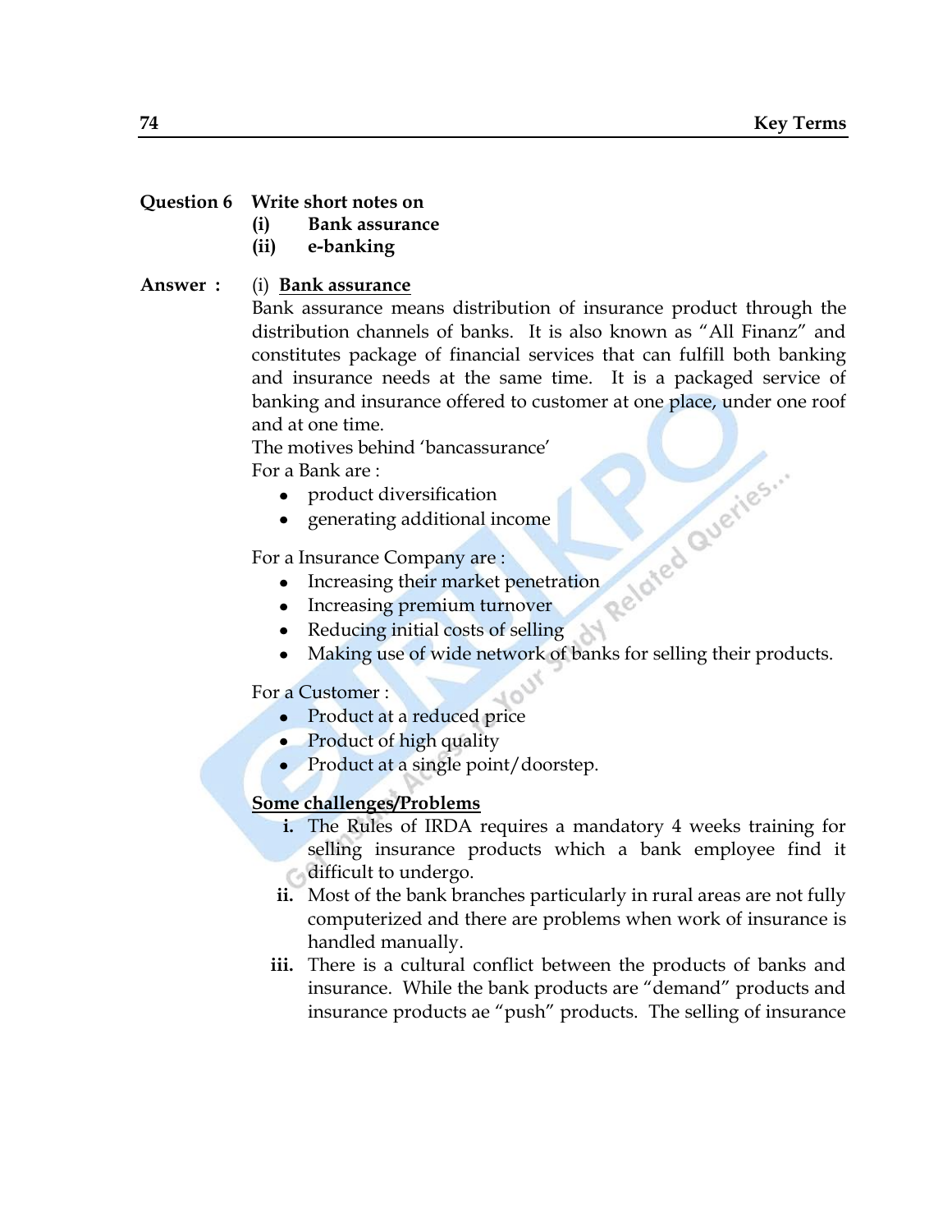**Question 6** **Write short notes on**
**(i) Bank assurance**
**(ii) e-banking**

**Answer :** (i) **Bank assurance**

Bank assurance means distribution of insurance product through the distribution channels of banks. It is also known as "All Finanz" and constitutes package of financial services that can fulfill both banking and insurance needs at the same time. It is a packaged service of banking and insurance offered to customer at one place, under one roof and at one time.

The motives behind 'bancassurance'

For a Bank are :

- product diversification
- generating additional income

For a Insurance Company are :

- Increasing their market penetration
- Increasing premium turnover
- Reducing initial costs of selling
- Making use of wide network of banks for selling their products.

For a Customer :

- Product at a reduced price
- Product of high quality
- Product at a single point/doorstep.

**Some challenges/Problems**

i. The Rules of IRDA requires a mandatory 4 weeks training for selling insurance products which a bank employee find it difficult to undergo.

ii. Most of the bank branches particularly in rural areas are not fully computerized and there are problems when work of insurance is handled manually.

iii. There is a cultural conflict between the products of banks and insurance. While the bank products are "demand" products and insurance products ae "push" products. The selling of insurance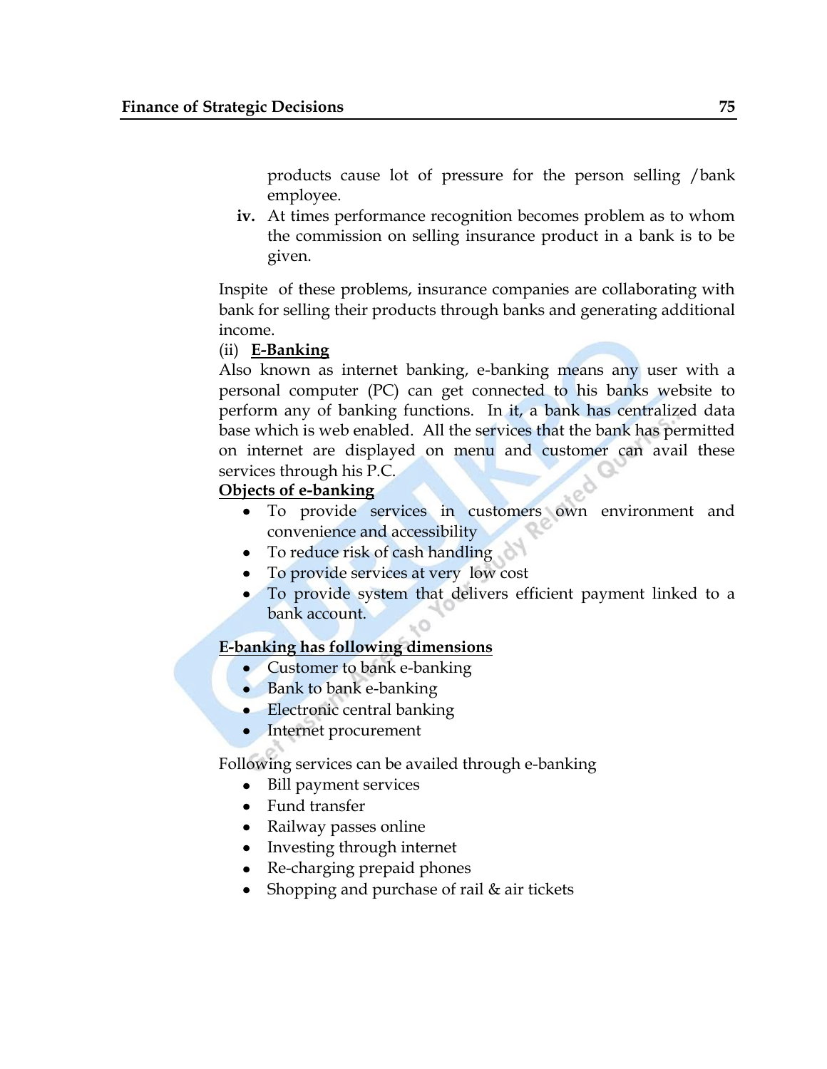products cause lot of pressure for the person selling /bank employee.

**iv.** At times performance recognition becomes problem as to whom the commission on selling insurance product in a bank is to be given.

Inspite of these problems, insurance companies are collaborating with bank for selling their products through banks and generating additional income.

(ii) **E-Banking**

Also known as internet banking, e-banking means any user with a personal computer (PC) can get connected to his banks website to perform any of banking functions. In it, a bank has centralized data base which is web enabled. All the services that the bank has permitted on internet are displayed on menu and customer can avail these services through his P.C.

**Objects of e-banking**

- To provide services in customers own environment and convenience and accessibility
- To reduce risk of cash handling
- To provide services at very low cost
- To provide system that delivers efficient payment linked to a bank account.

**E-banking has following dimensions**

- Customer to bank e-banking
- Bank to bank e-banking
- Electronic central banking
- Internet procurement

Following services can be availed through e-banking

- Bill payment services
- Fund transfer
- Railway passes online
- Investing through internet
- Re-charging prepaid phones
- Shopping and purchase of rail & air tickets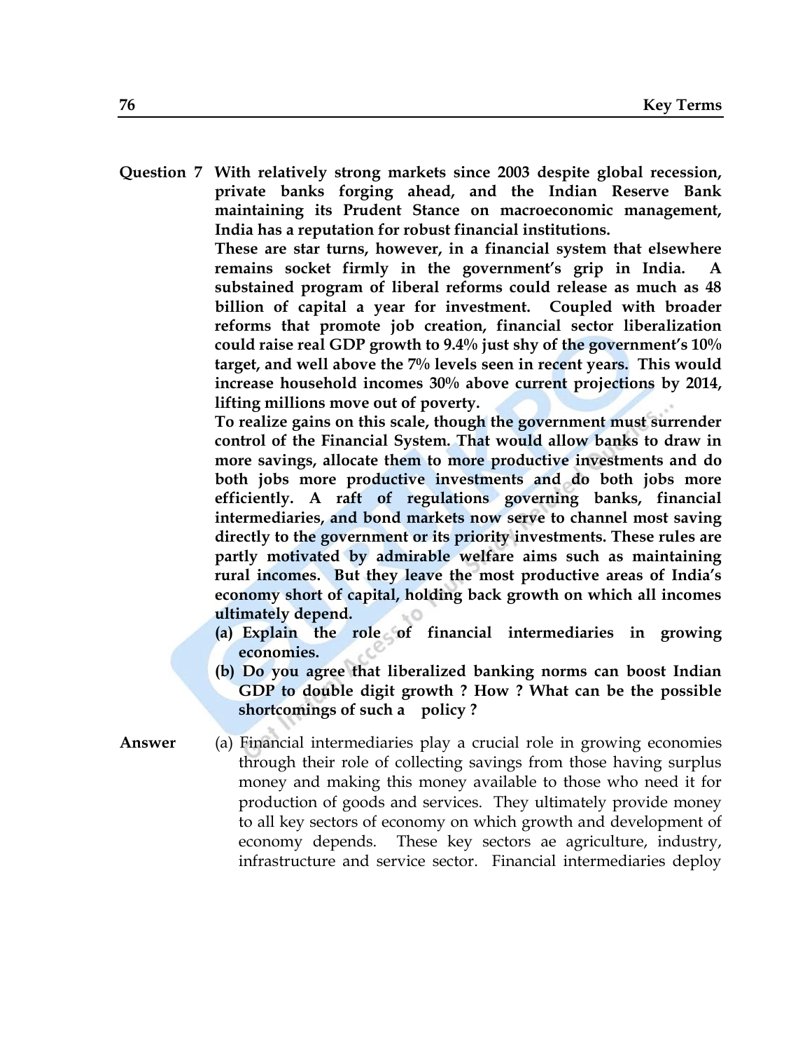**Question 7** **With relatively strong markets since 2003 despite global recession, private banks forging ahead, and the Indian Reserve Bank maintaining its Prudent Stance on macroeconomic management, India has a reputation for robust financial institutions.**

**These are star turns, however, in a financial system that elsewhere remains socket firmly in the government's grip in India. A substained program of liberal reforms could release as much as 48 billion of capital a year for investment. Coupled with broader reforms that promote job creation, financial sector liberalization could raise real GDP growth to 9.4% just shy of the government's 10% target, and well above the 7% levels seen in recent years. This would increase household incomes 30% above current projections by 2014, lifting millions move out of poverty.**

**To realize gains on this scale, though the government must surrender control of the Financial System. That would allow banks to draw in more savings, allocate them to more productive investments and do both jobs more productive investments and do both jobs more efficiently. A raft of regulations governing banks, financial intermediaries, and bond markets now serve to channel most saving directly to the government or its priority investments. These rules are partly motivated by admirable welfare aims such as maintaining rural incomes. But they leave the most productive areas of India's economy short of capital, holding back growth on which all incomes ultimately depend.**

**(a) Explain the role of financial intermediaries in growing economies.**

**(b) Do you agree that liberalized banking norms can boost Indian GDP to double digit growth ? How ? What can be the possible shortcomings of such a policy ?**

**Answer**

(a) Financial intermediaries play a crucial role in growing economies through their role of collecting savings from those having surplus money and making this money available to those who need it for production of goods and services. They ultimately provide money to all key sectors of economy on which growth and development of economy depends. These key sectors ae agriculture, industry, infrastructure and service sector. Financial intermediaries deploy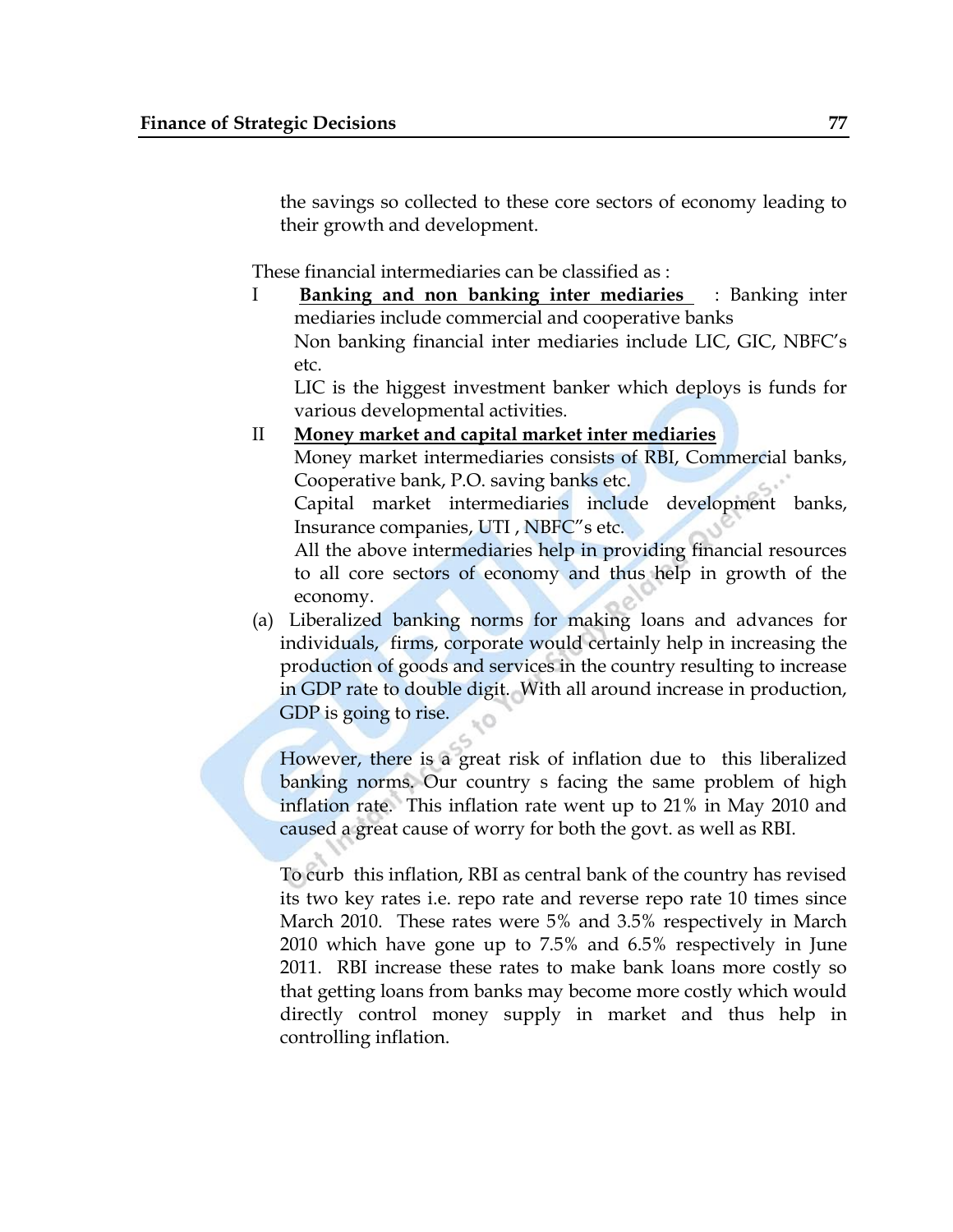the savings so collected to these core sectors of economy leading to their growth and development.

These financial intermediaries can be classified as :

I **Banking and non banking inter mediaries** : Banking inter mediaries include commercial and cooperative banks

Non banking financial inter mediaries include LIC, GIC, NBFC's etc.

LIC is the higgest investment banker which deploys is funds for various developmental activities.

II **Money market and capital market inter mediaries**

Money market intermediaries consists of RBI, Commercial banks, Cooperative bank, P.O. saving banks etc.

Capital market intermediaries include development banks, Insurance companies, UTI , NBFC"s etc.

All the above intermediaries help in providing financial resources to all core sectors of economy and thus help in growth of the economy.

(a) Liberalized banking norms for making loans and advances for individuals, firms, corporate would certainly help in increasing the production of goods and services in the country resulting to increase in GDP rate to double digit. With all around increase in production, GDP is going to rise.

However, there is a great risk of inflation due to this liberalized banking norms. Our country s facing the same problem of high inflation rate. This inflation rate went up to 21% in May 2010 and caused a great cause of worry for both the govt. as well as RBI.

To curb this inflation, RBI as central bank of the country has revised its two key rates i.e. repo rate and reverse repo rate 10 times since March 2010. These rates were 5% and 3.5% respectively in March 2010 which have gone up to 7.5% and 6.5% respectively in June 2011. RBI increase these rates to make bank loans more costly so that getting loans from banks may become more costly which would directly control money supply in market and thus help in controlling inflation.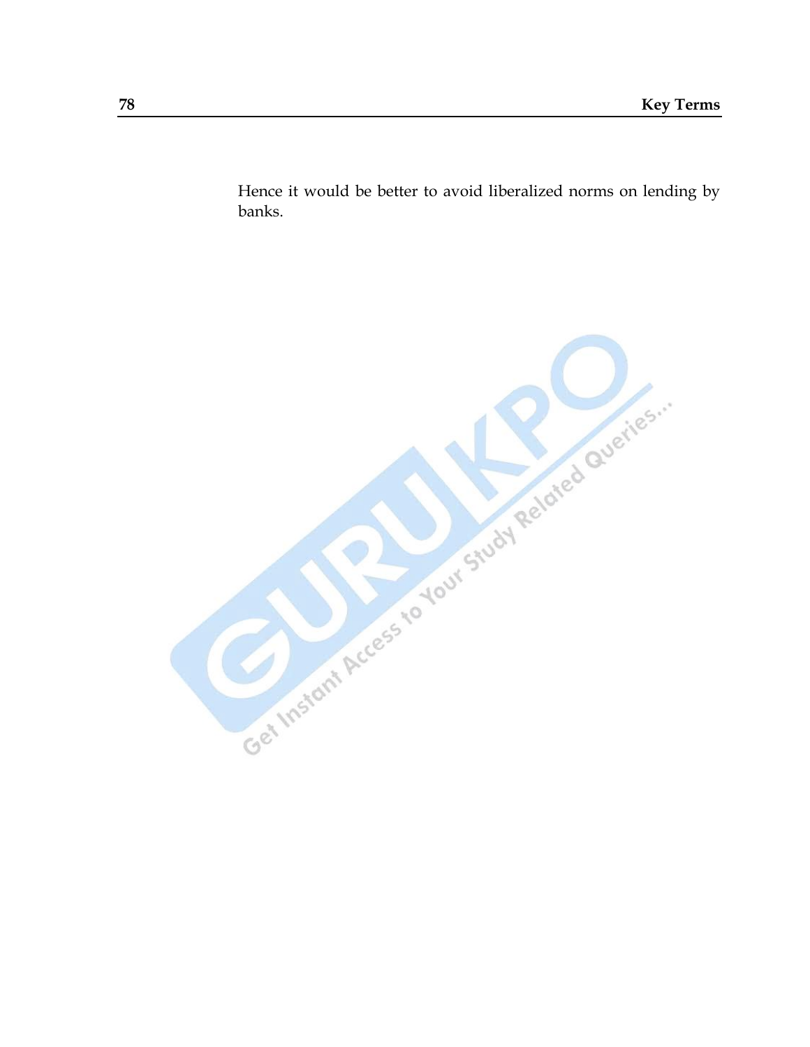Hence it would be better to avoid liberalized norms on lending by banks.